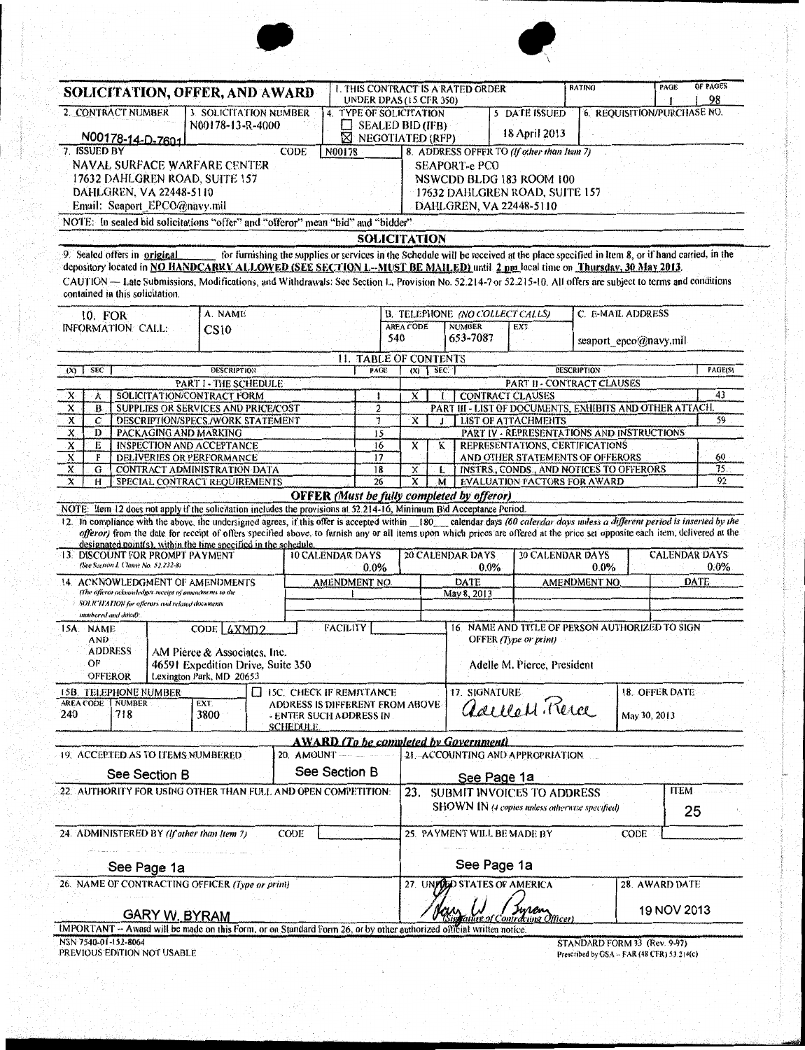# SOLICITATION, OFFER, AND AWARD

| 1. THIS CONTRACT IS A RATED ORDER UNDER DPAS (15 CFR 350) | RATING | PAGE 1 | OF PAGES 98 |
|---|---|---|---|

| 2. CONTRACT NUMBER | 3. SOLICITATION NUMBER | 4. TYPE OF SOLICITATION | 5. DATE ISSUED | 6. REQUISITION/PURCHASE NO. |
|---|---|---|---|---|
| N00178-14-D-7601 | N00178-13-R-4000 | ☐ SEALED BID (IFB) ☒ NEGOTIATED (RFP) | 18 April 2013 | |

| 7. ISSUED BY | CODE N00178 | 8. ADDRESS OFFER TO (If other than Item 7) |
|---|---|---|
| NAVAL SURFACE WARFARE CENTER<br>17632 DAHLGREN ROAD, SUITE 157<br>DAHLGREN, VA 22448-5110<br>Email: Seaport_EPCO@navy.mil | | SEAPORT-e PCO<br>NSWCDD BLDG 183 ROOM 100<br>17632 DAHLGREN ROAD, SUITE 157<br>DAHLGREN, VA 22448-5110 |

NOTE: In sealed bid solicitations "offer" and "offeror" mean "bid" and "bidder"

## SOLICITATION

9. Sealed offers in **original** for furnishing the supplies or services in the Schedule will be received at the place specified in Item 8, or if hand carried, in the depository located in **NO HANDCARRY ALLOWED (SEE SECTION L--MUST BE MAILED)** until **2 pm** local time on **Thursday, 30 May 2013**.

CAUTION — Late Submissions, Modifications, and Withdrawals: See Section L, Provision No. 52.214-7 or 52.215-10. All offers are subject to terms and conditions contained in this solicitation.

| 10. FOR INFORMATION CALL: | A. NAME | B. TELEPHONE (NO COLLECT CALLS) AREA CODE | NUMBER | EXT. | C. E-MAIL ADDRESS |
|---|---|---|---|---|---|
| | CS10 | 540 | 653-7087 | | seaport_epco@navy.mil |

### 11. TABLE OF CONTENTS

| (X) | SEC. | DESCRIPTION | PAGE | (X) | SEC. | DESCRIPTION | PAGE(S) |
|---|---|---|---|---|---|---|---|
| | | PART I - THE SCHEDULE | | | | PART II - CONTRACT CLAUSES | |
| X | A | SOLICITATION/CONTRACT FORM | 1 | X | I | CONTRACT CLAUSES | 43 |
| X | B | SUPPLIES OR SERVICES AND PRICE/COST | 2 | | | PART III - LIST OF DOCUMENTS, EXHIBITS AND OTHER ATTACH. | |
| X | C | DESCRIPTION/SPECS./WORK STATEMENT | 7 | X | J | LIST OF ATTACHMENTS | 59 |
| X | D | PACKAGING AND MARKING | 15 | | | PART IV - REPRESENTATIONS AND INSTRUCTIONS | |
| X | E | INSPECTION AND ACCEPTANCE | 16 | X | K | REPRESENTATIONS, CERTIFICATIONS AND OTHER STATEMENTS OF OFFERORS | 60 |
| X | F | DELIVERIES OR PERFORMANCE | 17 | | | | |
| X | G | CONTRACT ADMINISTRATION DATA | 18 | X | L | INSTRS., CONDS., AND NOTICES TO OFFERORS | 75 |
| X | H | SPECIAL CONTRACT REQUIREMENTS | 26 | X | M | EVALUATION FACTORS FOR AWARD | 92 |

## OFFER (Must be fully completed by offeror)

NOTE: Item 12 does not apply if the solicitation includes the provisions at 52.214-16, Minimum Bid Acceptance Period.

12. In compliance with the above, the undersigned agrees, if this offer is accepted within 180 calendar days *(60 calendar days unless a different period is inserted by the offeror)* from the date for receipt of offers specified above, to furnish any or all items upon which prices are offered at the price set opposite each item, delivered at the designated point(s), within the time specified in the schedule.

| 13. DISCOUNT FOR PROMPT PAYMENT (See Section I, Clause No. 52.232-8) | 10 CALENDAR DAYS | 20 CALENDAR DAYS | 30 CALENDAR DAYS | CALENDAR DAYS |
|---|---|---|---|---|
| | 0.0% | 0.0% | 0.0% | 0.0% |

| 14. ACKNOWLEDGMENT OF AMENDMENTS (The offeror acknowledges receipt of amendments to the SOLICITATION for offerors and related documents numbered and dated) | AMENDMENT NO. | DATE | AMENDMENT NO. | DATE |
|---|---|---|---|---|
| | 1 | May 8, 2013 | | |

| 15A. NAME AND ADDRESS OF OFFEROR | CODE 4XMD2 | FACILITY | 16. NAME AND TITLE OF PERSON AUTHORIZED TO SIGN OFFER (Type or print) |
|---|---|---|---|
| AM Pierce & Associates, Inc.<br>46591 Expedition Drive, Suite 350<br>Lexington Park, MD 20653 | | | Adelle M. Pierce, President |

| 15B. TELEPHONE NUMBER (AREA CODE / NUMBER / EXT.) | 15C. CHECK IF REMITTANCE ADDRESS IS DIFFERENT FROM ABOVE - ENTER SUCH ADDRESS IN SCHEDULE | 17. SIGNATURE | 18. OFFER DATE |
|---|---|---|---|
| 240 / 718 / 3800 | ☐ | Adelle M. Pierce | May 30, 2013 |

## AWARD (To be completed by Government)

| 19. ACCEPTED AS TO ITEMS NUMBERED | 20. AMOUNT | 21. ACCOUNTING AND APPROPRIATION |
|---|---|---|
| See Section B | See Section B | See Page 1a |

| 22. AUTHORITY FOR USING OTHER THAN FULL AND OPEN COMPETITION: | 23. SUBMIT INVOICES TO ADDRESS SHOWN IN (4 copies unless otherwise specified) | ITEM 25 |
|---|---|---|
| | | |

| 24. ADMINISTERED BY (If other than Item 7) | CODE | 25. PAYMENT WILL BE MADE BY | CODE |
|---|---|---|---|
| See Page 1a | | See Page 1a | |

| 26. NAME OF CONTRACTING OFFICER (Type or print) | 27. UNITED STATES OF AMERICA | 28. AWARD DATE |
|---|---|---|
| GARY W. BYRAM | Gary W. Byram (Signature of Contracting Officer) | 19 NOV 2013 |

IMPORTANT -- Award will be made on this Form, or on Standard Form 26, or by other authorized official written notice.

NSN 7540-01-152-8064
PREVIOUS EDITION NOT USABLE

STANDARD FORM 33 (Rev. 9-97)
Prescribed by GSA - FAR (48 CFR) 53.214(c)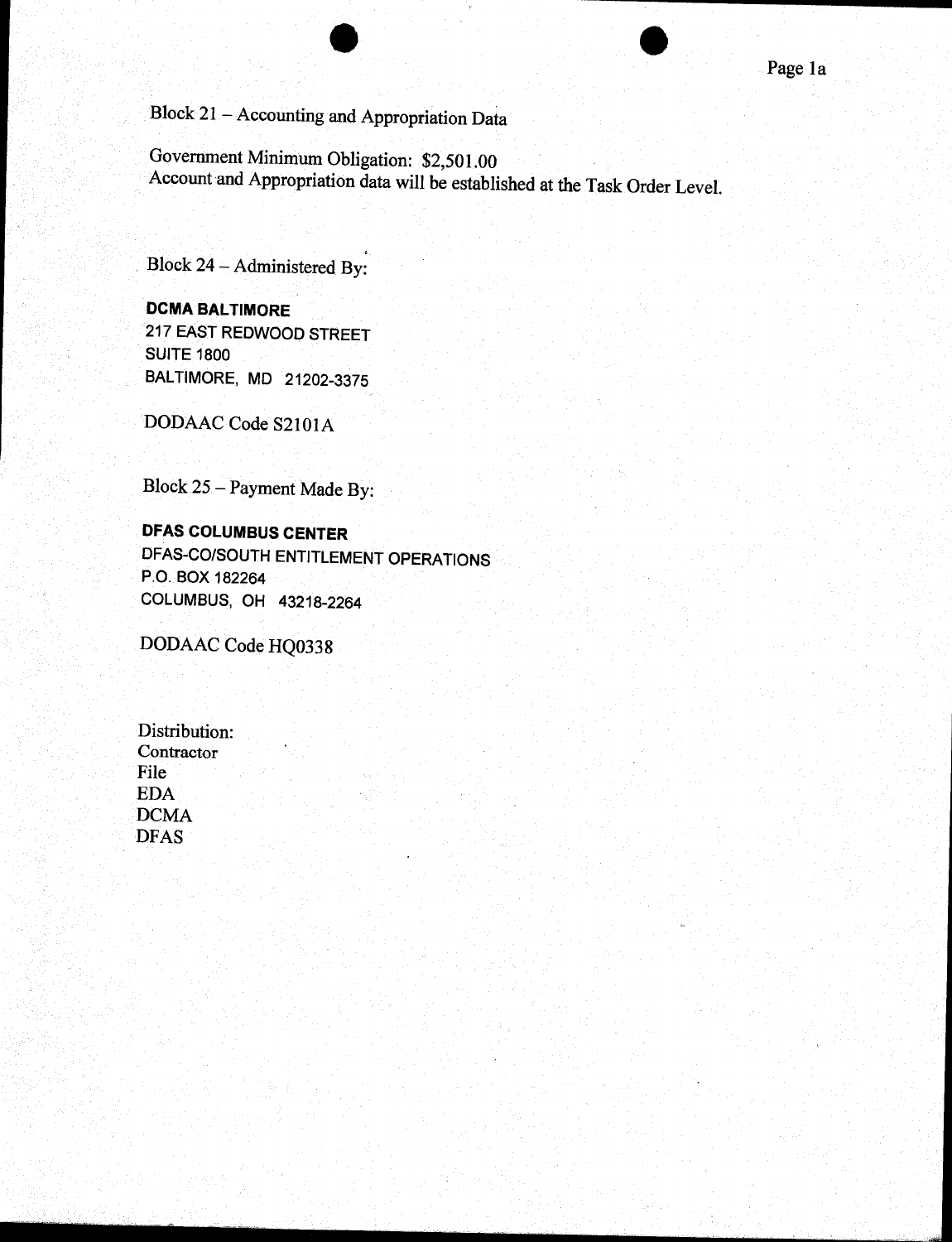Block 21 – Accounting and Appropriation Data

Government Minimum Obligation: $2,501.00
Account and Appropriation data will be established at the Task Order Level.

Block 24 – Administered By:

**DCMA BALTIMORE**
217 EAST REDWOOD STREET
SUITE 1800
BALTIMORE, MD 21202-3375

DODAAC Code S2101A

Block 25 – Payment Made By:

**DFAS COLUMBUS CENTER**
DFAS-CO/SOUTH ENTITLEMENT OPERATIONS
P.O. BOX 182264
COLUMBUS, OH 43218-2264

DODAAC Code HQ0338

Distribution:
Contractor
File
EDA
DCMA
DFAS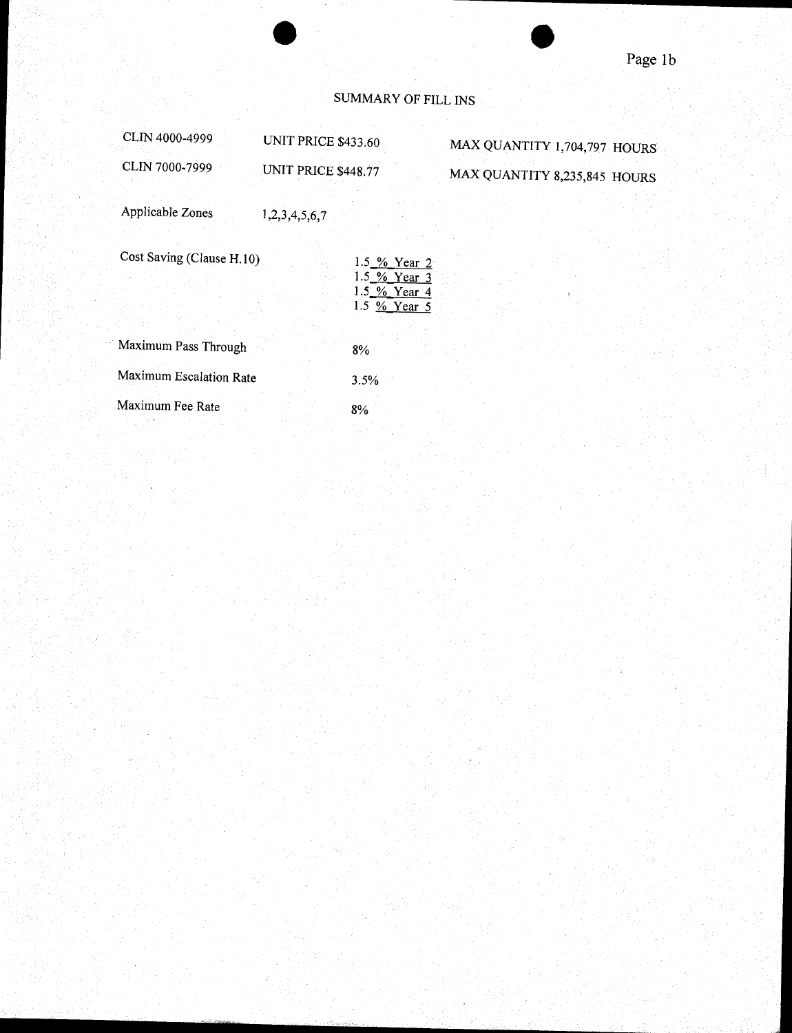# SUMMARY OF FILL INS

| | | |
|---|---|---|
| CLIN 4000-4999 | UNIT PRICE $433.60 | MAX QUANTITY 1,704,797 HOURS |
| CLIN 7000-7999 | UNIT PRICE $448.77 | MAX QUANTITY 8,235,845 HOURS |

Applicable Zones 1,2,3,4,5,6,7

Cost Saving (Clause H.10)

1.5 % Year 2
1.5 % Year 3
1.5 % Year 4
1.5 % Year 5

Maximum Pass Through 8%

Maximum Escalation Rate 3.5%

Maximum Fee Rate 8%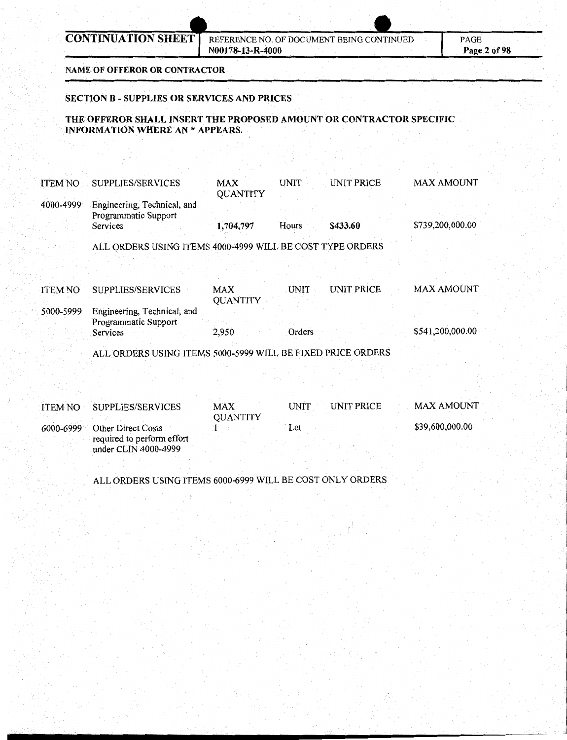**CONTINUATION SHEET** | REFERENCE NO. OF DOCUMENT BEING CONTINUED **N00178-13-R-4000**

**NAME OF OFFEROR OR CONTRACTOR**

## SECTION B - SUPPLIES OR SERVICES AND PRICES

**THE OFFEROR SHALL INSERT THE PROPOSED AMOUNT OR CONTRACTOR SPECIFIC INFORMATION WHERE AN * APPEARS.**

| ITEM NO | SUPPLIES/SERVICES | MAX QUANTITY | UNIT | UNIT PRICE | MAX AMOUNT |
|---|---|---|---|---|---|
| 4000-4999 | Engineering, Technical, and Programmatic Support Services | **1,704,797** | Hours | **$433.60** | $739,200,000.00 |

ALL ORDERS USING ITEMS 4000-4999 WILL BE COST TYPE ORDERS

| ITEM NO | SUPPLIES/SERVICES | MAX QUANTITY | UNIT | UNIT PRICE | MAX AMOUNT |
|---|---|---|---|---|---|
| 5000-5999 | Engineering, Technical, and Programmatic Support Services | 2,950 | Orders | | $541,200,000.00 |

ALL ORDERS USING ITEMS 5000-5999 WILL BE FIXED PRICE ORDERS

| ITEM NO | SUPPLIES/SERVICES | MAX QUANTITY | UNIT | UNIT PRICE | MAX AMOUNT |
|---|---|---|---|---|---|
| 6000-6999 | Other Direct Costs required to perform effort under CLIN 4000-4999 | 1 | Lot | | $39,600,000.00 |

ALL ORDERS USING ITEMS 6000-6999 WILL BE COST ONLY ORDERS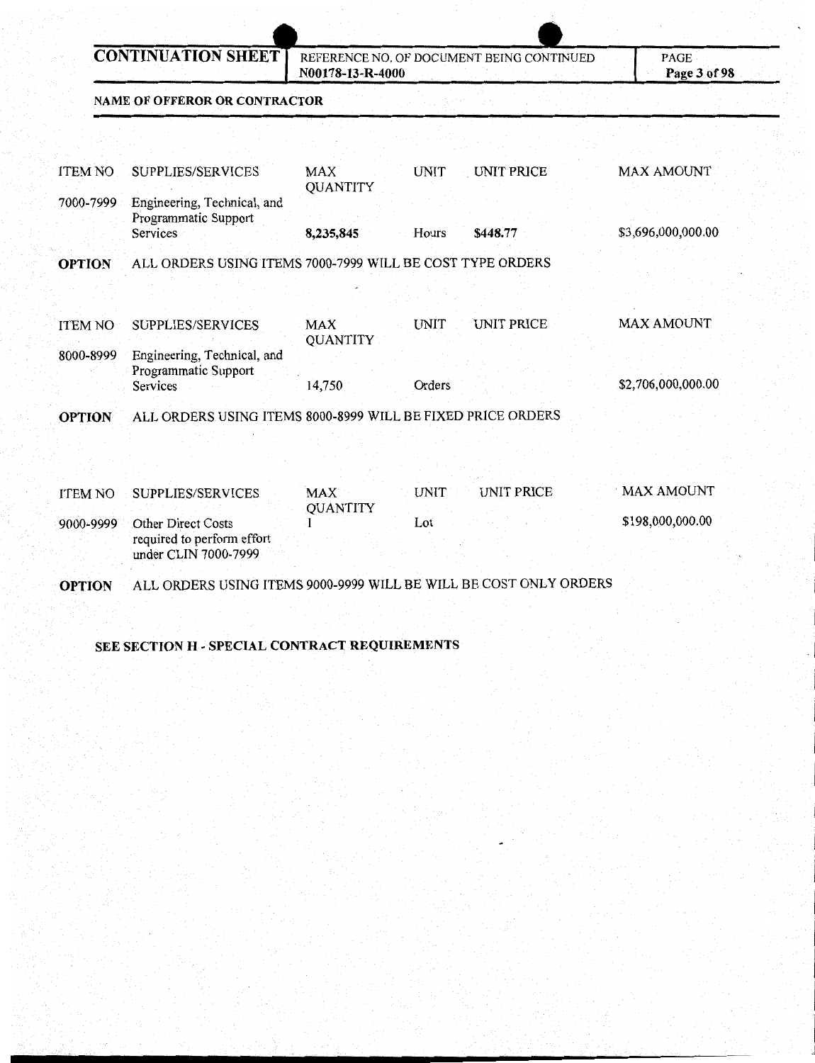**CONTINUATION SHEET** | REFERENCE NO. OF DOCUMENT BEING CONTINUED **N00178-13-R-4000**

**NAME OF OFFEROR OR CONTRACTOR**

| ITEM NO | SUPPLIES/SERVICES | MAX QUANTITY | UNIT | UNIT PRICE | MAX AMOUNT |
|---|---|---|---|---|---|
| 7000-7999 | Engineering, Technical, and Programmatic Support Services | **8,235,845** | Hours | **$448.77** | $3,696,000,000.00 |

**OPTION** ALL ORDERS USING ITEMS 7000-7999 WILL BE COST TYPE ORDERS

| ITEM NO | SUPPLIES/SERVICES | MAX QUANTITY | UNIT | UNIT PRICE | MAX AMOUNT |
|---|---|---|---|---|---|
| 8000-8999 | Engineering, Technical, and Programmatic Support Services | 14,750 | Orders | | $2,706,000,000.00 |

**OPTION** ALL ORDERS USING ITEMS 8000-8999 WILL BE FIXED PRICE ORDERS

| ITEM NO | SUPPLIES/SERVICES | MAX QUANTITY | UNIT | UNIT PRICE | MAX AMOUNT |
|---|---|---|---|---|---|
| 9000-9999 | Other Direct Costs required to perform effort under CLIN 7000-7999 | 1 | Lot | | $198,000,000.00 |

**OPTION** ALL ORDERS USING ITEMS 9000-9999 WILL BE WILL BE COST ONLY ORDERS

**SEE SECTION H - SPECIAL CONTRACT REQUIREMENTS**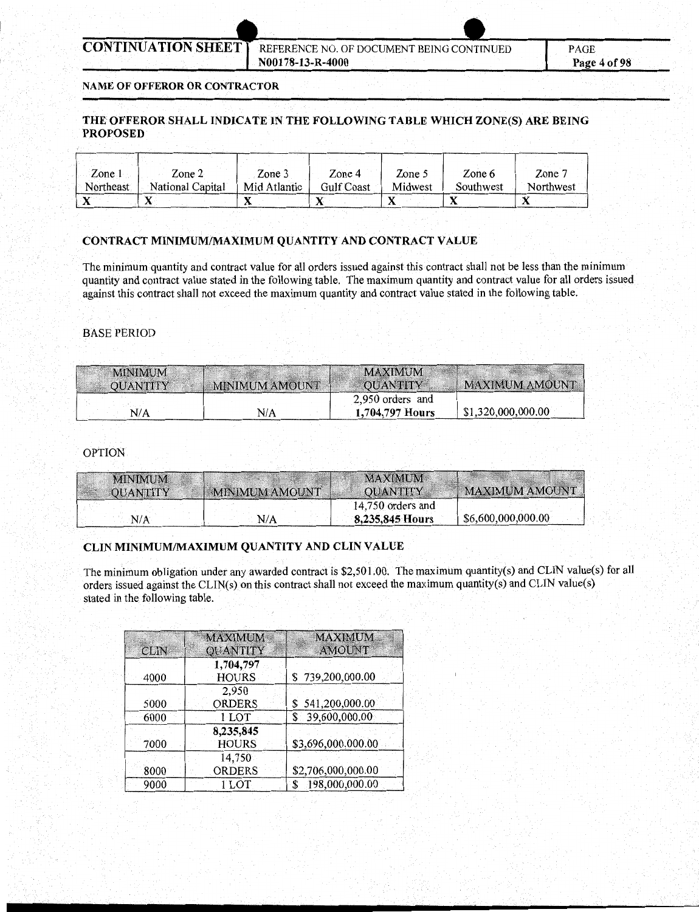**NAME OF OFFEROR OR CONTRACTOR**

**THE OFFEROR SHALL INDICATE IN THE FOLLOWING TABLE WHICH ZONE(S) ARE BEING PROPOSED**

| Zone 1 Northeast | Zone 2 National Capital | Zone 3 Mid Atlantic | Zone 4 Gulf Coast | Zone 5 Midwest | Zone 6 Southwest | Zone 7 Northwest |
|---|---|---|---|---|---|---|
| X | X | X | X | X | X | X |

**CONTRACT MINIMUM/MAXIMUM QUANTITY AND CONTRACT VALUE**

The minimum quantity and contract value for all orders issued against this contract shall not be less than the minimum quantity and contract value stated in the following table. The maximum quantity and contract value for all orders issued against this contract shall not exceed the maximum quantity and contract value stated in the following table.

BASE PERIOD

| MINIMUM QUANTITY | MINIMUM AMOUNT | MAXIMUM QUANTITY | MAXIMUM AMOUNT |
|---|---|---|---|
| N/A | N/A | 2,950 orders and **1,704,797 Hours** | $1,320,000,000.00 |

OPTION

| MINIMUM QUANTITY | MINIMUM AMOUNT | MAXIMUM QUANTITY | MAXIMUM AMOUNT |
|---|---|---|---|
| N/A | N/A | 14,750 orders and **8,235,845 Hours** | $6,600,000,000.00 |

**CLIN MINIMUM/MAXIMUM QUANTITY AND CLIN VALUE**

The minimum obligation under any awarded contract is $2,501.00. The maximum quantity(s) and CLIN value(s) for all orders issued against the CLIN(s) on this contract shall not exceed the maximum quantity(s) and CLIN value(s) stated in the following table.

| CLIN | MAXIMUM QUANTITY | MAXIMUM AMOUNT |
|---|---|---|
| 4000 | **1,704,797** HOURS | $ 739,200,000.00 |
| 5000 | 2,950 ORDERS | $ 541,200,000.00 |
| 6000 | 1 LOT | $ 39,600,000.00 |
| 7000 | **8,235,845** HOURS | $3,696,000,000.00 |
| 8000 | 14,750 ORDERS | $2,706,000,000.00 |
| 9000 | 1 LOT | $ 198,000,000.00 |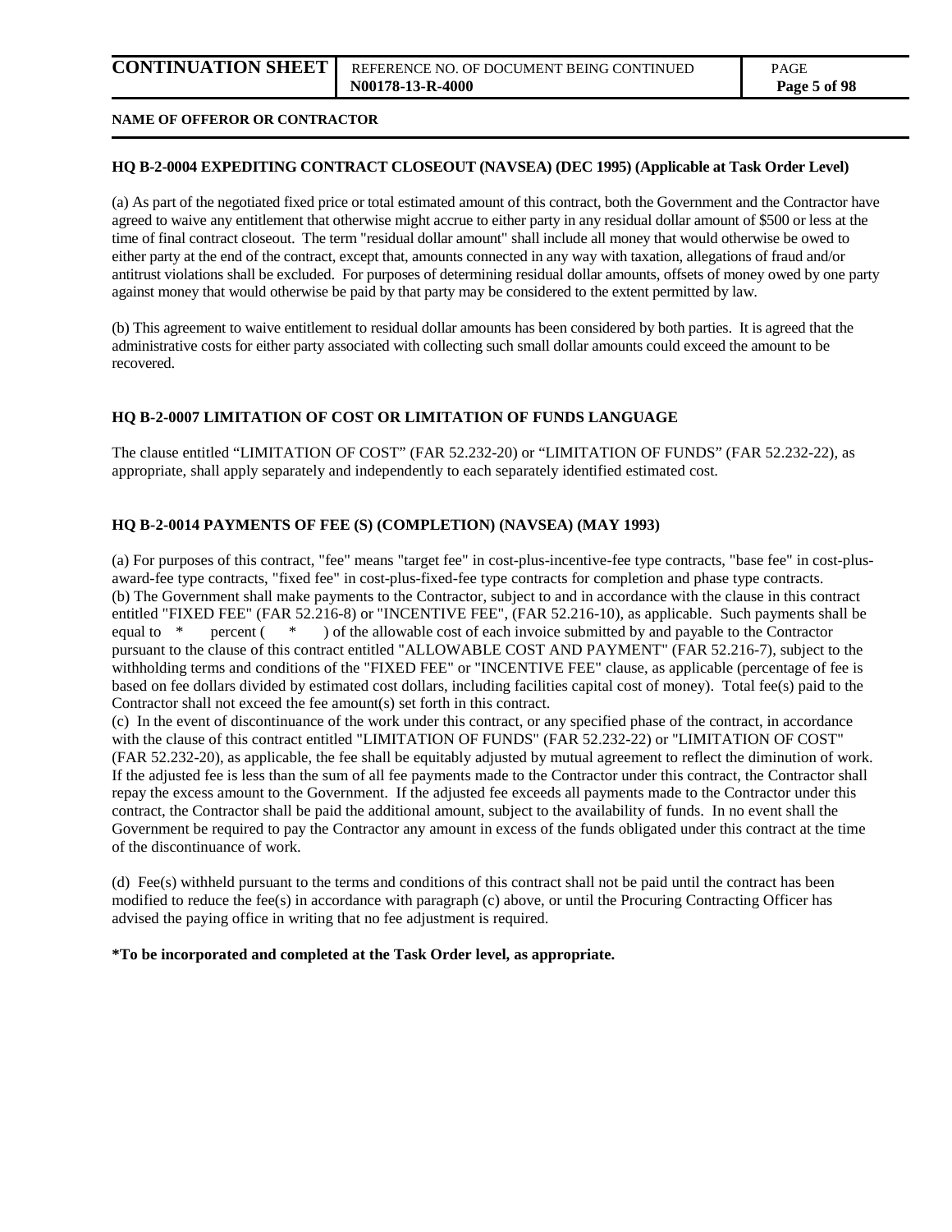**NAME OF OFFEROR OR CONTRACTOR**

**HQ B-2-0004 EXPEDITING CONTRACT CLOSEOUT (NAVSEA) (DEC 1995) (Applicable at Task Order Level)**

(a) As part of the negotiated fixed price or total estimated amount of this contract, both the Government and the Contractor have agreed to waive any entitlement that otherwise might accrue to either party in any residual dollar amount of $500 or less at the time of final contract closeout. The term "residual dollar amount" shall include all money that would otherwise be owed to either party at the end of the contract, except that, amounts connected in any way with taxation, allegations of fraud and/or antitrust violations shall be excluded. For purposes of determining residual dollar amounts, offsets of money owed by one party against money that would otherwise be paid by that party may be considered to the extent permitted by law.

(b) This agreement to waive entitlement to residual dollar amounts has been considered by both parties. It is agreed that the administrative costs for either party associated with collecting such small dollar amounts could exceed the amount to be recovered.

**HQ B-2-0007 LIMITATION OF COST OR LIMITATION OF FUNDS LANGUAGE**

The clause entitled "LIMITATION OF COST" (FAR 52.232-20) or "LIMITATION OF FUNDS" (FAR 52.232-22), as appropriate, shall apply separately and independently to each separately identified estimated cost.

**HQ B-2-0014 PAYMENTS OF FEE (S) (COMPLETION) (NAVSEA) (MAY 1993)**

(a) For purposes of this contract, "fee" means "target fee" in cost-plus-incentive-fee type contracts, "base fee" in cost-plus-award-fee type contracts, "fixed fee" in cost-plus-fixed-fee type contracts for completion and phase type contracts.
(b) The Government shall make payments to the Contractor, subject to and in accordance with the clause in this contract entitled "FIXED FEE" (FAR 52.216-8) or "INCENTIVE FEE", (FAR 52.216-10), as applicable. Such payments shall be equal to * percent ( * ) of the allowable cost of each invoice submitted by and payable to the Contractor pursuant to the clause of this contract entitled "ALLOWABLE COST AND PAYMENT" (FAR 52.216-7), subject to the withholding terms and conditions of the "FIXED FEE" or "INCENTIVE FEE" clause, as applicable (percentage of fee is based on fee dollars divided by estimated cost dollars, including facilities capital cost of money). Total fee(s) paid to the Contractor shall not exceed the fee amount(s) set forth in this contract.
(c) In the event of discontinuance of the work under this contract, or any specified phase of the contract, in accordance with the clause of this contract entitled "LIMITATION OF FUNDS" (FAR 52.232-22) or "LIMITATION OF COST" (FAR 52.232-20), as applicable, the fee shall be equitably adjusted by mutual agreement to reflect the diminution of work. If the adjusted fee is less than the sum of all fee payments made to the Contractor under this contract, the Contractor shall repay the excess amount to the Government. If the adjusted fee exceeds all payments made to the Contractor under this contract, the Contractor shall be paid the additional amount, subject to the availability of funds. In no event shall the Government be required to pay the Contractor any amount in excess of the funds obligated under this contract at the time of the discontinuance of work.

(d) Fee(s) withheld pursuant to the terms and conditions of this contract shall not be paid until the contract has been modified to reduce the fee(s) in accordance with paragraph (c) above, or until the Procuring Contracting Officer has advised the paying office in writing that no fee adjustment is required.

**\*To be incorporated and completed at the Task Order level, as appropriate.**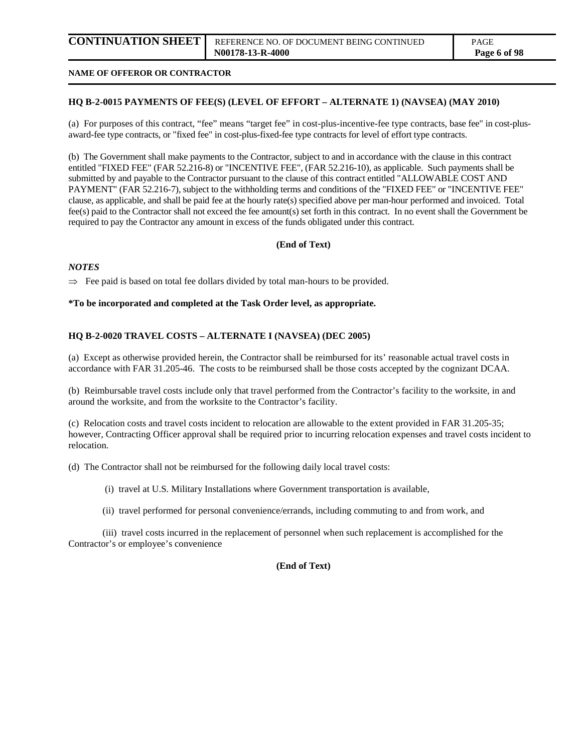**NAME OF OFFEROR OR CONTRACTOR**

**HQ B-2-0015 PAYMENTS OF FEE(S) (LEVEL OF EFFORT – ALTERNATE 1) (NAVSEA) (MAY 2010)**

(a) For purposes of this contract, "fee" means "target fee" in cost-plus-incentive-fee type contracts, base fee" in cost-plus-award-fee type contracts, or "fixed fee" in cost-plus-fixed-fee type contracts for level of effort type contracts.

(b) The Government shall make payments to the Contractor, subject to and in accordance with the clause in this contract entitled "FIXED FEE" (FAR 52.216-8) or "INCENTIVE FEE", (FAR 52.216-10), as applicable. Such payments shall be submitted by and payable to the Contractor pursuant to the clause of this contract entitled "ALLOWABLE COST AND PAYMENT" (FAR 52.216-7), subject to the withholding terms and conditions of the "FIXED FEE" or "INCENTIVE FEE" clause, as applicable, and shall be paid fee at the hourly rate(s) specified above per man-hour performed and invoiced. Total fee(s) paid to the Contractor shall not exceed the fee amount(s) set forth in this contract. In no event shall the Government be required to pay the Contractor any amount in excess of the funds obligated under this contract.

**(End of Text)**

***NOTES***

⇒ Fee paid is based on total fee dollars divided by total man-hours to be provided.

**\*To be incorporated and completed at the Task Order level, as appropriate.**

**HQ B-2-0020 TRAVEL COSTS – ALTERNATE I (NAVSEA) (DEC 2005)**

(a) Except as otherwise provided herein, the Contractor shall be reimbursed for its' reasonable actual travel costs in accordance with FAR 31.205-46. The costs to be reimbursed shall be those costs accepted by the cognizant DCAA.

(b) Reimbursable travel costs include only that travel performed from the Contractor's facility to the worksite, in and around the worksite, and from the worksite to the Contractor's facility.

(c) Relocation costs and travel costs incident to relocation are allowable to the extent provided in FAR 31.205-35; however, Contracting Officer approval shall be required prior to incurring relocation expenses and travel costs incident to relocation.

(d) The Contractor shall not be reimbursed for the following daily local travel costs:

(i) travel at U.S. Military Installations where Government transportation is available,

(ii) travel performed for personal convenience/errands, including commuting to and from work, and

(iii) travel costs incurred in the replacement of personnel when such replacement is accomplished for the Contractor's or employee's convenience

**(End of Text)**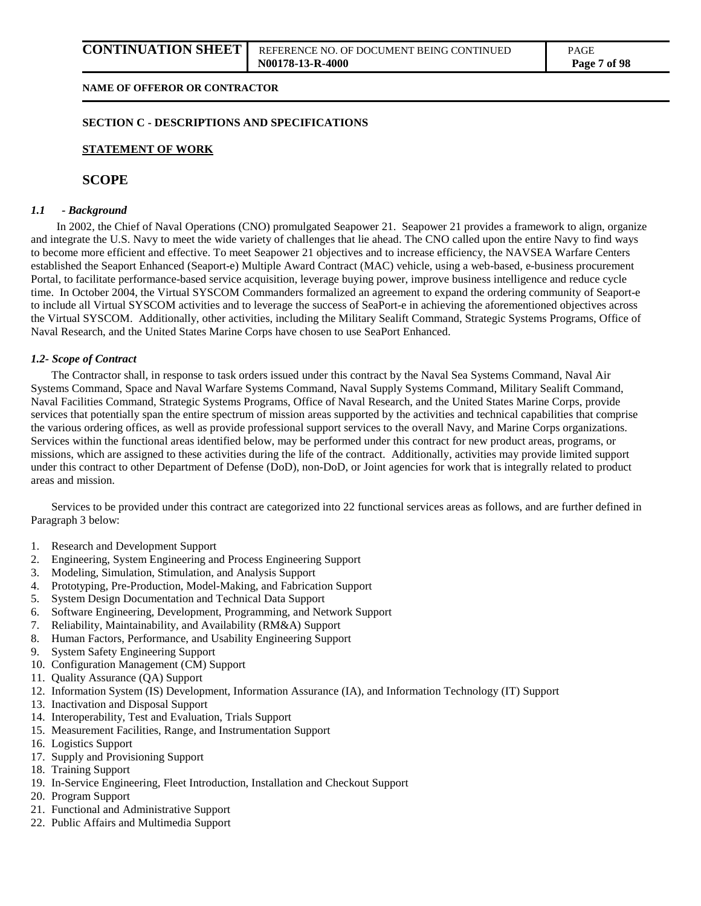**SECTION C - DESCRIPTIONS AND SPECIFICATIONS**

**STATEMENT OF WORK**

## SCOPE

***1.1 - Background***

In 2002, the Chief of Naval Operations (CNO) promulgated Seapower 21. Seapower 21 provides a framework to align, organize and integrate the U.S. Navy to meet the wide variety of challenges that lie ahead. The CNO called upon the entire Navy to find ways to become more efficient and effective. To meet Seapower 21 objectives and to increase efficiency, the NAVSEA Warfare Centers established the Seaport Enhanced (Seaport-e) Multiple Award Contract (MAC) vehicle, using a web-based, e-business procurement Portal, to facilitate performance-based service acquisition, leverage buying power, improve business intelligence and reduce cycle time. In October 2004, the Virtual SYSCOM Commanders formalized an agreement to expand the ordering community of Seaport-e to include all Virtual SYSCOM activities and to leverage the success of SeaPort-e in achieving the aforementioned objectives across the Virtual SYSCOM. Additionally, other activities, including the Military Sealift Command, Strategic Systems Programs, Office of Naval Research, and the United States Marine Corps have chosen to use SeaPort Enhanced.

***1.2- Scope of Contract***

The Contractor shall, in response to task orders issued under this contract by the Naval Sea Systems Command, Naval Air Systems Command, Space and Naval Warfare Systems Command, Naval Supply Systems Command, Military Sealift Command, Naval Facilities Command, Strategic Systems Programs, Office of Naval Research, and the United States Marine Corps, provide services that potentially span the entire spectrum of mission areas supported by the activities and technical capabilities that comprise the various ordering offices, as well as provide professional support services to the overall Navy, and Marine Corps organizations. Services within the functional areas identified below, may be performed under this contract for new product areas, programs, or missions, which are assigned to these activities during the life of the contract. Additionally, activities may provide limited support under this contract to other Department of Defense (DoD), non-DoD, or Joint agencies for work that is integrally related to product areas and mission.

Services to be provided under this contract are categorized into 22 functional services areas as follows, and are further defined in Paragraph 3 below:

1. Research and Development Support
2. Engineering, System Engineering and Process Engineering Support
3. Modeling, Simulation, Stimulation, and Analysis Support
4. Prototyping, Pre-Production, Model-Making, and Fabrication Support
5. System Design Documentation and Technical Data Support
6. Software Engineering, Development, Programming, and Network Support
7. Reliability, Maintainability, and Availability (RM&A) Support
8. Human Factors, Performance, and Usability Engineering Support
9. System Safety Engineering Support
10. Configuration Management (CM) Support
11. Quality Assurance (QA) Support
12. Information System (IS) Development, Information Assurance (IA), and Information Technology (IT) Support
13. Inactivation and Disposal Support
14. Interoperability, Test and Evaluation, Trials Support
15. Measurement Facilities, Range, and Instrumentation Support
16. Logistics Support
17. Supply and Provisioning Support
18. Training Support
19. In-Service Engineering, Fleet Introduction, Installation and Checkout Support
20. Program Support
21. Functional and Administrative Support
22. Public Affairs and Multimedia Support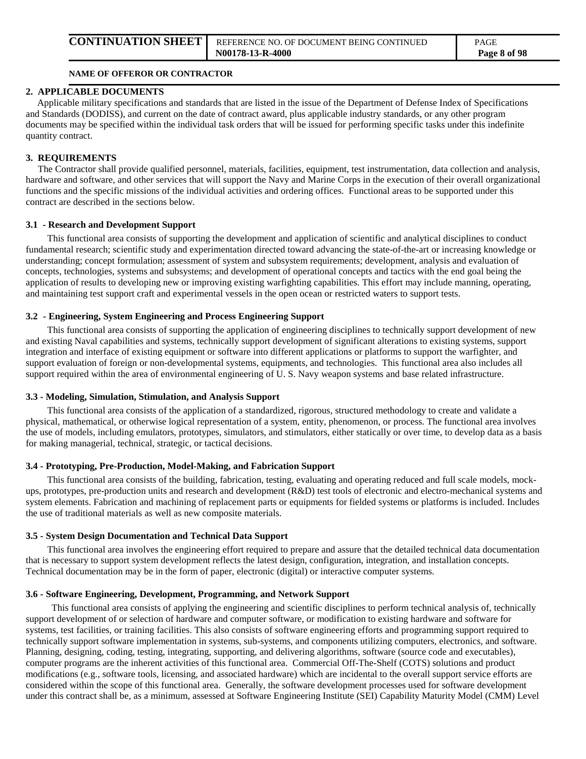## 2. APPLICABLE DOCUMENTS

Applicable military specifications and standards that are listed in the issue of the Department of Defense Index of Specifications and Standards (DODISS), and current on the date of contract award, plus applicable industry standards, or any other program documents may be specified within the individual task orders that will be issued for performing specific tasks under this indefinite quantity contract.

## 3. REQUIREMENTS

The Contractor shall provide qualified personnel, materials, facilities, equipment, test instrumentation, data collection and analysis, hardware and software, and other services that will support the Navy and Marine Corps in the execution of their overall organizational functions and the specific missions of the individual activities and ordering offices. Functional areas to be supported under this contract are described in the sections below.

### 3.1 - Research and Development Support

This functional area consists of supporting the development and application of scientific and analytical disciplines to conduct fundamental research; scientific study and experimentation directed toward advancing the state-of-the-art or increasing knowledge or understanding; concept formulation; assessment of system and subsystem requirements; development, analysis and evaluation of concepts, technologies, systems and subsystems; and development of operational concepts and tactics with the end goal being the application of results to developing new or improving existing warfighting capabilities. This effort may include manning, operating, and maintaining test support craft and experimental vessels in the open ocean or restricted waters to support tests.

### 3.2 - Engineering, System Engineering and Process Engineering Support

This functional area consists of supporting the application of engineering disciplines to technically support development of new and existing Naval capabilities and systems, technically support development of significant alterations to existing systems, support integration and interface of existing equipment or software into different applications or platforms to support the warfighter, and support evaluation of foreign or non-developmental systems, equipments, and technologies. This functional area also includes all support required within the area of environmental engineering of U. S. Navy weapon systems and base related infrastructure.

### 3.3 - Modeling, Simulation, Stimulation, and Analysis Support

This functional area consists of the application of a standardized, rigorous, structured methodology to create and validate a physical, mathematical, or otherwise logical representation of a system, entity, phenomenon, or process. The functional area involves the use of models, including emulators, prototypes, simulators, and stimulators, either statically or over time, to develop data as a basis for making managerial, technical, strategic, or tactical decisions.

### 3.4 - Prototyping, Pre-Production, Model-Making, and Fabrication Support

This functional area consists of the building, fabrication, testing, evaluating and operating reduced and full scale models, mock-ups, prototypes, pre-production units and research and development (R&D) test tools of electronic and electro-mechanical systems and system elements. Fabrication and machining of replacement parts or equipments for fielded systems or platforms is included. Includes the use of traditional materials as well as new composite materials.

### 3.5 - System Design Documentation and Technical Data Support

This functional area involves the engineering effort required to prepare and assure that the detailed technical data documentation that is necessary to support system development reflects the latest design, configuration, integration, and installation concepts. Technical documentation may be in the form of paper, electronic (digital) or interactive computer systems.

### 3.6 - Software Engineering, Development, Programming, and Network Support

This functional area consists of applying the engineering and scientific disciplines to perform technical analysis of, technically support development of or selection of hardware and computer software, or modification to existing hardware and software for systems, test facilities, or training facilities. This also consists of software engineering efforts and programming support required to technically support software implementation in systems, sub-systems, and components utilizing computers, electronics, and software. Planning, designing, coding, testing, integrating, supporting, and delivering algorithms, software (source code and executables), computer programs are the inherent activities of this functional area. Commercial Off-The-Shelf (COTS) solutions and product modifications (e.g., software tools, licensing, and associated hardware) which are incidental to the overall support service efforts are considered within the scope of this functional area. Generally, the software development processes used for software development under this contract shall be, as a minimum, assessed at Software Engineering Institute (SEI) Capability Maturity Model (CMM) Level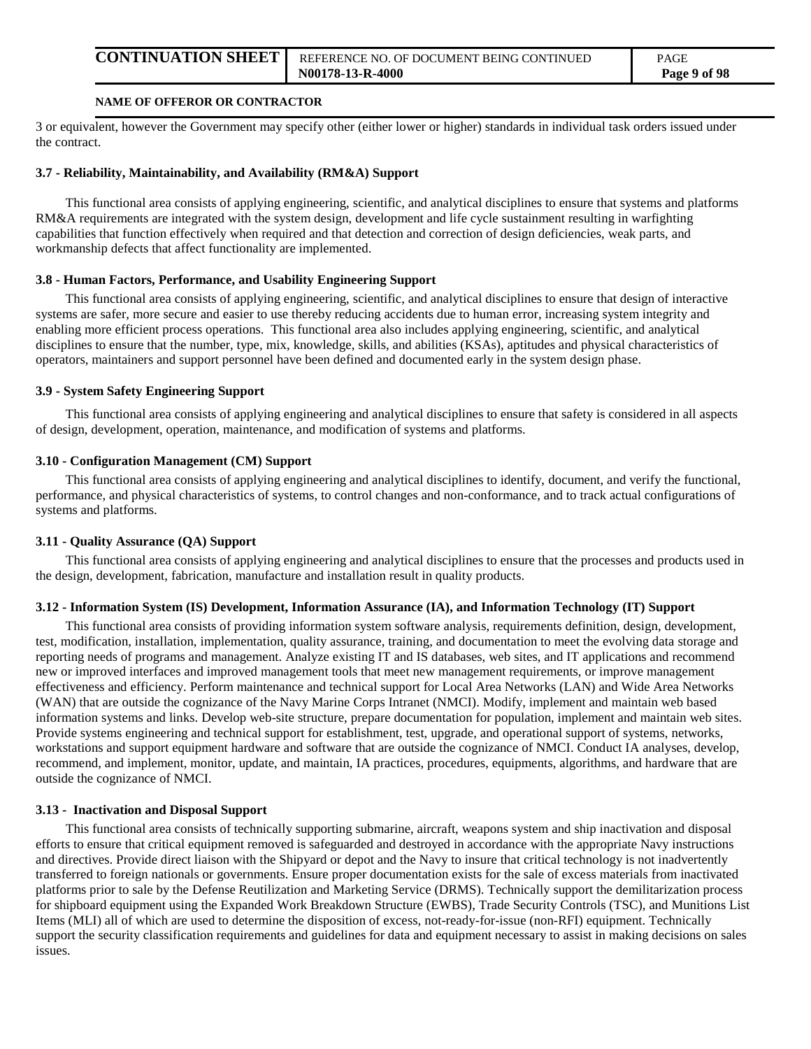3 or equivalent, however the Government may specify other (either lower or higher) standards in individual task orders issued under the contract.

### 3.7 - Reliability, Maintainability, and Availability (RM&A) Support

This functional area consists of applying engineering, scientific, and analytical disciplines to ensure that systems and platforms RM&A requirements are integrated with the system design, development and life cycle sustainment resulting in warfighting capabilities that function effectively when required and that detection and correction of design deficiencies, weak parts, and workmanship defects that affect functionality are implemented.

### 3.8 - Human Factors, Performance, and Usability Engineering Support

This functional area consists of applying engineering, scientific, and analytical disciplines to ensure that design of interactive systems are safer, more secure and easier to use thereby reducing accidents due to human error, increasing system integrity and enabling more efficient process operations. This functional area also includes applying engineering, scientific, and analytical disciplines to ensure that the number, type, mix, knowledge, skills, and abilities (KSAs), aptitudes and physical characteristics of operators, maintainers and support personnel have been defined and documented early in the system design phase.

### 3.9 - System Safety Engineering Support

This functional area consists of applying engineering and analytical disciplines to ensure that safety is considered in all aspects of design, development, operation, maintenance, and modification of systems and platforms.

### 3.10 - Configuration Management (CM) Support

This functional area consists of applying engineering and analytical disciplines to identify, document, and verify the functional, performance, and physical characteristics of systems, to control changes and non-conformance, and to track actual configurations of systems and platforms.

### 3.11 - Quality Assurance (QA) Support

This functional area consists of applying engineering and analytical disciplines to ensure that the processes and products used in the design, development, fabrication, manufacture and installation result in quality products.

### 3.12 - Information System (IS) Development, Information Assurance (IA), and Information Technology (IT) Support

This functional area consists of providing information system software analysis, requirements definition, design, development, test, modification, installation, implementation, quality assurance, training, and documentation to meet the evolving data storage and reporting needs of programs and management. Analyze existing IT and IS databases, web sites, and IT applications and recommend new or improved interfaces and improved management tools that meet new management requirements, or improve management effectiveness and efficiency. Perform maintenance and technical support for Local Area Networks (LAN) and Wide Area Networks (WAN) that are outside the cognizance of the Navy Marine Corps Intranet (NMCI). Modify, implement and maintain web based information systems and links. Develop web-site structure, prepare documentation for population, implement and maintain web sites. Provide systems engineering and technical support for establishment, test, upgrade, and operational support of systems, networks, workstations and support equipment hardware and software that are outside the cognizance of NMCI. Conduct IA analyses, develop, recommend, and implement, monitor, update, and maintain, IA practices, procedures, equipments, algorithms, and hardware that are outside the cognizance of NMCI.

### 3.13 - Inactivation and Disposal Support

This functional area consists of technically supporting submarine, aircraft, weapons system and ship inactivation and disposal efforts to ensure that critical equipment removed is safeguarded and destroyed in accordance with the appropriate Navy instructions and directives. Provide direct liaison with the Shipyard or depot and the Navy to insure that critical technology is not inadvertently transferred to foreign nationals or governments. Ensure proper documentation exists for the sale of excess materials from inactivated platforms prior to sale by the Defense Reutilization and Marketing Service (DRMS). Technically support the demilitarization process for shipboard equipment using the Expanded Work Breakdown Structure (EWBS), Trade Security Controls (TSC), and Munitions List Items (MLI) all of which are used to determine the disposition of excess, not-ready-for-issue (non-RFI) equipment. Technically support the security classification requirements and guidelines for data and equipment necessary to assist in making decisions on sales issues.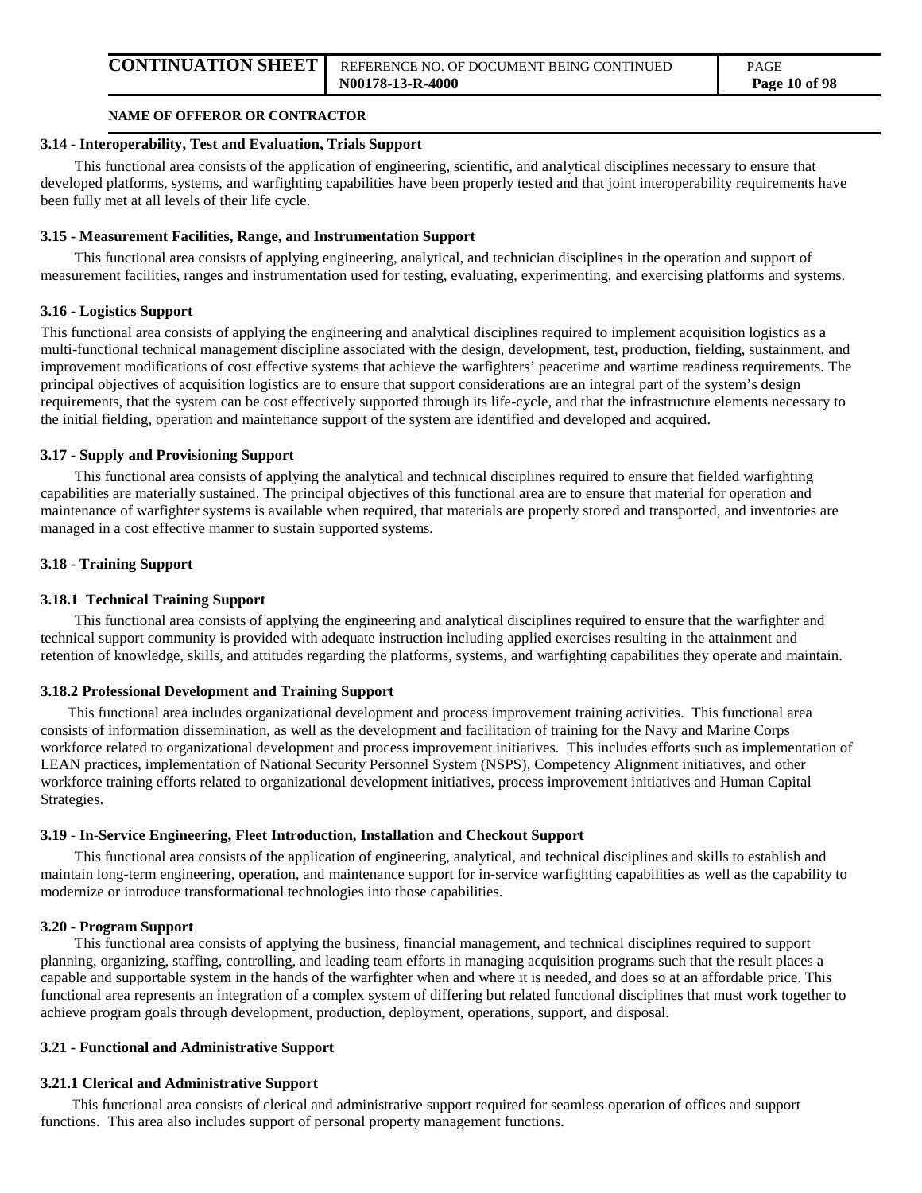**3.14 - Interoperability, Test and Evaluation, Trials Support**

This functional area consists of the application of engineering, scientific, and analytical disciplines necessary to ensure that developed platforms, systems, and warfighting capabilities have been properly tested and that joint interoperability requirements have been fully met at all levels of their life cycle.

**3.15 - Measurement Facilities, Range, and Instrumentation Support**

This functional area consists of applying engineering, analytical, and technician disciplines in the operation and support of measurement facilities, ranges and instrumentation used for testing, evaluating, experimenting, and exercising platforms and systems.

**3.16 - Logistics Support**

This functional area consists of applying the engineering and analytical disciplines required to implement acquisition logistics as a multi-functional technical management discipline associated with the design, development, test, production, fielding, sustainment, and improvement modifications of cost effective systems that achieve the warfighters' peacetime and wartime readiness requirements. The principal objectives of acquisition logistics are to ensure that support considerations are an integral part of the system's design requirements, that the system can be cost effectively supported through its life-cycle, and that the infrastructure elements necessary to the initial fielding, operation and maintenance support of the system are identified and developed and acquired.

**3.17 - Supply and Provisioning Support**

This functional area consists of applying the analytical and technical disciplines required to ensure that fielded warfighting capabilities are materially sustained. The principal objectives of this functional area are to ensure that material for operation and maintenance of warfighter systems is available when required, that materials are properly stored and transported, and inventories are managed in a cost effective manner to sustain supported systems.

**3.18 - Training Support**

**3.18.1 Technical Training Support**

This functional area consists of applying the engineering and analytical disciplines required to ensure that the warfighter and technical support community is provided with adequate instruction including applied exercises resulting in the attainment and retention of knowledge, skills, and attitudes regarding the platforms, systems, and warfighting capabilities they operate and maintain.

**3.18.2 Professional Development and Training Support**

This functional area includes organizational development and process improvement training activities. This functional area consists of information dissemination, as well as the development and facilitation of training for the Navy and Marine Corps workforce related to organizational development and process improvement initiatives. This includes efforts such as implementation of LEAN practices, implementation of National Security Personnel System (NSPS), Competency Alignment initiatives, and other workforce training efforts related to organizational development initiatives, process improvement initiatives and Human Capital Strategies.

**3.19 - In-Service Engineering, Fleet Introduction, Installation and Checkout Support**

This functional area consists of the application of engineering, analytical, and technical disciplines and skills to establish and maintain long-term engineering, operation, and maintenance support for in-service warfighting capabilities as well as the capability to modernize or introduce transformational technologies into those capabilities.

**3.20 - Program Support**

This functional area consists of applying the business, financial management, and technical disciplines required to support planning, organizing, staffing, controlling, and leading team efforts in managing acquisition programs such that the result places a capable and supportable system in the hands of the warfighter when and where it is needed, and does so at an affordable price. This functional area represents an integration of a complex system of differing but related functional disciplines that must work together to achieve program goals through development, production, deployment, operations, support, and disposal.

**3.21 - Functional and Administrative Support**

**3.21.1 Clerical and Administrative Support**

This functional area consists of clerical and administrative support required for seamless operation of offices and support functions. This area also includes support of personal property management functions.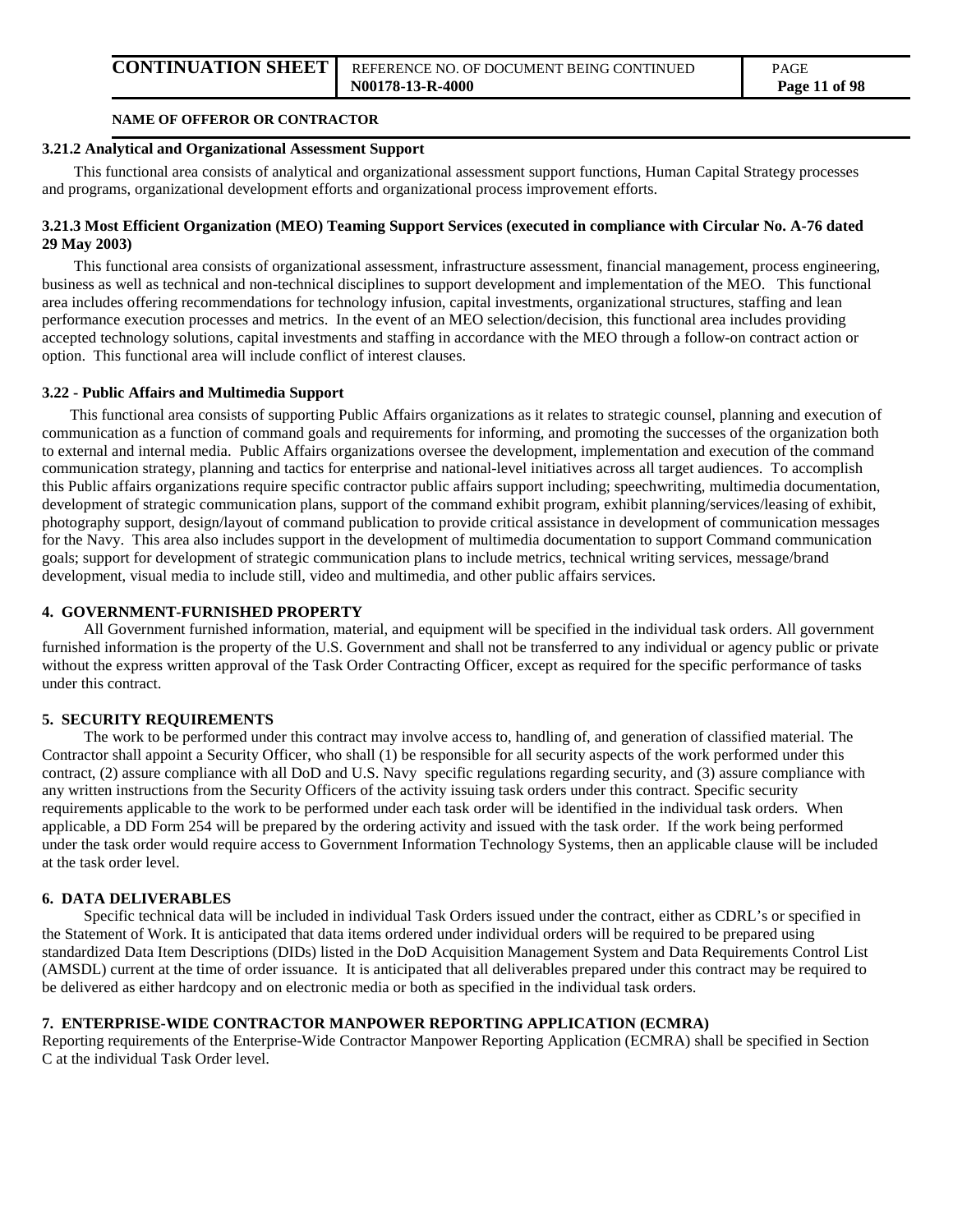**NAME OF OFFEROR OR CONTRACTOR**

#### 3.21.2 Analytical and Organizational Assessment Support

This functional area consists of analytical and organizational assessment support functions, Human Capital Strategy processes and programs, organizational development efforts and organizational process improvement efforts.

#### 3.21.3 Most Efficient Organization (MEO) Teaming Support Services (executed in compliance with Circular No. A-76 dated 29 May 2003)

This functional area consists of organizational assessment, infrastructure assessment, financial management, process engineering, business as well as technical and non-technical disciplines to support development and implementation of the MEO. This functional area includes offering recommendations for technology infusion, capital investments, organizational structures, staffing and lean performance execution processes and metrics. In the event of an MEO selection/decision, this functional area includes providing accepted technology solutions, capital investments and staffing in accordance with the MEO through a follow-on contract action or option. This functional area will include conflict of interest clauses.

### 3.22 - Public Affairs and Multimedia Support

This functional area consists of supporting Public Affairs organizations as it relates to strategic counsel, planning and execution of communication as a function of command goals and requirements for informing, and promoting the successes of the organization both to external and internal media. Public Affairs organizations oversee the development, implementation and execution of the command communication strategy, planning and tactics for enterprise and national-level initiatives across all target audiences. To accomplish this Public affairs organizations require specific contractor public affairs support including; speechwriting, multimedia documentation, development of strategic communication plans, support of the command exhibit program, exhibit planning/services/leasing of exhibit, photography support, design/layout of command publication to provide critical assistance in development of communication messages for the Navy. This area also includes support in the development of multimedia documentation to support Command communication goals; support for development of strategic communication plans to include metrics, technical writing services, message/brand development, visual media to include still, video and multimedia, and other public affairs services.

## 4. GOVERNMENT-FURNISHED PROPERTY

All Government furnished information, material, and equipment will be specified in the individual task orders. All government furnished information is the property of the U.S. Government and shall not be transferred to any individual or agency public or private without the express written approval of the Task Order Contracting Officer, except as required for the specific performance of tasks under this contract.

## 5. SECURITY REQUIREMENTS

The work to be performed under this contract may involve access to, handling of, and generation of classified material. The Contractor shall appoint a Security Officer, who shall (1) be responsible for all security aspects of the work performed under this contract, (2) assure compliance with all DoD and U.S. Navy specific regulations regarding security, and (3) assure compliance with any written instructions from the Security Officers of the activity issuing task orders under this contract. Specific security requirements applicable to the work to be performed under each task order will be identified in the individual task orders. When applicable, a DD Form 254 will be prepared by the ordering activity and issued with the task order. If the work being performed under the task order would require access to Government Information Technology Systems, then an applicable clause will be included at the task order level.

## 6. DATA DELIVERABLES

Specific technical data will be included in individual Task Orders issued under the contract, either as CDRL's or specified in the Statement of Work. It is anticipated that data items ordered under individual orders will be required to be prepared using standardized Data Item Descriptions (DIDs) listed in the DoD Acquisition Management System and Data Requirements Control List (AMSDL) current at the time of order issuance. It is anticipated that all deliverables prepared under this contract may be required to be delivered as either hardcopy and on electronic media or both as specified in the individual task orders.

## 7. ENTERPRISE-WIDE CONTRACTOR MANPOWER REPORTING APPLICATION (ECMRA)

Reporting requirements of the Enterprise-Wide Contractor Manpower Reporting Application (ECMRA) shall be specified in Section C at the individual Task Order level.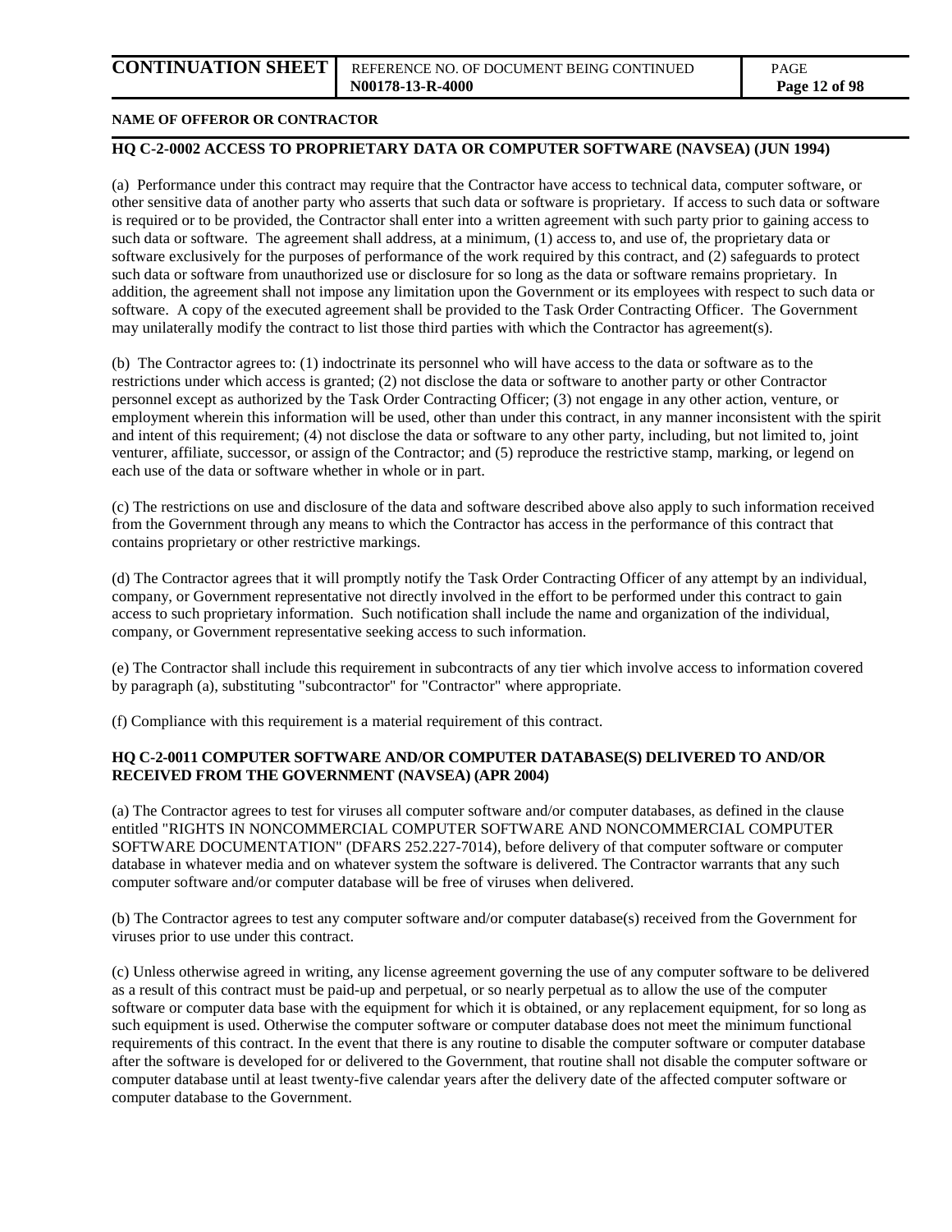**NAME OF OFFEROR OR CONTRACTOR**

## HQ C-2-0002 ACCESS TO PROPRIETARY DATA OR COMPUTER SOFTWARE (NAVSEA) (JUN 1994)

(a) Performance under this contract may require that the Contractor have access to technical data, computer software, or other sensitive data of another party who asserts that such data or software is proprietary. If access to such data or software is required or to be provided, the Contractor shall enter into a written agreement with such party prior to gaining access to such data or software. The agreement shall address, at a minimum, (1) access to, and use of, the proprietary data or software exclusively for the purposes of performance of the work required by this contract, and (2) safeguards to protect such data or software from unauthorized use or disclosure for so long as the data or software remains proprietary. In addition, the agreement shall not impose any limitation upon the Government or its employees with respect to such data or software. A copy of the executed agreement shall be provided to the Task Order Contracting Officer. The Government may unilaterally modify the contract to list those third parties with which the Contractor has agreement(s).

(b) The Contractor agrees to: (1) indoctrinate its personnel who will have access to the data or software as to the restrictions under which access is granted; (2) not disclose the data or software to another party or other Contractor personnel except as authorized by the Task Order Contracting Officer; (3) not engage in any other action, venture, or employment wherein this information will be used, other than under this contract, in any manner inconsistent with the spirit and intent of this requirement; (4) not disclose the data or software to any other party, including, but not limited to, joint venturer, affiliate, successor, or assign of the Contractor; and (5) reproduce the restrictive stamp, marking, or legend on each use of the data or software whether in whole or in part.

(c) The restrictions on use and disclosure of the data and software described above also apply to such information received from the Government through any means to which the Contractor has access in the performance of this contract that contains proprietary or other restrictive markings.

(d) The Contractor agrees that it will promptly notify the Task Order Contracting Officer of any attempt by an individual, company, or Government representative not directly involved in the effort to be performed under this contract to gain access to such proprietary information. Such notification shall include the name and organization of the individual, company, or Government representative seeking access to such information.

(e) The Contractor shall include this requirement in subcontracts of any tier which involve access to information covered by paragraph (a), substituting "subcontractor" for "Contractor" where appropriate.

(f) Compliance with this requirement is a material requirement of this contract.

## HQ C-2-0011 COMPUTER SOFTWARE AND/OR COMPUTER DATABASE(S) DELIVERED TO AND/OR RECEIVED FROM THE GOVERNMENT (NAVSEA) (APR 2004)

(a) The Contractor agrees to test for viruses all computer software and/or computer databases, as defined in the clause entitled "RIGHTS IN NONCOMMERCIAL COMPUTER SOFTWARE AND NONCOMMERCIAL COMPUTER SOFTWARE DOCUMENTATION" (DFARS 252.227-7014), before delivery of that computer software or computer database in whatever media and on whatever system the software is delivered. The Contractor warrants that any such computer software and/or computer database will be free of viruses when delivered.

(b) The Contractor agrees to test any computer software and/or computer database(s) received from the Government for viruses prior to use under this contract.

(c) Unless otherwise agreed in writing, any license agreement governing the use of any computer software to be delivered as a result of this contract must be paid-up and perpetual, or so nearly perpetual as to allow the use of the computer software or computer data base with the equipment for which it is obtained, or any replacement equipment, for so long as such equipment is used. Otherwise the computer software or computer database does not meet the minimum functional requirements of this contract. In the event that there is any routine to disable the computer software or computer database after the software is developed for or delivered to the Government, that routine shall not disable the computer software or computer database until at least twenty-five calendar years after the delivery date of the affected computer software or computer database to the Government.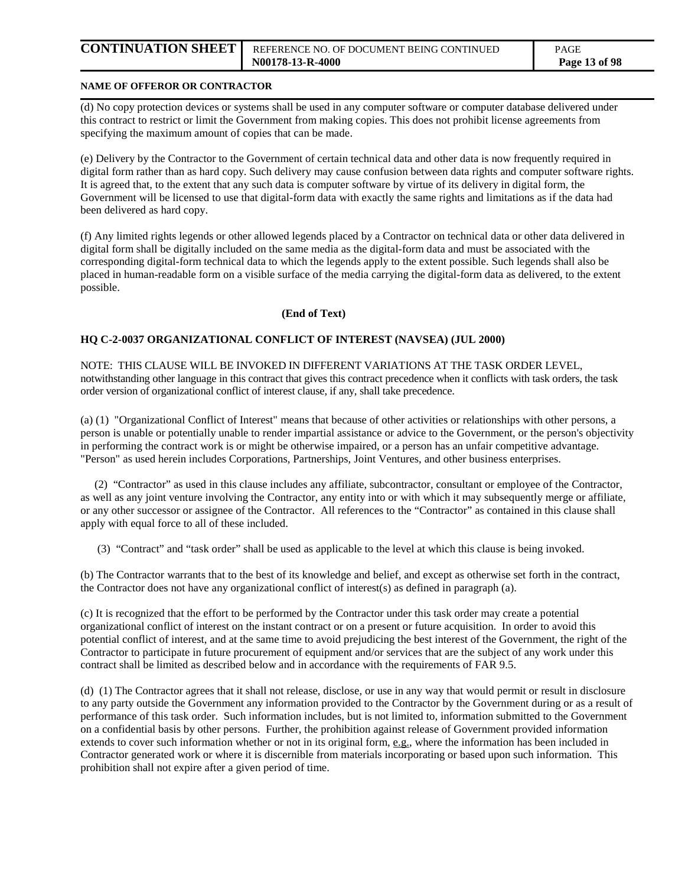**NAME OF OFFEROR OR CONTRACTOR**

(d) No copy protection devices or systems shall be used in any computer software or computer database delivered under this contract to restrict or limit the Government from making copies. This does not prohibit license agreements from specifying the maximum amount of copies that can be made.

(e) Delivery by the Contractor to the Government of certain technical data and other data is now frequently required in digital form rather than as hard copy. Such delivery may cause confusion between data rights and computer software rights. It is agreed that, to the extent that any such data is computer software by virtue of its delivery in digital form, the Government will be licensed to use that digital-form data with exactly the same rights and limitations as if the data had been delivered as hard copy.

(f) Any limited rights legends or other allowed legends placed by a Contractor on technical data or other data delivered in digital form shall be digitally included on the same media as the digital-form data and must be associated with the corresponding digital-form technical data to which the legends apply to the extent possible. Such legends shall also be placed in human-readable form on a visible surface of the media carrying the digital-form data as delivered, to the extent possible.

**(End of Text)**

**HQ C-2-0037 ORGANIZATIONAL CONFLICT OF INTEREST (NAVSEA) (JUL 2000)**

NOTE: THIS CLAUSE WILL BE INVOKED IN DIFFERENT VARIATIONS AT THE TASK ORDER LEVEL, notwithstanding other language in this contract that gives this contract precedence when it conflicts with task orders, the task order version of organizational conflict of interest clause, if any, shall take precedence.

(a) (1) "Organizational Conflict of Interest" means that because of other activities or relationships with other persons, a person is unable or potentially unable to render impartial assistance or advice to the Government, or the person's objectivity in performing the contract work is or might be otherwise impaired, or a person has an unfair competitive advantage. "Person" as used herein includes Corporations, Partnerships, Joint Ventures, and other business enterprises.

(2) "Contractor" as used in this clause includes any affiliate, subcontractor, consultant or employee of the Contractor, as well as any joint venture involving the Contractor, any entity into or with which it may subsequently merge or affiliate, or any other successor or assignee of the Contractor. All references to the "Contractor" as contained in this clause shall apply with equal force to all of these included.

(3) "Contract" and "task order" shall be used as applicable to the level at which this clause is being invoked.

(b) The Contractor warrants that to the best of its knowledge and belief, and except as otherwise set forth in the contract, the Contractor does not have any organizational conflict of interest(s) as defined in paragraph (a).

(c) It is recognized that the effort to be performed by the Contractor under this task order may create a potential organizational conflict of interest on the instant contract or on a present or future acquisition. In order to avoid this potential conflict of interest, and at the same time to avoid prejudicing the best interest of the Government, the right of the Contractor to participate in future procurement of equipment and/or services that are the subject of any work under this contract shall be limited as described below and in accordance with the requirements of FAR 9.5.

(d) (1) The Contractor agrees that it shall not release, disclose, or use in any way that would permit or result in disclosure to any party outside the Government any information provided to the Contractor by the Government during or as a result of performance of this task order. Such information includes, but is not limited to, information submitted to the Government on a confidential basis by other persons. Further, the prohibition against release of Government provided information extends to cover such information whether or not in its original form, e.g., where the information has been included in Contractor generated work or where it is discernible from materials incorporating or based upon such information. This prohibition shall not expire after a given period of time.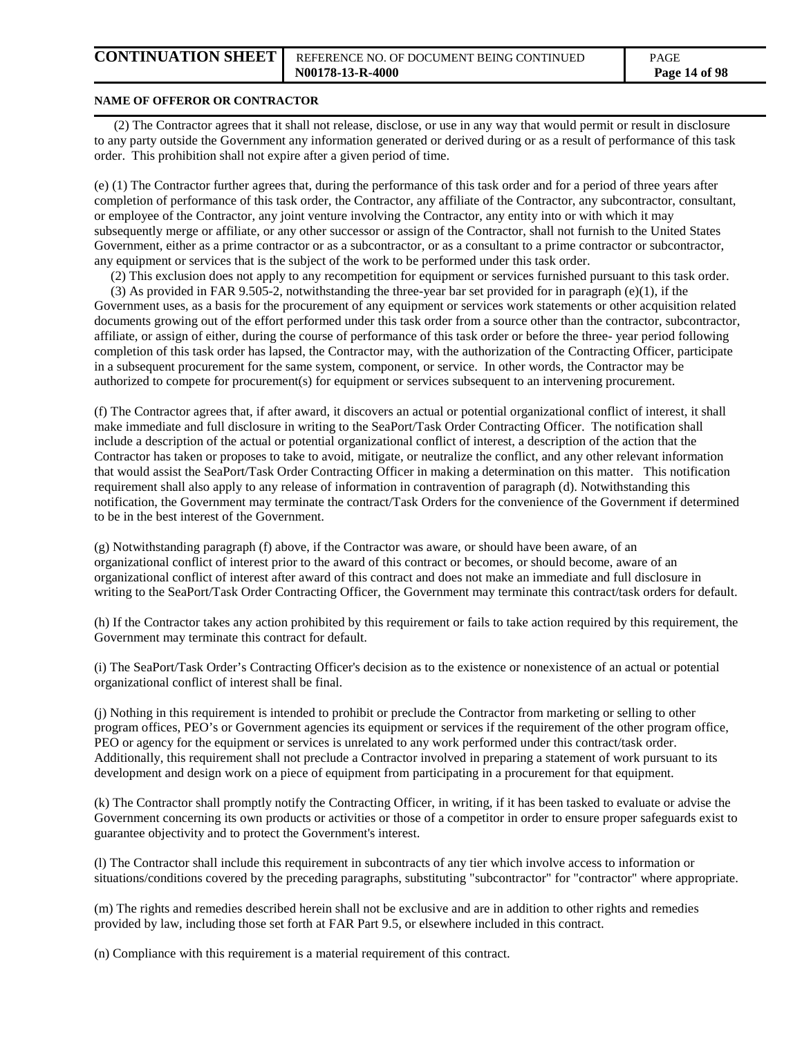**NAME OF OFFEROR OR CONTRACTOR**

(2) The Contractor agrees that it shall not release, disclose, or use in any way that would permit or result in disclosure to any party outside the Government any information generated or derived during or as a result of performance of this task order. This prohibition shall not expire after a given period of time.

(e) (1) The Contractor further agrees that, during the performance of this task order and for a period of three years after completion of performance of this task order, the Contractor, any affiliate of the Contractor, any subcontractor, consultant, or employee of the Contractor, any joint venture involving the Contractor, any entity into or with which it may subsequently merge or affiliate, or any other successor or assign of the Contractor, shall not furnish to the United States Government, either as a prime contractor or as a subcontractor, or as a consultant to a prime contractor or subcontractor, any equipment or services that is the subject of the work to be performed under this task order.

(2) This exclusion does not apply to any recompetition for equipment or services furnished pursuant to this task order.

(3) As provided in FAR 9.505-2, notwithstanding the three-year bar set provided for in paragraph (e)(1), if the Government uses, as a basis for the procurement of any equipment or services work statements or other acquisition related documents growing out of the effort performed under this task order from a source other than the contractor, subcontractor, affiliate, or assign of either, during the course of performance of this task order or before the three- year period following completion of this task order has lapsed, the Contractor may, with the authorization of the Contracting Officer, participate in a subsequent procurement for the same system, component, or service. In other words, the Contractor may be authorized to compete for procurement(s) for equipment or services subsequent to an intervening procurement.

(f) The Contractor agrees that, if after award, it discovers an actual or potential organizational conflict of interest, it shall make immediate and full disclosure in writing to the SeaPort/Task Order Contracting Officer. The notification shall include a description of the actual or potential organizational conflict of interest, a description of the action that the Contractor has taken or proposes to take to avoid, mitigate, or neutralize the conflict, and any other relevant information that would assist the SeaPort/Task Order Contracting Officer in making a determination on this matter. This notification requirement shall also apply to any release of information in contravention of paragraph (d). Notwithstanding this notification, the Government may terminate the contract/Task Orders for the convenience of the Government if determined to be in the best interest of the Government.

(g) Notwithstanding paragraph (f) above, if the Contractor was aware, or should have been aware, of an organizational conflict of interest prior to the award of this contract or becomes, or should become, aware of an organizational conflict of interest after award of this contract and does not make an immediate and full disclosure in writing to the SeaPort/Task Order Contracting Officer, the Government may terminate this contract/task orders for default.

(h) If the Contractor takes any action prohibited by this requirement or fails to take action required by this requirement, the Government may terminate this contract for default.

(i) The SeaPort/Task Order's Contracting Officer's decision as to the existence or nonexistence of an actual or potential organizational conflict of interest shall be final.

(j) Nothing in this requirement is intended to prohibit or preclude the Contractor from marketing or selling to other program offices, PEO's or Government agencies its equipment or services if the requirement of the other program office, PEO or agency for the equipment or services is unrelated to any work performed under this contract/task order. Additionally, this requirement shall not preclude a Contractor involved in preparing a statement of work pursuant to its development and design work on a piece of equipment from participating in a procurement for that equipment.

(k) The Contractor shall promptly notify the Contracting Officer, in writing, if it has been tasked to evaluate or advise the Government concerning its own products or activities or those of a competitor in order to ensure proper safeguards exist to guarantee objectivity and to protect the Government's interest.

(l) The Contractor shall include this requirement in subcontracts of any tier which involve access to information or situations/conditions covered by the preceding paragraphs, substituting "subcontractor" for "contractor" where appropriate.

(m) The rights and remedies described herein shall not be exclusive and are in addition to other rights and remedies provided by law, including those set forth at FAR Part 9.5, or elsewhere included in this contract.

(n) Compliance with this requirement is a material requirement of this contract.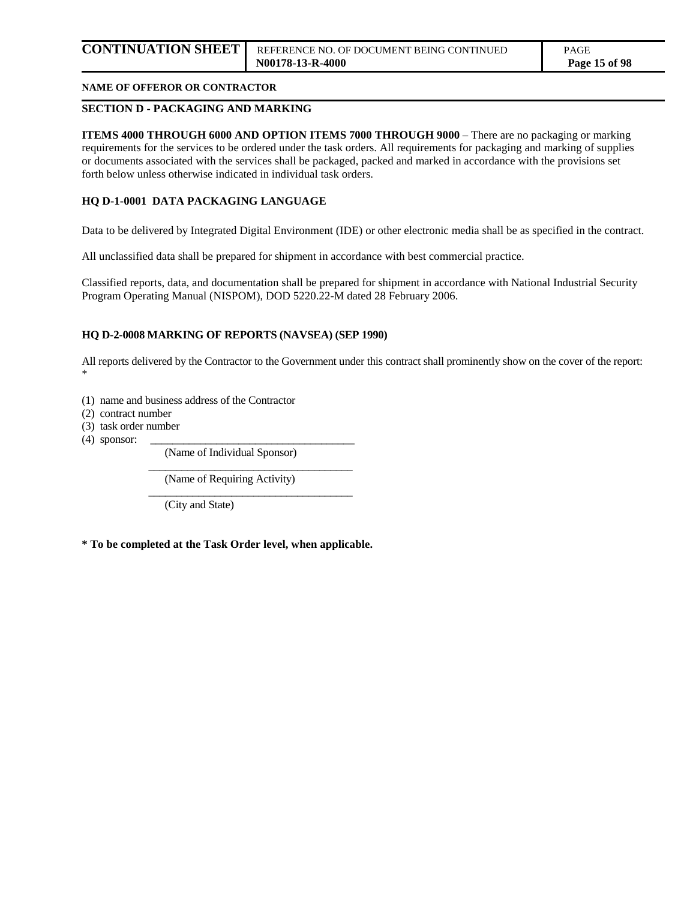**NAME OF OFFEROR OR CONTRACTOR**

## SECTION D - PACKAGING AND MARKING

**ITEMS 4000 THROUGH 6000 AND OPTION ITEMS 7000 THROUGH 9000** – There are no packaging or marking requirements for the services to be ordered under the task orders. All requirements for packaging and marking of supplies or documents associated with the services shall be packaged, packed and marked in accordance with the provisions set forth below unless otherwise indicated in individual task orders.

### HQ D-1-0001 DATA PACKAGING LANGUAGE

Data to be delivered by Integrated Digital Environment (IDE) or other electronic media shall be as specified in the contract.

All unclassified data shall be prepared for shipment in accordance with best commercial practice.

Classified reports, data, and documentation shall be prepared for shipment in accordance with National Industrial Security Program Operating Manual (NISPOM), DOD 5220.22-M dated 28 February 2006.

### HQ D-2-0008 MARKING OF REPORTS (NAVSEA) (SEP 1990)

All reports delivered by the Contractor to the Government under this contract shall prominently show on the cover of the report: *

(1) name and business address of the Contractor
(2) contract number
(3) task order number
(4) sponsor: ______________________________________
(Name of Individual Sponsor)
______________________________________
(Name of Requiring Activity)
______________________________________
(City and State)

**\* To be completed at the Task Order level, when applicable.**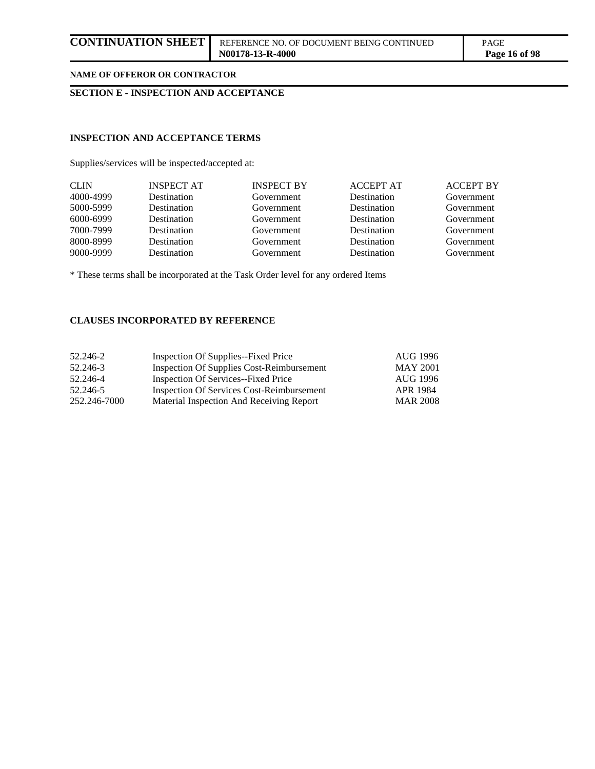**NAME OF OFFEROR OR CONTRACTOR**

## SECTION E - INSPECTION AND ACCEPTANCE

### INSPECTION AND ACCEPTANCE TERMS

Supplies/services will be inspected/accepted at:

| CLIN | INSPECT AT | INSPECT BY | ACCEPT AT | ACCEPT BY |
|---|---|---|---|---|
| 4000-4999 | Destination | Government | Destination | Government |
| 5000-5999 | Destination | Government | Destination | Government |
| 6000-6999 | Destination | Government | Destination | Government |
| 7000-7999 | Destination | Government | Destination | Government |
| 8000-8999 | Destination | Government | Destination | Government |
| 9000-9999 | Destination | Government | Destination | Government |

* These terms shall be incorporated at the Task Order level for any ordered Items

### CLAUSES INCORPORATED BY REFERENCE

| | | |
|---|---|---|
| 52.246-2 | Inspection Of Supplies--Fixed Price | AUG 1996 |
| 52.246-3 | Inspection Of Supplies Cost-Reimbursement | MAY 2001 |
| 52.246-4 | Inspection Of Services--Fixed Price | AUG 1996 |
| 52.246-5 | Inspection Of Services Cost-Reimbursement | APR 1984 |
| 252.246-7000 | Material Inspection And Receiving Report | MAR 2008 |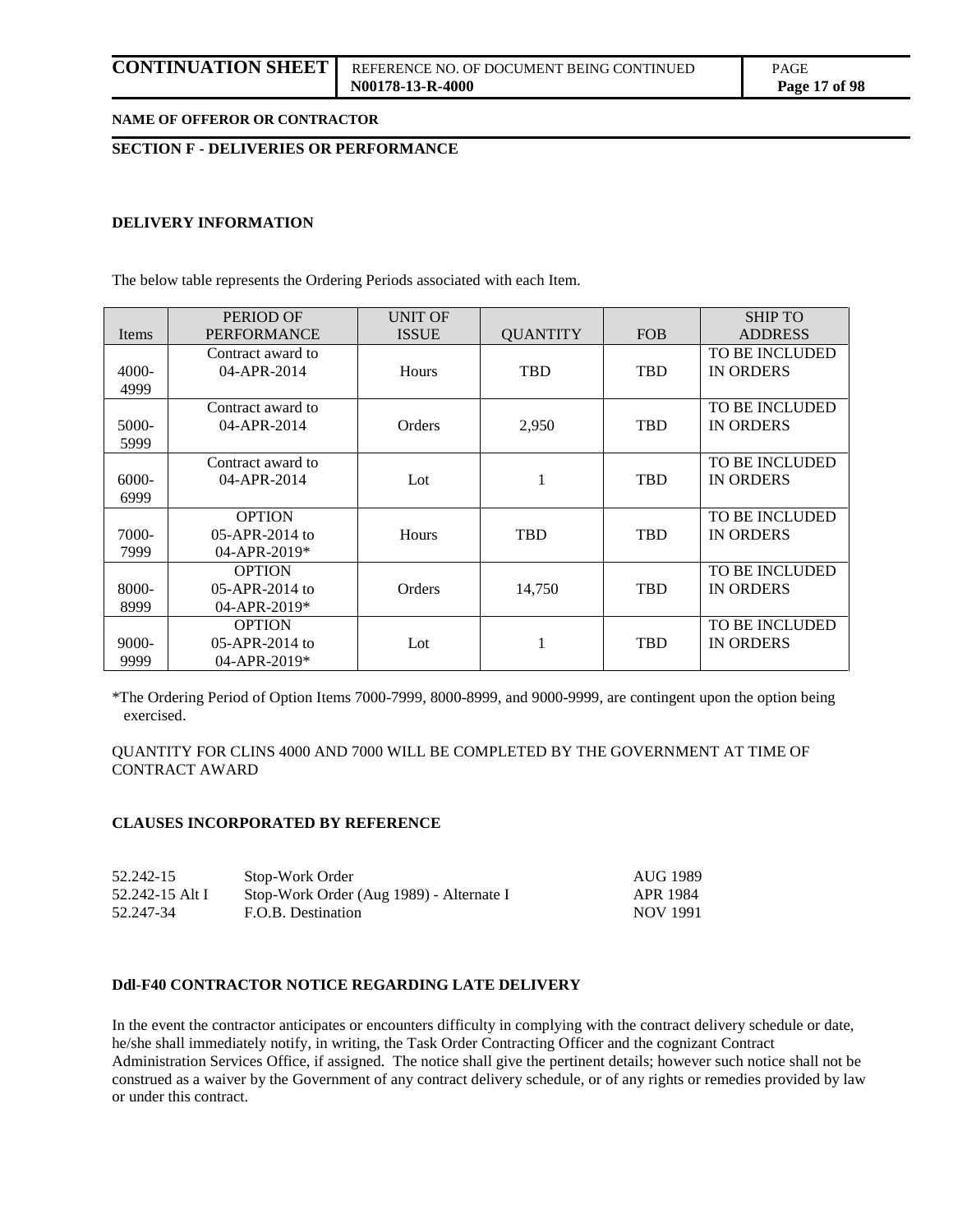**NAME OF OFFEROR OR CONTRACTOR**

## SECTION F - DELIVERIES OR PERFORMANCE

### DELIVERY INFORMATION

The below table represents the Ordering Periods associated with each Item.

| Items | PERIOD OF PERFORMANCE | UNIT OF ISSUE | QUANTITY | FOB | SHIP TO ADDRESS |
|---|---|---|---|---|---|
| 4000-4999 | Contract award to 04-APR-2014 | Hours | TBD | TBD | TO BE INCLUDED IN ORDERS |
| 5000-5999 | Contract award to 04-APR-2014 | Orders | 2,950 | TBD | TO BE INCLUDED IN ORDERS |
| 6000-6999 | Contract award to 04-APR-2014 | Lot | 1 | TBD | TO BE INCLUDED IN ORDERS |
| 7000-7999 | OPTION 05-APR-2014 to 04-APR-2019* | Hours | TBD | TBD | TO BE INCLUDED IN ORDERS |
| 8000-8999 | OPTION 05-APR-2014 to 04-APR-2019* | Orders | 14,750 | TBD | TO BE INCLUDED IN ORDERS |
| 9000-9999 | OPTION 05-APR-2014 to 04-APR-2019* | Lot | 1 | TBD | TO BE INCLUDED IN ORDERS |

*The Ordering Period of Option Items 7000-7999, 8000-8999, and 9000-9999, are contingent upon the option being exercised.

QUANTITY FOR CLINS 4000 AND 7000 WILL BE COMPLETED BY THE GOVERNMENT AT TIME OF CONTRACT AWARD

### CLAUSES INCORPORATED BY REFERENCE

| | | |
|---|---|---|
| 52.242-15 | Stop-Work Order | AUG 1989 |
| 52.242-15 Alt I | Stop-Work Order (Aug 1989) - Alternate I | APR 1984 |
| 52.247-34 | F.O.B. Destination | NOV 1991 |

### Ddl-F40 CONTRACTOR NOTICE REGARDING LATE DELIVERY

In the event the contractor anticipates or encounters difficulty in complying with the contract delivery schedule or date, he/she shall immediately notify, in writing, the Task Order Contracting Officer and the cognizant Contract Administration Services Office, if assigned. The notice shall give the pertinent details; however such notice shall not be construed as a waiver by the Government of any contract delivery schedule, or of any rights or remedies provided by law or under this contract.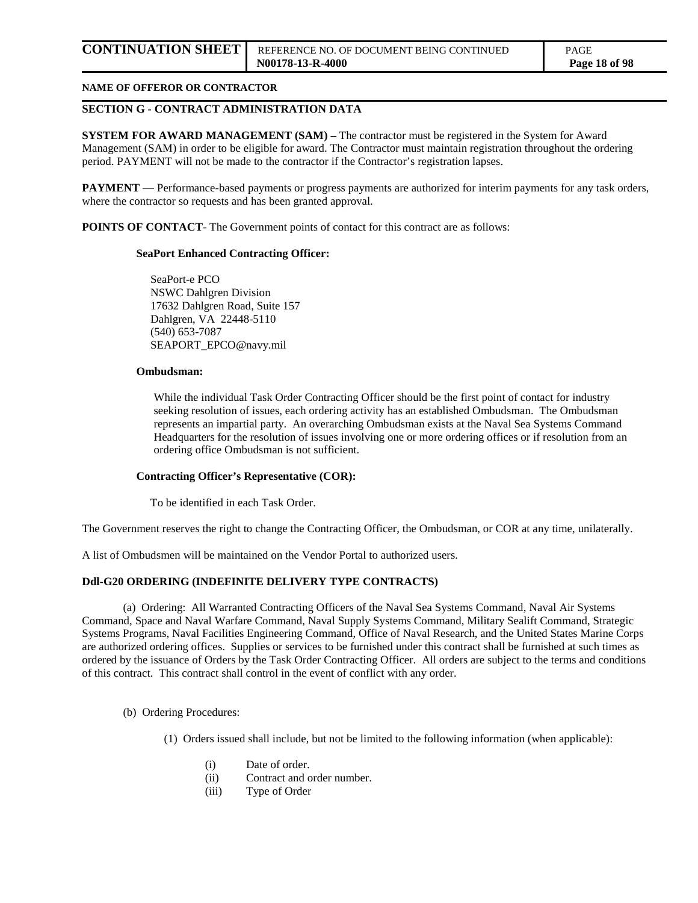**NAME OF OFFEROR OR CONTRACTOR**

## SECTION G - CONTRACT ADMINISTRATION DATA

**SYSTEM FOR AWARD MANAGEMENT (SAM) –** The contractor must be registered in the System for Award Management (SAM) in order to be eligible for award. The Contractor must maintain registration throughout the ordering period. PAYMENT will not be made to the contractor if the Contractor's registration lapses.

**PAYMENT** — Performance-based payments or progress payments are authorized for interim payments for any task orders, where the contractor so requests and has been granted approval.

**POINTS OF CONTACT**- The Government points of contact for this contract are as follows:

**SeaPort Enhanced Contracting Officer:**

SeaPort-e PCO
NSWC Dahlgren Division
17632 Dahlgren Road, Suite 157
Dahlgren, VA 22448-5110
(540) 653-7087
SEAPORT_EPCO@navy.mil

**Ombudsman:**

While the individual Task Order Contracting Officer should be the first point of contact for industry seeking resolution of issues, each ordering activity has an established Ombudsman. The Ombudsman represents an impartial party. An overarching Ombudsman exists at the Naval Sea Systems Command Headquarters for the resolution of issues involving one or more ordering offices or if resolution from an ordering office Ombudsman is not sufficient.

**Contracting Officer's Representative (COR):**

To be identified in each Task Order.

The Government reserves the right to change the Contracting Officer, the Ombudsman, or COR at any time, unilaterally.

A list of Ombudsmen will be maintained on the Vendor Portal to authorized users.

**Ddl-G20 ORDERING (INDEFINITE DELIVERY TYPE CONTRACTS)**

(a) Ordering: All Warranted Contracting Officers of the Naval Sea Systems Command, Naval Air Systems Command, Space and Naval Warfare Command, Naval Supply Systems Command, Military Sealift Command, Strategic Systems Programs, Naval Facilities Engineering Command, Office of Naval Research, and the United States Marine Corps are authorized ordering offices. Supplies or services to be furnished under this contract shall be furnished at such times as ordered by the issuance of Orders by the Task Order Contracting Officer. All orders are subject to the terms and conditions of this contract. This contract shall control in the event of conflict with any order.

(b) Ordering Procedures:

(1) Orders issued shall include, but not be limited to the following information (when applicable):

(i) Date of order.
(ii) Contract and order number.
(iii) Type of Order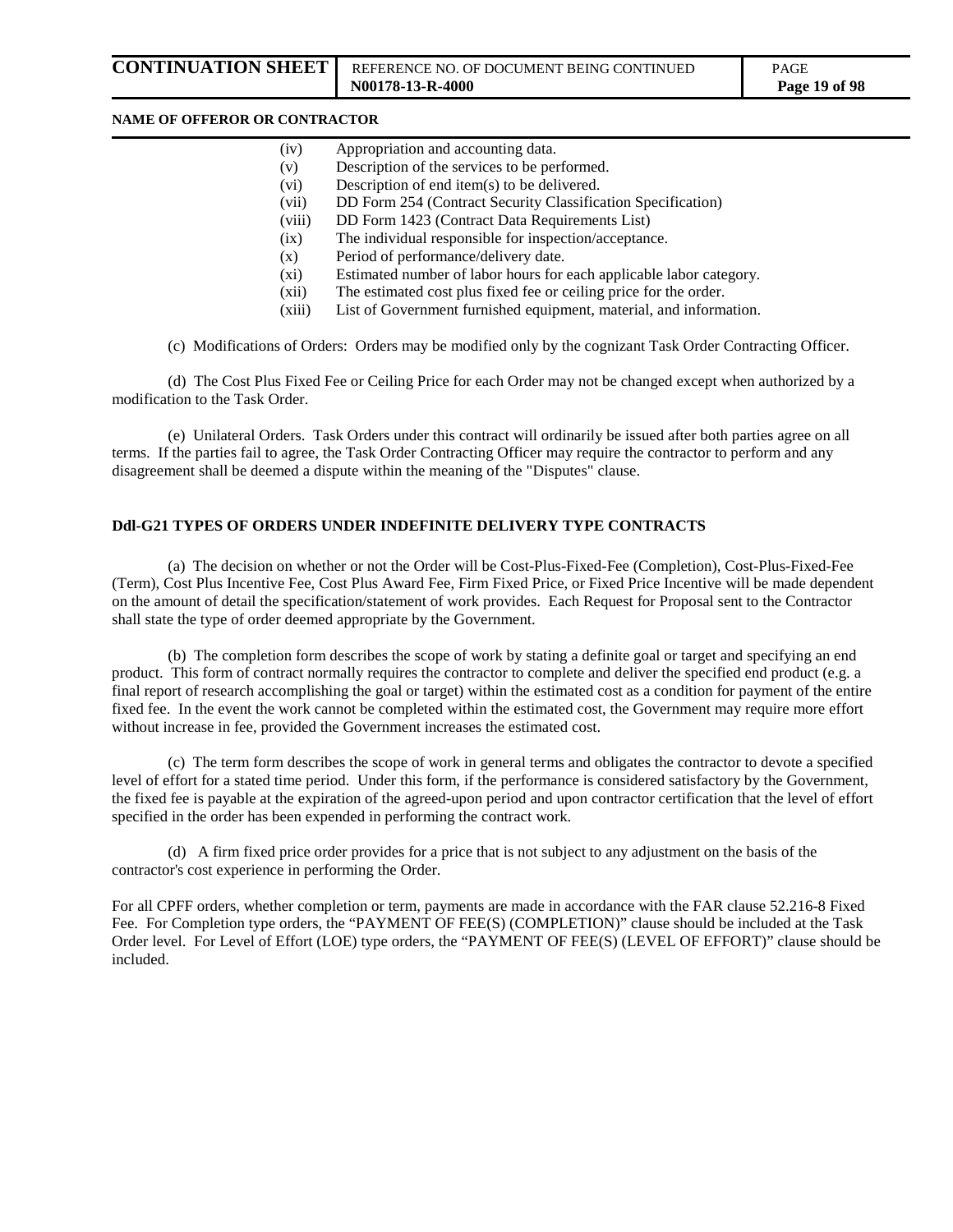(iv) Appropriation and accounting data.
(v) Description of the services to be performed.
(vi) Description of end item(s) to be delivered.
(vii) DD Form 254 (Contract Security Classification Specification)
(viii) DD Form 1423 (Contract Data Requirements List)
(ix) The individual responsible for inspection/acceptance.
(x) Period of performance/delivery date.
(xi) Estimated number of labor hours for each applicable labor category.
(xii) The estimated cost plus fixed fee or ceiling price for the order.
(xiii) List of Government furnished equipment, material, and information.

(c) Modifications of Orders: Orders may be modified only by the cognizant Task Order Contracting Officer.

(d) The Cost Plus Fixed Fee or Ceiling Price for each Order may not be changed except when authorized by a modification to the Task Order.

(e) Unilateral Orders. Task Orders under this contract will ordinarily be issued after both parties agree on all terms. If the parties fail to agree, the Task Order Contracting Officer may require the contractor to perform and any disagreement shall be deemed a dispute within the meaning of the "Disputes" clause.

**Ddl-G21 TYPES OF ORDERS UNDER INDEFINITE DELIVERY TYPE CONTRACTS**

(a) The decision on whether or not the Order will be Cost-Plus-Fixed-Fee (Completion), Cost-Plus-Fixed-Fee (Term), Cost Plus Incentive Fee, Cost Plus Award Fee, Firm Fixed Price, or Fixed Price Incentive will be made dependent on the amount of detail the specification/statement of work provides. Each Request for Proposal sent to the Contractor shall state the type of order deemed appropriate by the Government.

(b) The completion form describes the scope of work by stating a definite goal or target and specifying an end product. This form of contract normally requires the contractor to complete and deliver the specified end product (e.g. a final report of research accomplishing the goal or target) within the estimated cost as a condition for payment of the entire fixed fee. In the event the work cannot be completed within the estimated cost, the Government may require more effort without increase in fee, provided the Government increases the estimated cost.

(c) The term form describes the scope of work in general terms and obligates the contractor to devote a specified level of effort for a stated time period. Under this form, if the performance is considered satisfactory by the Government, the fixed fee is payable at the expiration of the agreed-upon period and upon contractor certification that the level of effort specified in the order has been expended in performing the contract work.

(d) A firm fixed price order provides for a price that is not subject to any adjustment on the basis of the contractor's cost experience in performing the Order.

For all CPFF orders, whether completion or term, payments are made in accordance with the FAR clause 52.216-8 Fixed Fee. For Completion type orders, the "PAYMENT OF FEE(S) (COMPLETION)" clause should be included at the Task Order level. For Level of Effort (LOE) type orders, the "PAYMENT OF FEE(S) (LEVEL OF EFFORT)" clause should be included.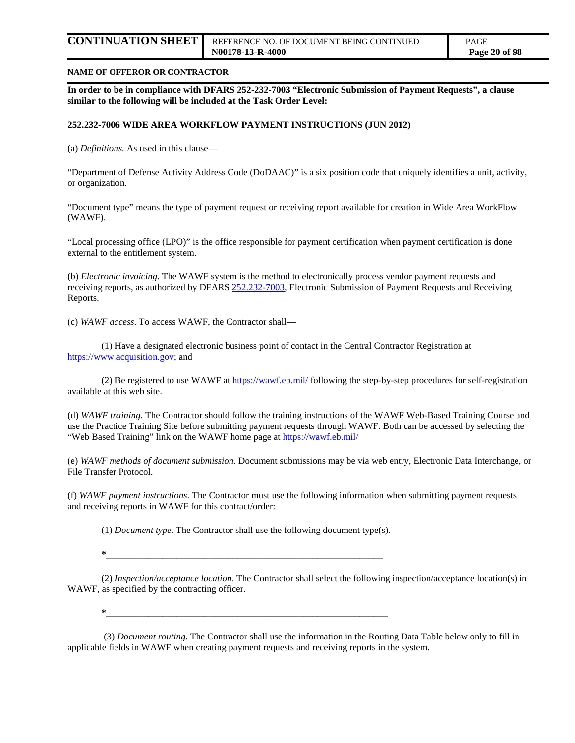**NAME OF OFFEROR OR CONTRACTOR**

**In order to be in compliance with DFARS 252-232-7003 "Electronic Submission of Payment Requests", a clause similar to the following will be included at the Task Order Level:**

**252.232-7006 WIDE AREA WORKFLOW PAYMENT INSTRUCTIONS (JUN 2012)**

(a) *Definitions.* As used in this clause—

"Department of Defense Activity Address Code (DoDAAC)" is a six position code that uniquely identifies a unit, activity, or organization.

"Document type" means the type of payment request or receiving report available for creation in Wide Area WorkFlow (WAWF).

"Local processing office (LPO)" is the office responsible for payment certification when payment certification is done external to the entitlement system.

(b) *Electronic invoicing*. The WAWF system is the method to electronically process vendor payment requests and receiving reports, as authorized by DFARS 252.232-7003, Electronic Submission of Payment Requests and Receiving Reports.

(c) *WAWF access*. To access WAWF, the Contractor shall—

(1) Have a designated electronic business point of contact in the Central Contractor Registration at https://www.acquisition.gov; and

(2) Be registered to use WAWF at https://wawf.eb.mil/ following the step-by-step procedures for self-registration available at this web site.

(d) *WAWF training*. The Contractor should follow the training instructions of the WAWF Web-Based Training Course and use the Practice Training Site before submitting payment requests through WAWF. Both can be accessed by selecting the "Web Based Training" link on the WAWF home page at https://wawf.eb.mil/

(e) *WAWF methods of document submission*. Document submissions may be via web entry, Electronic Data Interchange, or File Transfer Protocol.

(f) *WAWF payment instructions*. The Contractor must use the following information when submitting payment requests and receiving reports in WAWF for this contract/order:

(1) *Document type*. The Contractor shall use the following document type(s).

*____________________________________________________________

(2) *Inspection/acceptance location*. The Contractor shall select the following inspection/acceptance location(s) in WAWF, as specified by the contracting officer.

*____________________________________________________________

(3) *Document routing*. The Contractor shall use the information in the Routing Data Table below only to fill in applicable fields in WAWF when creating payment requests and receiving reports in the system.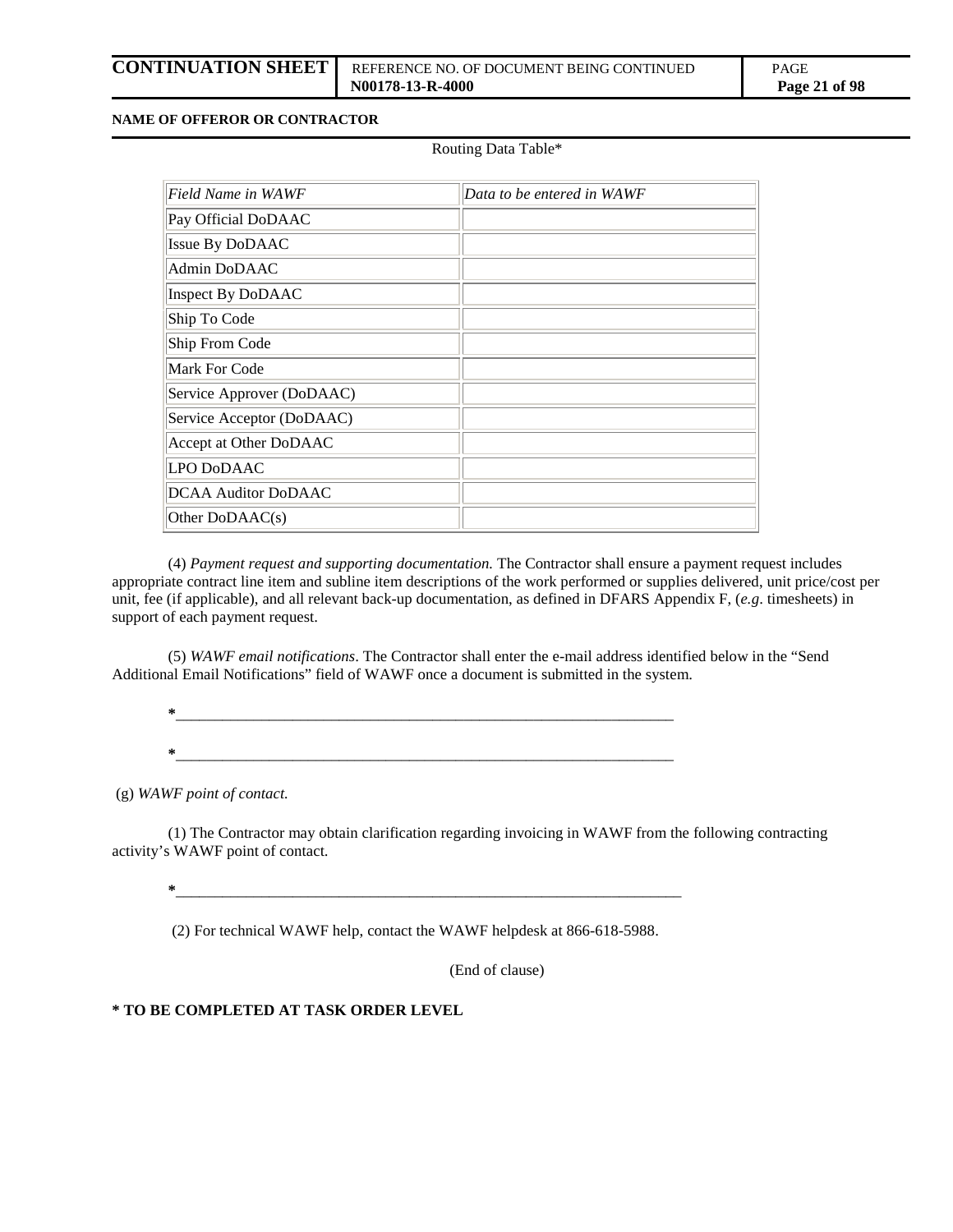Routing Data Table*

| *Field Name in WAWF* | *Data to be entered in WAWF* |
|---|---|
| Pay Official DoDAAC | |
| Issue By DoDAAC | |
| Admin DoDAAC | |
| Inspect By DoDAAC | |
| Ship To Code | |
| Ship From Code | |
| Mark For Code | |
| Service Approver (DoDAAC) | |
| Service Acceptor (DoDAAC) | |
| Accept at Other DoDAAC | |
| LPO DoDAAC | |
| DCAA Auditor DoDAAC | |
| Other DoDAAC(s) | |

(4) *Payment request and supporting documentation.* The Contractor shall ensure a payment request includes appropriate contract line item and subline item descriptions of the work performed or supplies delivered, unit price/cost per unit, fee (if applicable), and all relevant back-up documentation, as defined in DFARS Appendix F, (*e.g*. timesheets) in support of each payment request.

(5) *WAWF email notifications*. The Contractor shall enter the e-mail address identified below in the "Send Additional Email Notifications" field of WAWF once a document is submitted in the system.

*_______________________________________________________________

*_______________________________________________________________

(g) *WAWF point of contact.*

(1) The Contractor may obtain clarification regarding invoicing in WAWF from the following contracting activity's WAWF point of contact.

*_______________________________________________________________

(2) For technical WAWF help, contact the WAWF helpdesk at 866-618-5988.

(End of clause)

**\* TO BE COMPLETED AT TASK ORDER LEVEL**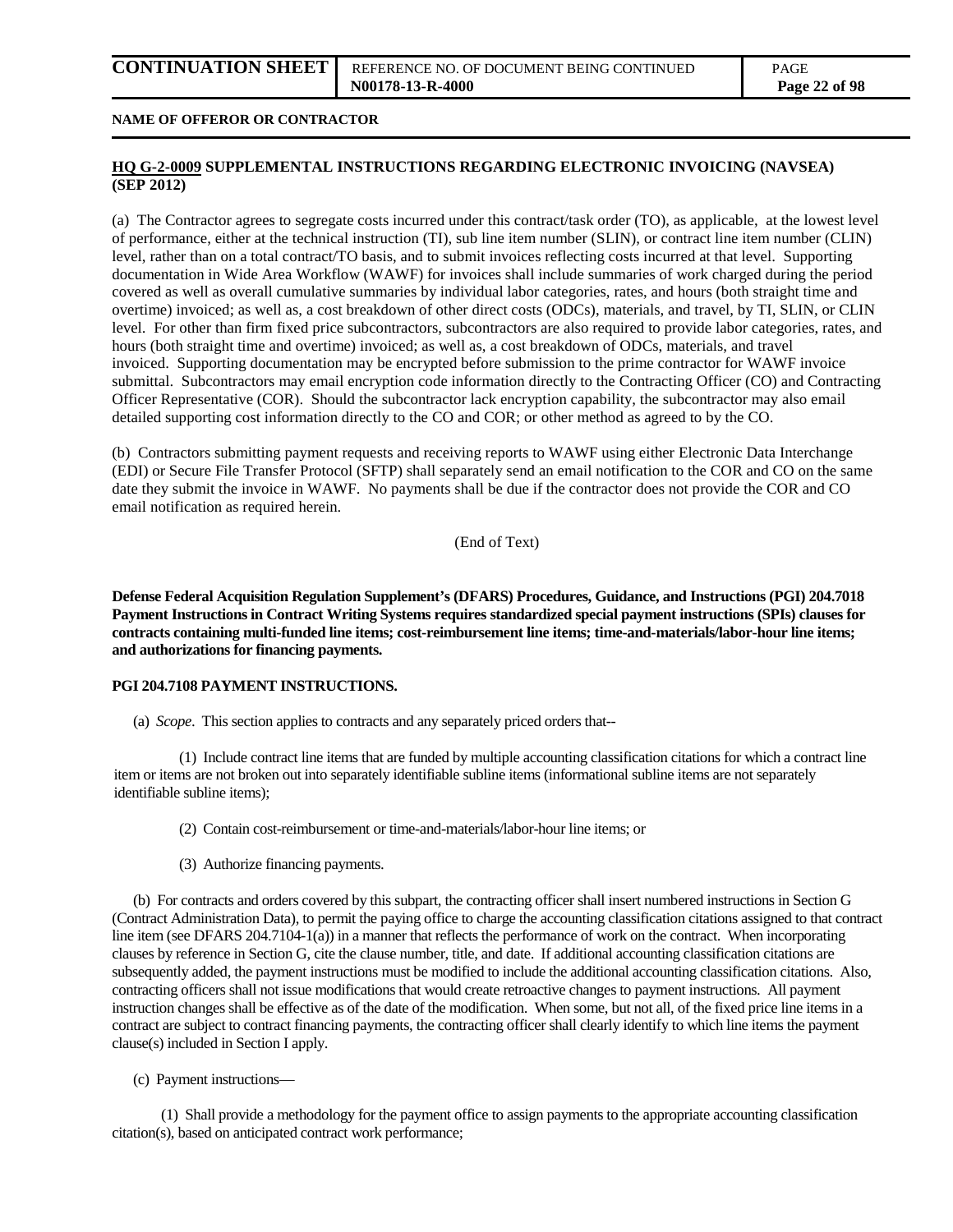**NAME OF OFFEROR OR CONTRACTOR**

**HQ G-2-0009 SUPPLEMENTAL INSTRUCTIONS REGARDING ELECTRONIC INVOICING (NAVSEA) (SEP 2012)**

(a) The Contractor agrees to segregate costs incurred under this contract/task order (TO), as applicable, at the lowest level of performance, either at the technical instruction (TI), sub line item number (SLIN), or contract line item number (CLIN) level, rather than on a total contract/TO basis, and to submit invoices reflecting costs incurred at that level. Supporting documentation in Wide Area Workflow (WAWF) for invoices shall include summaries of work charged during the period covered as well as overall cumulative summaries by individual labor categories, rates, and hours (both straight time and overtime) invoiced; as well as, a cost breakdown of other direct costs (ODCs), materials, and travel, by TI, SLIN, or CLIN level. For other than firm fixed price subcontractors, subcontractors are also required to provide labor categories, rates, and hours (both straight time and overtime) invoiced; as well as, a cost breakdown of ODCs, materials, and travel invoiced. Supporting documentation may be encrypted before submission to the prime contractor for WAWF invoice submittal. Subcontractors may email encryption code information directly to the Contracting Officer (CO) and Contracting Officer Representative (COR). Should the subcontractor lack encryption capability, the subcontractor may also email detailed supporting cost information directly to the CO and COR; or other method as agreed to by the CO.

(b) Contractors submitting payment requests and receiving reports to WAWF using either Electronic Data Interchange (EDI) or Secure File Transfer Protocol (SFTP) shall separately send an email notification to the COR and CO on the same date they submit the invoice in WAWF. No payments shall be due if the contractor does not provide the COR and CO email notification as required herein.

(End of Text)

**Defense Federal Acquisition Regulation Supplement's (DFARS) Procedures, Guidance, and Instructions (PGI) 204.7018 Payment Instructions in Contract Writing Systems requires standardized special payment instructions (SPIs) clauses for contracts containing multi-funded line items; cost-reimbursement line items; time-and-materials/labor-hour line items; and authorizations for financing payments.**

**PGI 204.7108 PAYMENT INSTRUCTIONS.**

(a) *Scope*. This section applies to contracts and any separately priced orders that--

(1) Include contract line items that are funded by multiple accounting classification citations for which a contract line item or items are not broken out into separately identifiable subline items (informational subline items are not separately identifiable subline items);

(2) Contain cost-reimbursement or time-and-materials/labor-hour line items; or

(3) Authorize financing payments.

(b) For contracts and orders covered by this subpart, the contracting officer shall insert numbered instructions in Section G (Contract Administration Data), to permit the paying office to charge the accounting classification citations assigned to that contract line item (see DFARS 204.7104-1(a)) in a manner that reflects the performance of work on the contract. When incorporating clauses by reference in Section G, cite the clause number, title, and date. If additional accounting classification citations are subsequently added, the payment instructions must be modified to include the additional accounting classification citations. Also, contracting officers shall not issue modifications that would create retroactive changes to payment instructions. All payment instruction changes shall be effective as of the date of the modification. When some, but not all, of the fixed price line items in a contract are subject to contract financing payments, the contracting officer shall clearly identify to which line items the payment clause(s) included in Section I apply.

(c) Payment instructions—

(1) Shall provide a methodology for the payment office to assign payments to the appropriate accounting classification citation(s), based on anticipated contract work performance;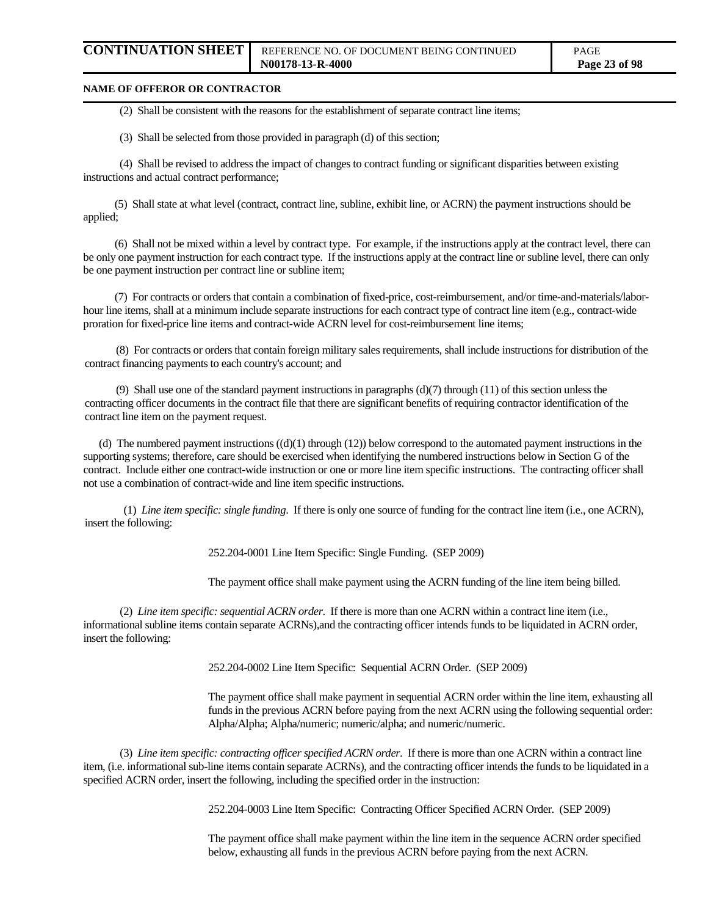(2) Shall be consistent with the reasons for the establishment of separate contract line items;

(3) Shall be selected from those provided in paragraph (d) of this section;

(4) Shall be revised to address the impact of changes to contract funding or significant disparities between existing instructions and actual contract performance;

(5) Shall state at what level (contract, contract line, subline, exhibit line, or ACRN) the payment instructions should be applied;

(6) Shall not be mixed within a level by contract type. For example, if the instructions apply at the contract level, there can be only one payment instruction for each contract type. If the instructions apply at the contract line or subline level, there can only be one payment instruction per contract line or subline item;

(7) For contracts or orders that contain a combination of fixed-price, cost-reimbursement, and/or time-and-materials/labor-hour line items, shall at a minimum include separate instructions for each contract type of contract line item (e.g., contract-wide proration for fixed-price line items and contract-wide ACRN level for cost-reimbursement line items;

(8) For contracts or orders that contain foreign military sales requirements, shall include instructions for distribution of the contract financing payments to each country's account; and

(9) Shall use one of the standard payment instructions in paragraphs (d)(7) through (11) of this section unless the contracting officer documents in the contract file that there are significant benefits of requiring contractor identification of the contract line item on the payment request.

(d) The numbered payment instructions ((d)(1) through (12)) below correspond to the automated payment instructions in the supporting systems; therefore, care should be exercised when identifying the numbered instructions below in Section G of the contract. Include either one contract-wide instruction or one or more line item specific instructions. The contracting officer shall not use a combination of contract-wide and line item specific instructions.

(1) *Line item specific: single funding*. If there is only one source of funding for the contract line item (i.e., one ACRN), insert the following:

252.204-0001 Line Item Specific: Single Funding. (SEP 2009)

The payment office shall make payment using the ACRN funding of the line item being billed.

(2) *Line item specific: sequential ACRN order*. If there is more than one ACRN within a contract line item (i.e., informational subline items contain separate ACRNs),and the contracting officer intends funds to be liquidated in ACRN order, insert the following:

252.204-0002 Line Item Specific: Sequential ACRN Order. (SEP 2009)

The payment office shall make payment in sequential ACRN order within the line item, exhausting all funds in the previous ACRN before paying from the next ACRN using the following sequential order: Alpha/Alpha; Alpha/numeric; numeric/alpha; and numeric/numeric.

(3) *Line item specific: contracting officer specified ACRN order*. If there is more than one ACRN within a contract line item, (i.e. informational sub-line items contain separate ACRNs), and the contracting officer intends the funds to be liquidated in a specified ACRN order, insert the following, including the specified order in the instruction:

252.204-0003 Line Item Specific: Contracting Officer Specified ACRN Order. (SEP 2009)

The payment office shall make payment within the line item in the sequence ACRN order specified below, exhausting all funds in the previous ACRN before paying from the next ACRN.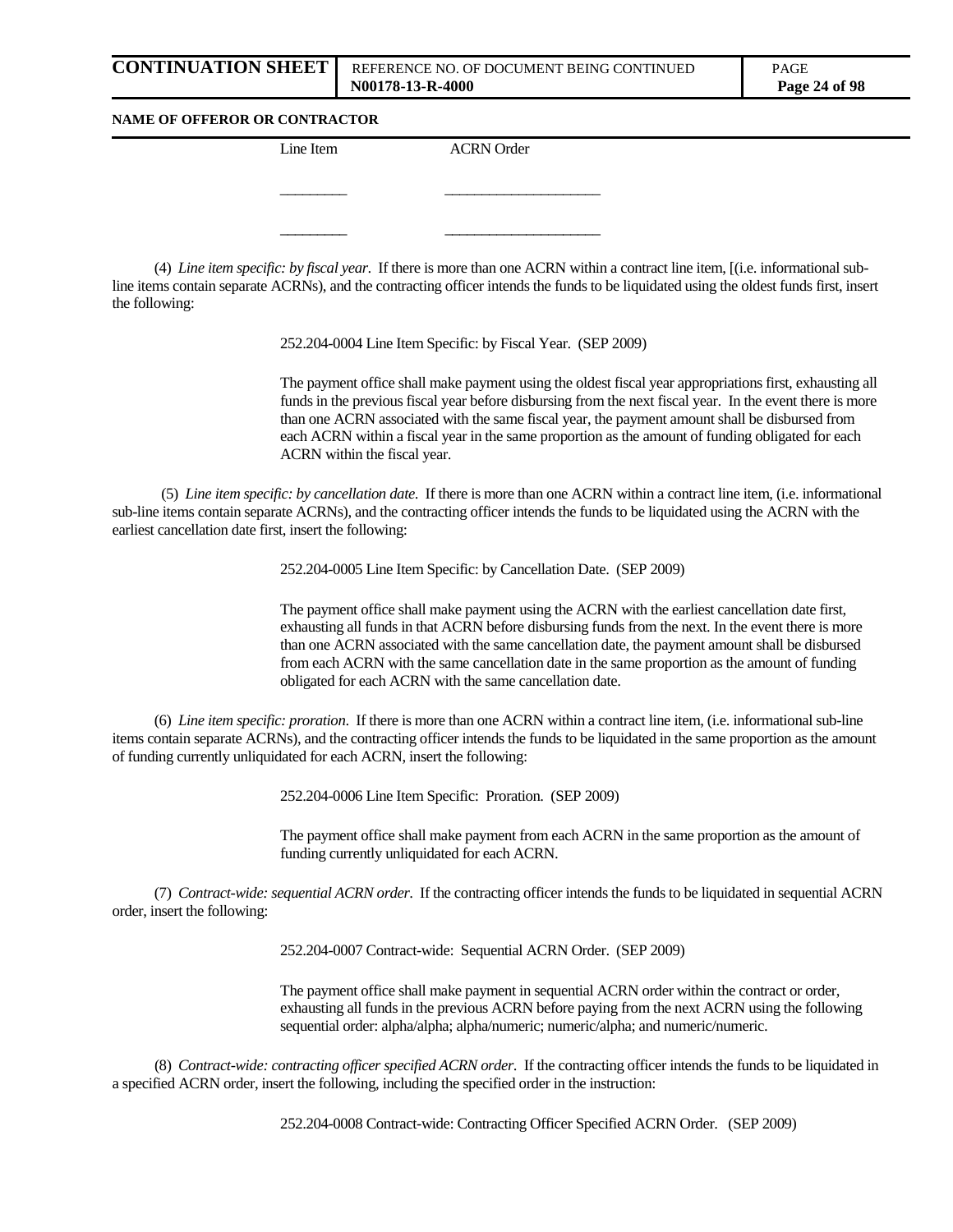**NAME OF OFFEROR OR CONTRACTOR**

| Line Item | ACRN Order |
|---|---|
| ________ | ____________________ |
| ________ | ____________________ |

(4) *Line item specific: by fiscal year*. If there is more than one ACRN within a contract line item, [(i.e. informational sub-line items contain separate ACRNs), and the contracting officer intends the funds to be liquidated using the oldest funds first, insert the following:

252.204-0004 Line Item Specific: by Fiscal Year. (SEP 2009)

The payment office shall make payment using the oldest fiscal year appropriations first, exhausting all funds in the previous fiscal year before disbursing from the next fiscal year. In the event there is more than one ACRN associated with the same fiscal year, the payment amount shall be disbursed from each ACRN within a fiscal year in the same proportion as the amount of funding obligated for each ACRN within the fiscal year.

(5) *Line item specific: by cancellation date.* If there is more than one ACRN within a contract line item, (i.e. informational sub-line items contain separate ACRNs), and the contracting officer intends the funds to be liquidated using the ACRN with the earliest cancellation date first, insert the following:

252.204-0005 Line Item Specific: by Cancellation Date. (SEP 2009)

The payment office shall make payment using the ACRN with the earliest cancellation date first, exhausting all funds in that ACRN before disbursing funds from the next. In the event there is more than one ACRN associated with the same cancellation date, the payment amount shall be disbursed from each ACRN with the same cancellation date in the same proportion as the amount of funding obligated for each ACRN with the same cancellation date.

(6) *Line item specific: proration*. If there is more than one ACRN within a contract line item, (i.e. informational sub-line items contain separate ACRNs), and the contracting officer intends the funds to be liquidated in the same proportion as the amount of funding currently unliquidated for each ACRN, insert the following:

252.204-0006 Line Item Specific: Proration. (SEP 2009)

The payment office shall make payment from each ACRN in the same proportion as the amount of funding currently unliquidated for each ACRN.

(7) *Contract-wide: sequential ACRN order*. If the contracting officer intends the funds to be liquidated in sequential ACRN order, insert the following:

252.204-0007 Contract-wide: Sequential ACRN Order. (SEP 2009)

The payment office shall make payment in sequential ACRN order within the contract or order, exhausting all funds in the previous ACRN before paying from the next ACRN using the following sequential order: alpha/alpha; alpha/numeric; numeric/alpha; and numeric/numeric.

(8) *Contract-wide: contracting officer specified ACRN order*. If the contracting officer intends the funds to be liquidated in a specified ACRN order, insert the following, including the specified order in the instruction:

252.204-0008 Contract-wide: Contracting Officer Specified ACRN Order. (SEP 2009)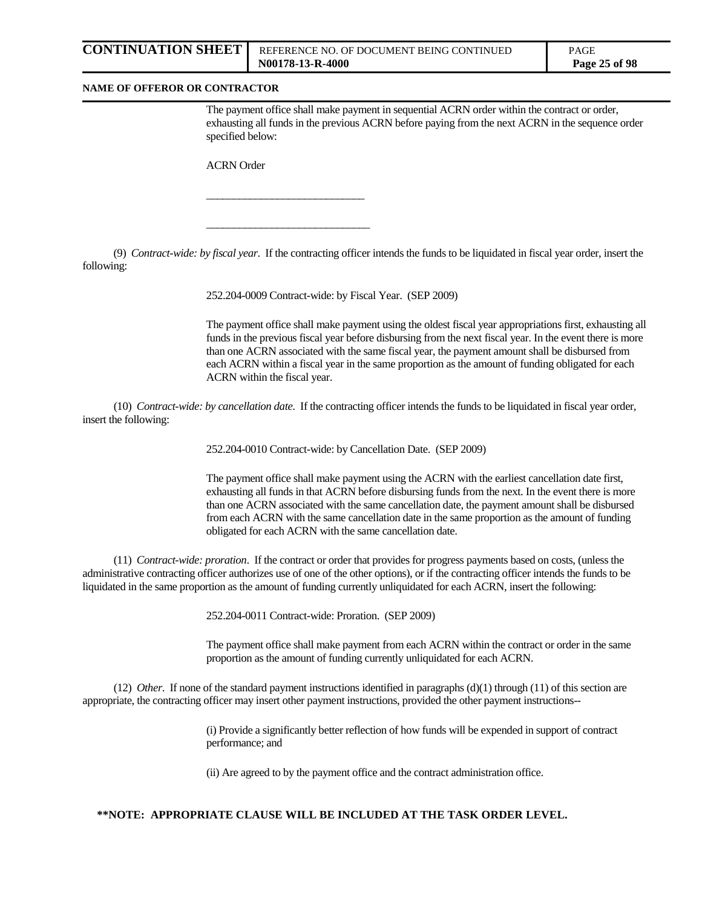NAME OF OFFEROR OR CONTRACTOR

The payment office shall make payment in sequential ACRN order within the contract or order, exhausting all funds in the previous ACRN before paying from the next ACRN in the sequence order specified below:

ACRN Order

_____________________________

______________________________

(9) *Contract-wide: by fiscal year*. If the contracting officer intends the funds to be liquidated in fiscal year order, insert the following:

252.204-0009 Contract-wide: by Fiscal Year. (SEP 2009)

The payment office shall make payment using the oldest fiscal year appropriations first, exhausting all funds in the previous fiscal year before disbursing from the next fiscal year. In the event there is more than one ACRN associated with the same fiscal year, the payment amount shall be disbursed from each ACRN within a fiscal year in the same proportion as the amount of funding obligated for each ACRN within the fiscal year.

(10) *Contract-wide: by cancellation date*. If the contracting officer intends the funds to be liquidated in fiscal year order, insert the following:

252.204-0010 Contract-wide: by Cancellation Date. (SEP 2009)

The payment office shall make payment using the ACRN with the earliest cancellation date first, exhausting all funds in that ACRN before disbursing funds from the next. In the event there is more than one ACRN associated with the same cancellation date, the payment amount shall be disbursed from each ACRN with the same cancellation date in the same proportion as the amount of funding obligated for each ACRN with the same cancellation date.

(11) *Contract-wide: proration*. If the contract or order that provides for progress payments based on costs, (unless the administrative contracting officer authorizes use of one of the other options), or if the contracting officer intends the funds to be liquidated in the same proportion as the amount of funding currently unliquidated for each ACRN, insert the following:

252.204-0011 Contract-wide: Proration. (SEP 2009)

The payment office shall make payment from each ACRN within the contract or order in the same proportion as the amount of funding currently unliquidated for each ACRN.

(12) *Other*. If none of the standard payment instructions identified in paragraphs (d)(1) through (11) of this section are appropriate, the contracting officer may insert other payment instructions, provided the other payment instructions--

(i) Provide a significantly better reflection of how funds will be expended in support of contract performance; and

(ii) Are agreed to by the payment office and the contract administration office.

**\*\*NOTE: APPROPRIATE CLAUSE WILL BE INCLUDED AT THE TASK ORDER LEVEL.**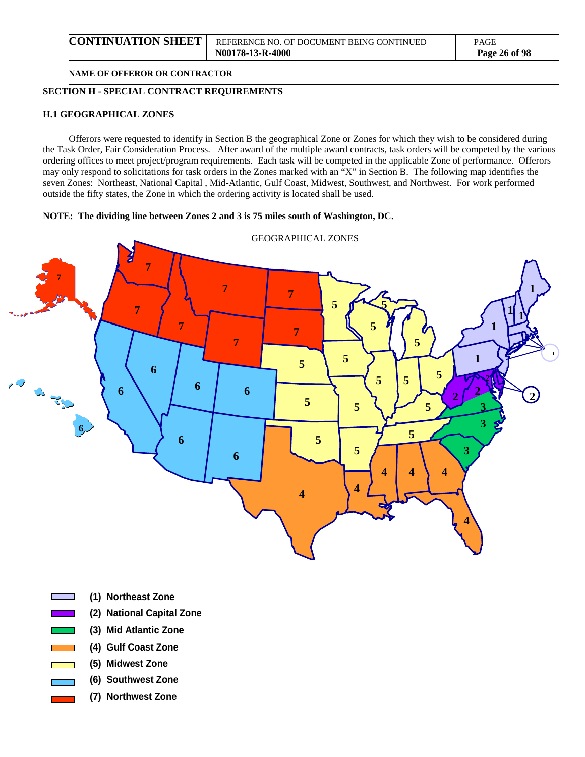**CONTINUATION SHEET** | REFERENCE NO. OF DOCUMENT BEING CONTINUED **N00178-13-R-4000**

**NAME OF OFFEROR OR CONTRACTOR**

## SECTION H - SPECIAL CONTRACT REQUIREMENTS

### H.1 GEOGRAPHICAL ZONES

Offerors were requested to identify in Section B the geographical Zone or Zones for which they wish to be considered during the Task Order, Fair Consideration Process. After award of the multiple award contracts, task orders will be competed by the various ordering offices to meet project/program requirements. Each task will be competed in the applicable Zone of performance. Offerors may only respond to solicitations for task orders in the Zones marked with an "X" in Section B. The following map identifies the seven Zones: Northeast, National Capital , Mid-Atlantic, Gulf Coast, Midwest, Southwest, and Northwest. For work performed outside the fifty states, the Zone in which the ordering activity is located shall be used.

**NOTE: The dividing line between Zones 2 and 3 is 75 miles south of Washington, DC.**

GEOGRAPHICAL ZONES

- **(1) Northeast Zone**
- **(2) National Capital Zone**
- **(3) Mid Atlantic Zone**
- **(4) Gulf Coast Zone**
- **(5) Midwest Zone**
- **(6) Southwest Zone**
- **(7) Northwest Zone**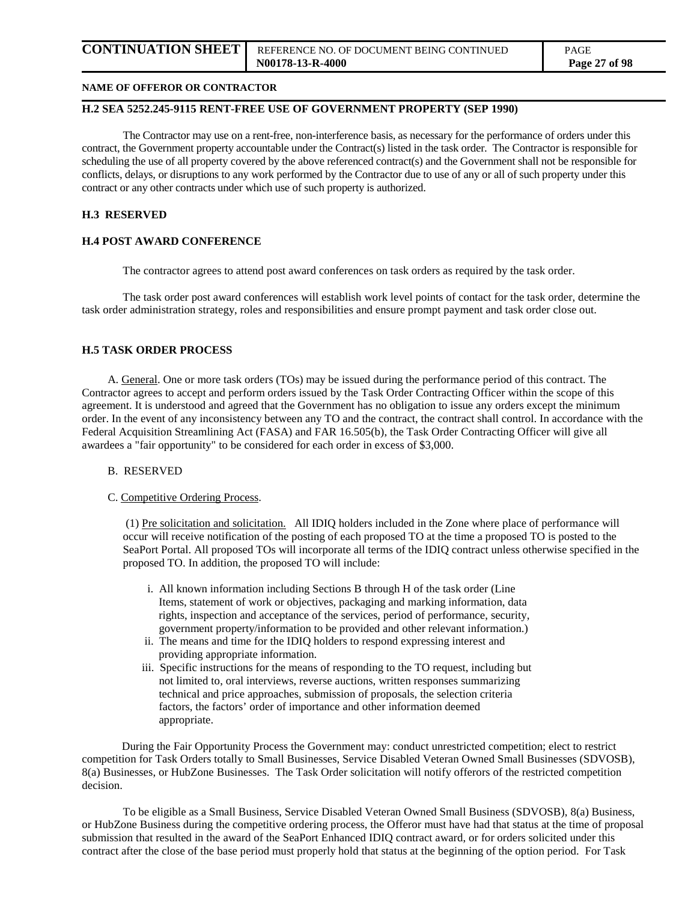**NAME OF OFFEROR OR CONTRACTOR**

### H.2 SEA 5252.245-9115 RENT-FREE USE OF GOVERNMENT PROPERTY (SEP 1990)

The Contractor may use on a rent-free, non-interference basis, as necessary for the performance of orders under this contract, the Government property accountable under the Contract(s) listed in the task order. The Contractor is responsible for scheduling the use of all property covered by the above referenced contract(s) and the Government shall not be responsible for conflicts, delays, or disruptions to any work performed by the Contractor due to use of any or all of such property under this contract or any other contracts under which use of such property is authorized.

### H.3 RESERVED

### H.4 POST AWARD CONFERENCE

The contractor agrees to attend post award conferences on task orders as required by the task order.

The task order post award conferences will establish work level points of contact for the task order, determine the task order administration strategy, roles and responsibilities and ensure prompt payment and task order close out.

### H.5 TASK ORDER PROCESS

A. General. One or more task orders (TOs) may be issued during the performance period of this contract. The Contractor agrees to accept and perform orders issued by the Task Order Contracting Officer within the scope of this agreement. It is understood and agreed that the Government has no obligation to issue any orders except the minimum order. In the event of any inconsistency between any TO and the contract, the contract shall control. In accordance with the Federal Acquisition Streamlining Act (FASA) and FAR 16.505(b), the Task Order Contracting Officer will give all awardees a "fair opportunity" to be considered for each order in excess of $3,000.

B. RESERVED

C. Competitive Ordering Process.

(1) Pre solicitation and solicitation. All IDIQ holders included in the Zone where place of performance will occur will receive notification of the posting of each proposed TO at the time a proposed TO is posted to the SeaPort Portal. All proposed TOs will incorporate all terms of the IDIQ contract unless otherwise specified in the proposed TO. In addition, the proposed TO will include:

i. All known information including Sections B through H of the task order (Line Items, statement of work or objectives, packaging and marking information, data rights, inspection and acceptance of the services, period of performance, security, government property/information to be provided and other relevant information.)

ii. The means and time for the IDIQ holders to respond expressing interest and providing appropriate information.

iii. Specific instructions for the means of responding to the TO request, including but not limited to, oral interviews, reverse auctions, written responses summarizing technical and price approaches, submission of proposals, the selection criteria factors, the factors' order of importance and other information deemed appropriate.

During the Fair Opportunity Process the Government may: conduct unrestricted competition; elect to restrict competition for Task Orders totally to Small Businesses, Service Disabled Veteran Owned Small Businesses (SDVOSB), 8(a) Businesses, or HubZone Businesses. The Task Order solicitation will notify offerors of the restricted competition decision.

To be eligible as a Small Business, Service Disabled Veteran Owned Small Business (SDVOSB), 8(a) Business, or HubZone Business during the competitive ordering process, the Offeror must have had that status at the time of proposal submission that resulted in the award of the SeaPort Enhanced IDIQ contract award, or for orders solicited under this contract after the close of the base period must properly hold that status at the beginning of the option period. For Task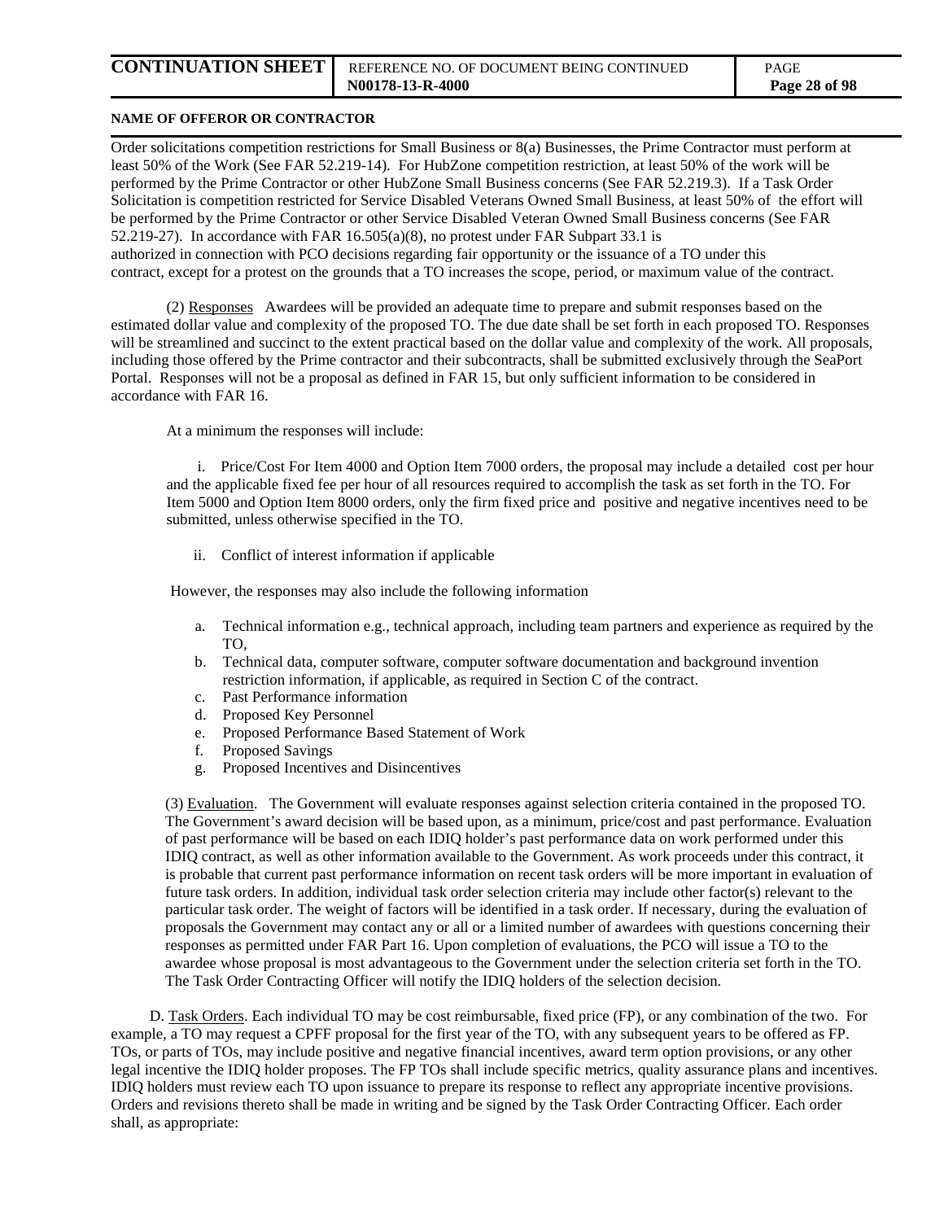Order solicitations competition restrictions for Small Business or 8(a) Businesses, the Prime Contractor must perform at least 50% of the Work (See FAR 52.219-14). For HubZone competition restriction, at least 50% of the work will be performed by the Prime Contractor or other HubZone Small Business concerns (See FAR 52.219.3). If a Task Order Solicitation is competition restricted for Service Disabled Veterans Owned Small Business, at least 50% of the effort will be performed by the Prime Contractor or other Service Disabled Veteran Owned Small Business concerns (See FAR 52.219-27). In accordance with FAR 16.505(a)(8), no protest under FAR Subpart 33.1 is authorized in connection with PCO decisions regarding fair opportunity or the issuance of a TO under this contract, except for a protest on the grounds that a TO increases the scope, period, or maximum value of the contract.

(2) Responses Awardees will be provided an adequate time to prepare and submit responses based on the estimated dollar value and complexity of the proposed TO. The due date shall be set forth in each proposed TO. Responses will be streamlined and succinct to the extent practical based on the dollar value and complexity of the work. All proposals, including those offered by the Prime contractor and their subcontracts, shall be submitted exclusively through the SeaPort Portal. Responses will not be a proposal as defined in FAR 15, but only sufficient information to be considered in accordance with FAR 16.

At a minimum the responses will include:

i. Price/Cost For Item 4000 and Option Item 7000 orders, the proposal may include a detailed cost per hour and the applicable fixed fee per hour of all resources required to accomplish the task as set forth in the TO. For Item 5000 and Option Item 8000 orders, only the firm fixed price and positive and negative incentives need to be submitted, unless otherwise specified in the TO.

ii. Conflict of interest information if applicable

However, the responses may also include the following information

a. Technical information e.g., technical approach, including team partners and experience as required by the TO,
b. Technical data, computer software, computer software documentation and background invention restriction information, if applicable, as required in Section C of the contract.
c. Past Performance information
d. Proposed Key Personnel
e. Proposed Performance Based Statement of Work
f. Proposed Savings
g. Proposed Incentives and Disincentives

(3) Evaluation. The Government will evaluate responses against selection criteria contained in the proposed TO. The Government's award decision will be based upon, as a minimum, price/cost and past performance. Evaluation of past performance will be based on each IDIQ holder's past performance data on work performed under this IDIQ contract, as well as other information available to the Government. As work proceeds under this contract, it is probable that current past performance information on recent task orders will be more important in evaluation of future task orders. In addition, individual task order selection criteria may include other factor(s) relevant to the particular task order. The weight of factors will be identified in a task order. If necessary, during the evaluation of proposals the Government may contact any or all or a limited number of awardees with questions concerning their responses as permitted under FAR Part 16. Upon completion of evaluations, the PCO will issue a TO to the awardee whose proposal is most advantageous to the Government under the selection criteria set forth in the TO. The Task Order Contracting Officer will notify the IDIQ holders of the selection decision.

D. Task Orders. Each individual TO may be cost reimbursable, fixed price (FP), or any combination of the two. For example, a TO may request a CPFF proposal for the first year of the TO, with any subsequent years to be offered as FP. TOs, or parts of TOs, may include positive and negative financial incentives, award term option provisions, or any other legal incentive the IDIQ holder proposes. The FP TOs shall include specific metrics, quality assurance plans and incentives. IDIQ holders must review each TO upon issuance to prepare its response to reflect any appropriate incentive provisions. Orders and revisions thereto shall be made in writing and be signed by the Task Order Contracting Officer. Each order shall, as appropriate: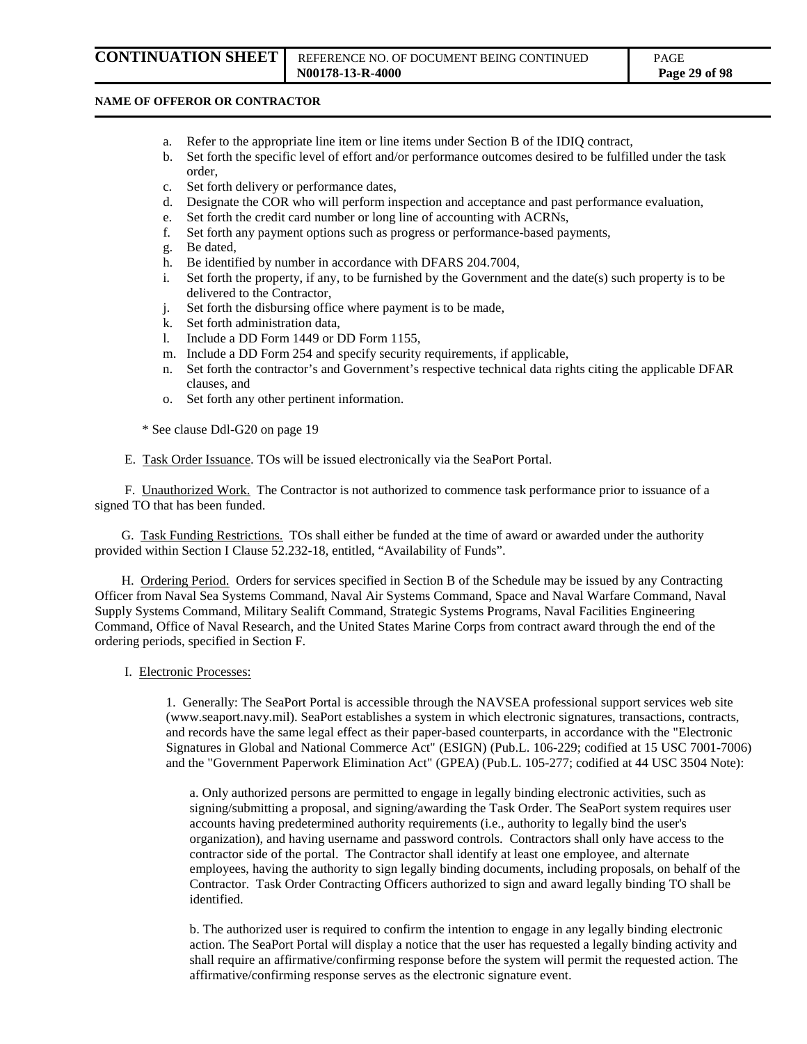a. Refer to the appropriate line item or line items under Section B of the IDIQ contract,
b. Set forth the specific level of effort and/or performance outcomes desired to be fulfilled under the task order,
c. Set forth delivery or performance dates,
d. Designate the COR who will perform inspection and acceptance and past performance evaluation,
e. Set forth the credit card number or long line of accounting with ACRNs,
f. Set forth any payment options such as progress or performance-based payments,
g. Be dated,
h. Be identified by number in accordance with DFARS 204.7004,
i. Set forth the property, if any, to be furnished by the Government and the date(s) such property is to be delivered to the Contractor,
j. Set forth the disbursing office where payment is to be made,
k. Set forth administration data,
l. Include a DD Form 1449 or DD Form 1155,
m. Include a DD Form 254 and specify security requirements, if applicable,
n. Set forth the contractor's and Government's respective technical data rights citing the applicable DFAR clauses, and
o. Set forth any other pertinent information.

* See clause Ddl-G20 on page 19

E. Task Order Issuance. TOs will be issued electronically via the SeaPort Portal.

F. Unauthorized Work. The Contractor is not authorized to commence task performance prior to issuance of a signed TO that has been funded.

G. Task Funding Restrictions. TOs shall either be funded at the time of award or awarded under the authority provided within Section I Clause 52.232-18, entitled, "Availability of Funds".

H. Ordering Period. Orders for services specified in Section B of the Schedule may be issued by any Contracting Officer from Naval Sea Systems Command, Naval Air Systems Command, Space and Naval Warfare Command, Naval Supply Systems Command, Military Sealift Command, Strategic Systems Programs, Naval Facilities Engineering Command, Office of Naval Research, and the United States Marine Corps from contract award through the end of the ordering periods, specified in Section F.

I. Electronic Processes:

1. Generally: The SeaPort Portal is accessible through the NAVSEA professional support services web site (www.seaport.navy.mil). SeaPort establishes a system in which electronic signatures, transactions, contracts, and records have the same legal effect as their paper-based counterparts, in accordance with the "Electronic Signatures in Global and National Commerce Act" (ESIGN) (Pub.L. 106-229; codified at 15 USC 7001-7006) and the "Government Paperwork Elimination Act" (GPEA) (Pub.L. 105-277; codified at 44 USC 3504 Note):

a. Only authorized persons are permitted to engage in legally binding electronic activities, such as signing/submitting a proposal, and signing/awarding the Task Order. The SeaPort system requires user accounts having predetermined authority requirements (i.e., authority to legally bind the user's organization), and having username and password controls. Contractors shall only have access to the contractor side of the portal. The Contractor shall identify at least one employee, and alternate employees, having the authority to sign legally binding documents, including proposals, on behalf of the Contractor. Task Order Contracting Officers authorized to sign and award legally binding TO shall be identified.

b. The authorized user is required to confirm the intention to engage in any legally binding electronic action. The SeaPort Portal will display a notice that the user has requested a legally binding activity and shall require an affirmative/confirming response before the system will permit the requested action. The affirmative/confirming response serves as the electronic signature event.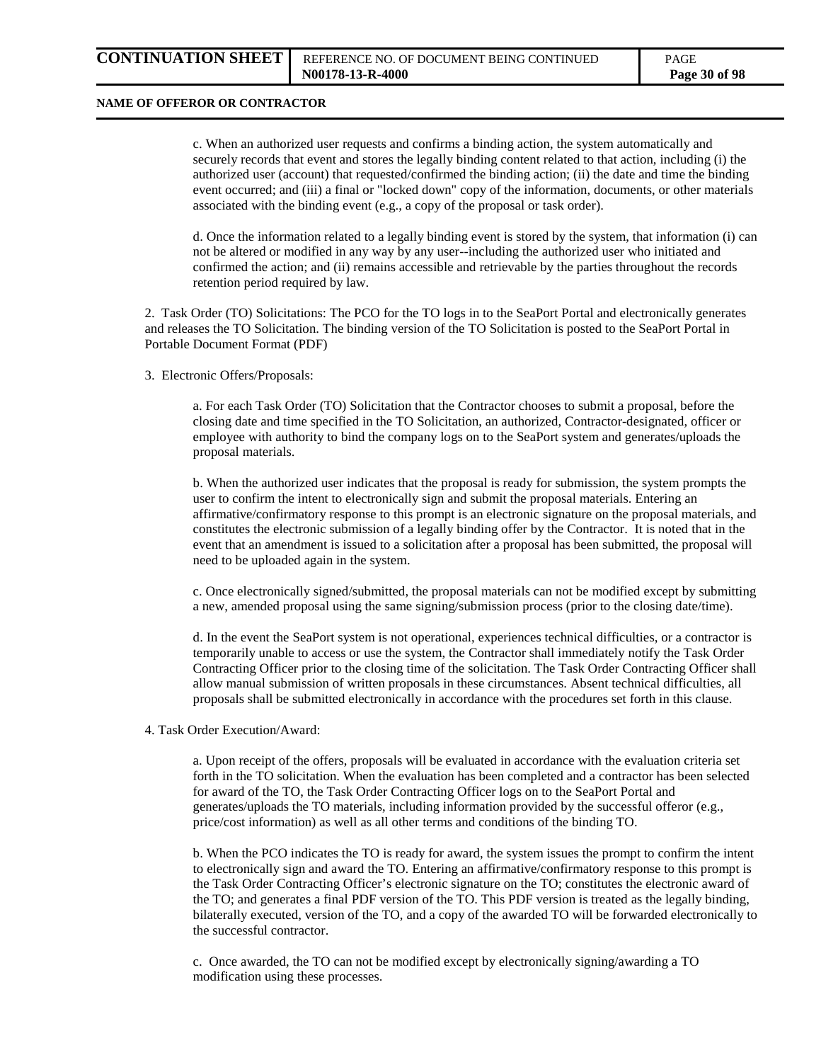c. When an authorized user requests and confirms a binding action, the system automatically and securely records that event and stores the legally binding content related to that action, including (i) the authorized user (account) that requested/confirmed the binding action; (ii) the date and time the binding event occurred; and (iii) a final or "locked down" copy of the information, documents, or other materials associated with the binding event (e.g., a copy of the proposal or task order).

d. Once the information related to a legally binding event is stored by the system, that information (i) can not be altered or modified in any way by any user--including the authorized user who initiated and confirmed the action; and (ii) remains accessible and retrievable by the parties throughout the records retention period required by law.

2. Task Order (TO) Solicitations: The PCO for the TO logs in to the SeaPort Portal and electronically generates and releases the TO Solicitation. The binding version of the TO Solicitation is posted to the SeaPort Portal in Portable Document Format (PDF)

3. Electronic Offers/Proposals:

a. For each Task Order (TO) Solicitation that the Contractor chooses to submit a proposal, before the closing date and time specified in the TO Solicitation, an authorized, Contractor-designated, officer or employee with authority to bind the company logs on to the SeaPort system and generates/uploads the proposal materials.

b. When the authorized user indicates that the proposal is ready for submission, the system prompts the user to confirm the intent to electronically sign and submit the proposal materials. Entering an affirmative/confirmatory response to this prompt is an electronic signature on the proposal materials, and constitutes the electronic submission of a legally binding offer by the Contractor. It is noted that in the event that an amendment is issued to a solicitation after a proposal has been submitted, the proposal will need to be uploaded again in the system.

c. Once electronically signed/submitted, the proposal materials can not be modified except by submitting a new, amended proposal using the same signing/submission process (prior to the closing date/time).

d. In the event the SeaPort system is not operational, experiences technical difficulties, or a contractor is temporarily unable to access or use the system, the Contractor shall immediately notify the Task Order Contracting Officer prior to the closing time of the solicitation. The Task Order Contracting Officer shall allow manual submission of written proposals in these circumstances. Absent technical difficulties, all proposals shall be submitted electronically in accordance with the procedures set forth in this clause.

4. Task Order Execution/Award:

a. Upon receipt of the offers, proposals will be evaluated in accordance with the evaluation criteria set forth in the TO solicitation. When the evaluation has been completed and a contractor has been selected for award of the TO, the Task Order Contracting Officer logs on to the SeaPort Portal and generates/uploads the TO materials, including information provided by the successful offeror (e.g., price/cost information) as well as all other terms and conditions of the binding TO.

b. When the PCO indicates the TO is ready for award, the system issues the prompt to confirm the intent to electronically sign and award the TO. Entering an affirmative/confirmatory response to this prompt is the Task Order Contracting Officer's electronic signature on the TO; constitutes the electronic award of the TO; and generates a final PDF version of the TO. This PDF version is treated as the legally binding, bilaterally executed, version of the TO, and a copy of the awarded TO will be forwarded electronically to the successful contractor.

c. Once awarded, the TO can not be modified except by electronically signing/awarding a TO modification using these processes.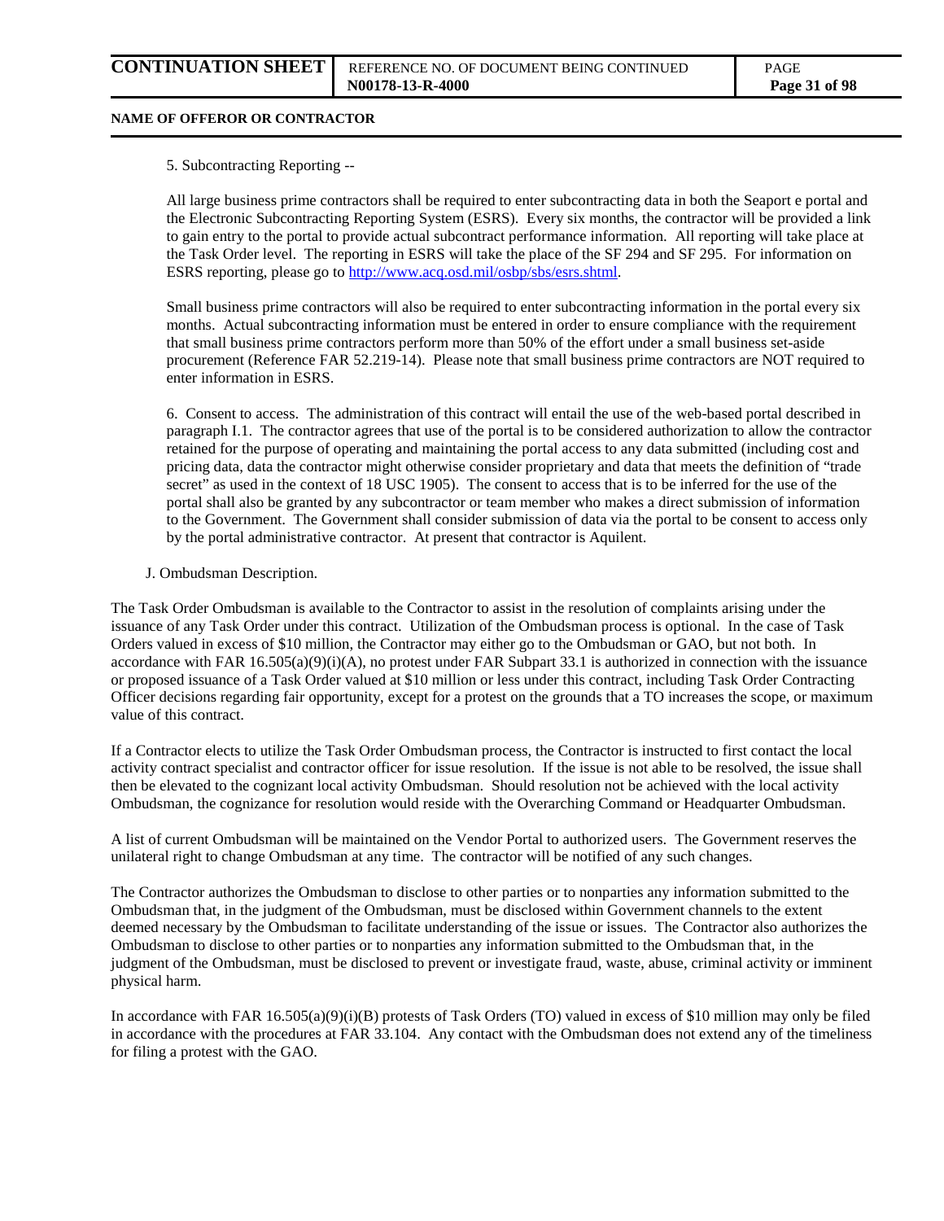5. Subcontracting Reporting --

All large business prime contractors shall be required to enter subcontracting data in both the Seaport e portal and the Electronic Subcontracting Reporting System (ESRS). Every six months, the contractor will be provided a link to gain entry to the portal to provide actual subcontract performance information. All reporting will take place at the Task Order level. The reporting in ESRS will take the place of the SF 294 and SF 295. For information on ESRS reporting, please go to [http://www.acq.osd.mil/osbp/sbs/esrs.shtml](http://www.acq.osd.mil/osbp/sbs/esrs.shtml).

Small business prime contractors will also be required to enter subcontracting information in the portal every six months. Actual subcontracting information must be entered in order to ensure compliance with the requirement that small business prime contractors perform more than 50% of the effort under a small business set-aside procurement (Reference FAR 52.219-14). Please note that small business prime contractors are NOT required to enter information in ESRS.

6. Consent to access. The administration of this contract will entail the use of the web-based portal described in paragraph I.1. The contractor agrees that use of the portal is to be considered authorization to allow the contractor retained for the purpose of operating and maintaining the portal access to any data submitted (including cost and pricing data, data the contractor might otherwise consider proprietary and data that meets the definition of "trade secret" as used in the context of 18 USC 1905). The consent to access that is to be inferred for the use of the portal shall also be granted by any subcontractor or team member who makes a direct submission of information to the Government. The Government shall consider submission of data via the portal to be consent to access only by the portal administrative contractor. At present that contractor is Aquilent.

J. Ombudsman Description.

The Task Order Ombudsman is available to the Contractor to assist in the resolution of complaints arising under the issuance of any Task Order under this contract. Utilization of the Ombudsman process is optional. In the case of Task Orders valued in excess of $10 million, the Contractor may either go to the Ombudsman or GAO, but not both. In accordance with FAR 16.505(a)(9)(i)(A), no protest under FAR Subpart 33.1 is authorized in connection with the issuance or proposed issuance of a Task Order valued at $10 million or less under this contract, including Task Order Contracting Officer decisions regarding fair opportunity, except for a protest on the grounds that a TO increases the scope, or maximum value of this contract.

If a Contractor elects to utilize the Task Order Ombudsman process, the Contractor is instructed to first contact the local activity contract specialist and contractor officer for issue resolution. If the issue is not able to be resolved, the issue shall then be elevated to the cognizant local activity Ombudsman. Should resolution not be achieved with the local activity Ombudsman, the cognizance for resolution would reside with the Overarching Command or Headquarter Ombudsman.

A list of current Ombudsman will be maintained on the Vendor Portal to authorized users. The Government reserves the unilateral right to change Ombudsman at any time. The contractor will be notified of any such changes.

The Contractor authorizes the Ombudsman to disclose to other parties or to nonparties any information submitted to the Ombudsman that, in the judgment of the Ombudsman, must be disclosed within Government channels to the extent deemed necessary by the Ombudsman to facilitate understanding of the issue or issues. The Contractor also authorizes the Ombudsman to disclose to other parties or to nonparties any information submitted to the Ombudsman that, in the judgment of the Ombudsman, must be disclosed to prevent or investigate fraud, waste, abuse, criminal activity or imminent physical harm.

In accordance with FAR 16.505(a)(9)(i)(B) protests of Task Orders (TO) valued in excess of $10 million may only be filed in accordance with the procedures at FAR 33.104. Any contact with the Ombudsman does not extend any of the timeliness for filing a protest with the GAO.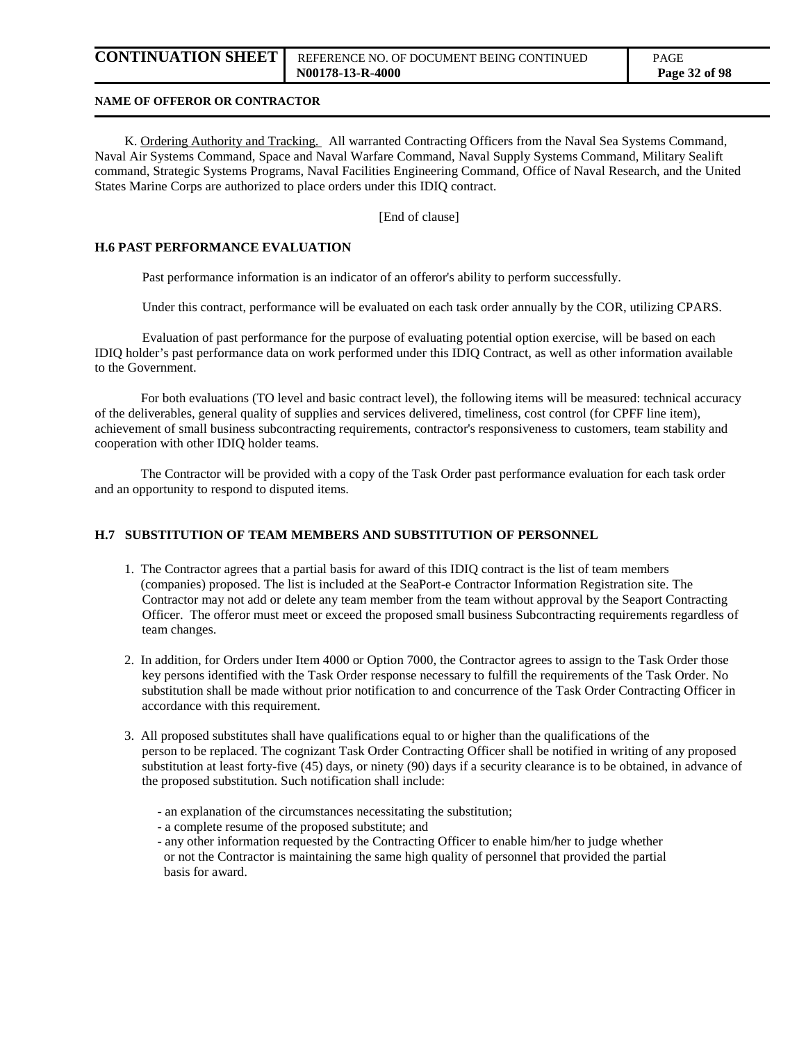K. Ordering Authority and Tracking. All warranted Contracting Officers from the Naval Sea Systems Command, Naval Air Systems Command, Space and Naval Warfare Command, Naval Supply Systems Command, Military Sealift command, Strategic Systems Programs, Naval Facilities Engineering Command, Office of Naval Research, and the United States Marine Corps are authorized to place orders under this IDIQ contract.

[End of clause]

### H.6 PAST PERFORMANCE EVALUATION

Past performance information is an indicator of an offeror's ability to perform successfully.

Under this contract, performance will be evaluated on each task order annually by the COR, utilizing CPARS.

Evaluation of past performance for the purpose of evaluating potential option exercise, will be based on each IDIQ holder's past performance data on work performed under this IDIQ Contract, as well as other information available to the Government.

For both evaluations (TO level and basic contract level), the following items will be measured: technical accuracy of the deliverables, general quality of supplies and services delivered, timeliness, cost control (for CPFF line item), achievement of small business subcontracting requirements, contractor's responsiveness to customers, team stability and cooperation with other IDIQ holder teams.

The Contractor will be provided with a copy of the Task Order past performance evaluation for each task order and an opportunity to respond to disputed items.

### H.7 SUBSTITUTION OF TEAM MEMBERS AND SUBSTITUTION OF PERSONNEL

1. The Contractor agrees that a partial basis for award of this IDIQ contract is the list of team members (companies) proposed. The list is included at the SeaPort-e Contractor Information Registration site. The Contractor may not add or delete any team member from the team without approval by the Seaport Contracting Officer. The offeror must meet or exceed the proposed small business Subcontracting requirements regardless of team changes.

2. In addition, for Orders under Item 4000 or Option 7000, the Contractor agrees to assign to the Task Order those key persons identified with the Task Order response necessary to fulfill the requirements of the Task Order. No substitution shall be made without prior notification to and concurrence of the Task Order Contracting Officer in accordance with this requirement.

3. All proposed substitutes shall have qualifications equal to or higher than the qualifications of the person to be replaced. The cognizant Task Order Contracting Officer shall be notified in writing of any proposed substitution at least forty-five (45) days, or ninety (90) days if a security clearance is to be obtained, in advance of the proposed substitution. Such notification shall include:

   - an explanation of the circumstances necessitating the substitution;
   - a complete resume of the proposed substitute; and
   - any other information requested by the Contracting Officer to enable him/her to judge whether or not the Contractor is maintaining the same high quality of personnel that provided the partial basis for award.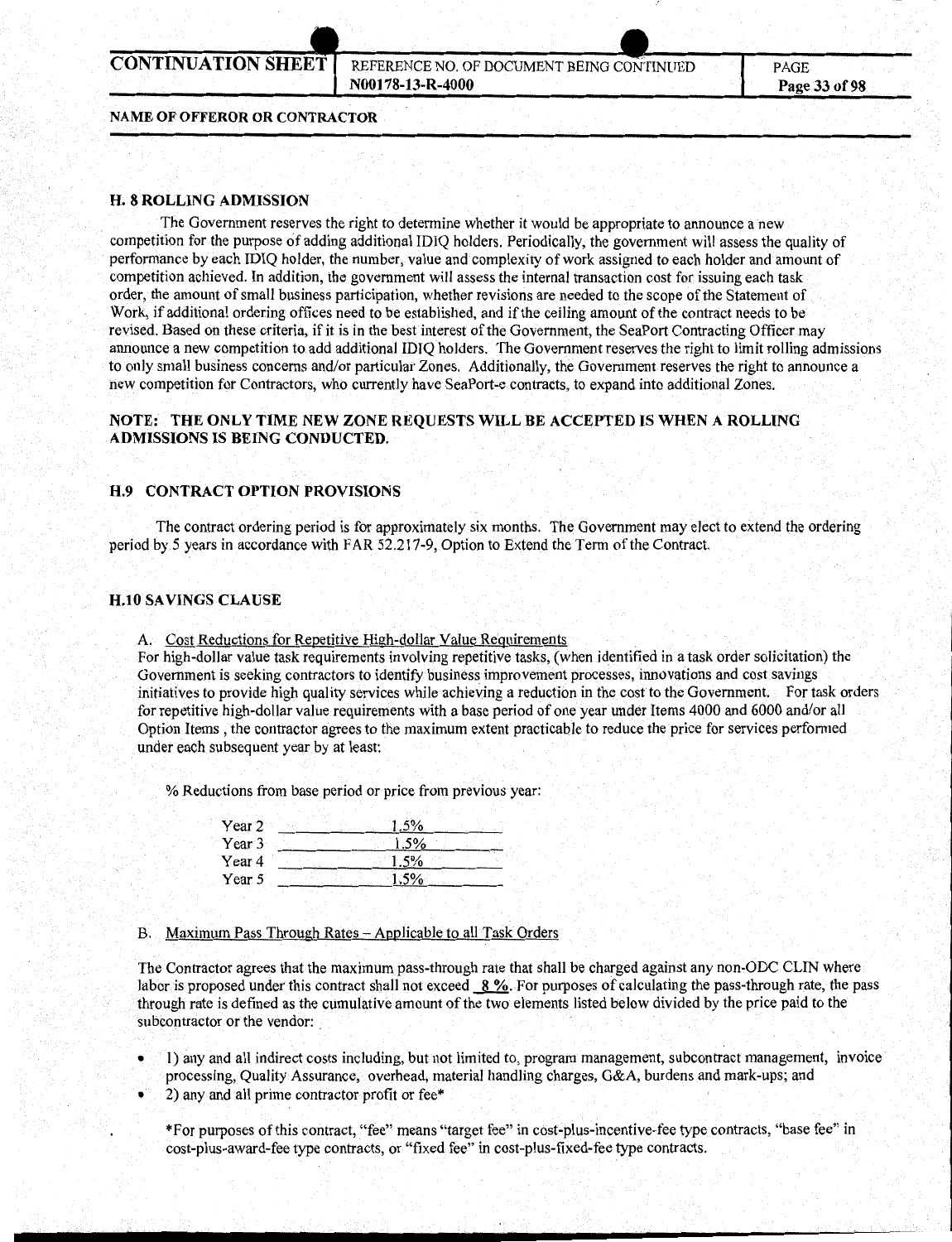**NAME OF OFFEROR OR CONTRACTOR**

### H. 8 ROLLING ADMISSION

The Government reserves the right to determine whether it would be appropriate to announce a new competition for the purpose of adding additional IDIQ holders. Periodically, the government will assess the quality of performance by each IDIQ holder, the number, value and complexity of work assigned to each holder and amount of competition achieved. In addition, the government will assess the internal transaction cost for issuing each task order, the amount of small business participation, whether revisions are needed to the scope of the Statement of Work, if additional ordering offices need to be established, and if the ceiling amount of the contract needs to be revised. Based on these criteria, if it is in the best interest of the Government, the SeaPort Contracting Officer may announce a new competition to add additional IDIQ holders. The Government reserves the right to limit rolling admissions to only small business concerns and/or particular Zones. Additionally, the Government reserves the right to announce a new competition for Contractors, who currently have SeaPort-e contracts, to expand into additional Zones.

**NOTE: THE ONLY TIME NEW ZONE REQUESTS WILL BE ACCEPTED IS WHEN A ROLLING ADMISSIONS IS BEING CONDUCTED.**

### H.9 CONTRACT OPTION PROVISIONS

The contract ordering period is for approximately six months. The Government may elect to extend the ordering period by 5 years in accordance with FAR 52.217-9, Option to Extend the Term of the Contract.

### H.10 SAVINGS CLAUSE

A. Cost Reductions for Repetitive High-dollar Value Requirements

For high-dollar value task requirements involving repetitive tasks, (when identified in a task order solicitation) the Government is seeking contractors to identify business improvement processes, innovations and cost savings initiatives to provide high quality services while achieving a reduction in the cost to the Government. For task orders for repetitive high-dollar value requirements with a base period of one year under Items 4000 and 6000 and/or all Option Items , the contractor agrees to the maximum extent practicable to reduce the price for services performed under each subsequent year by at least:

% Reductions from base period or price from previous year:

| | |
|---|---|
| Year 2 | 1.5% |
| Year 3 | 1.5% |
| Year 4 | 1.5% |
| Year 5 | 1.5% |

B. Maximum Pass Through Rates – Applicable to all Task Orders

The Contractor agrees that the maximum pass-through rate that shall be charged against any non-ODC CLIN where labor is proposed under this contract shall not exceed **8 %**. For purposes of calculating the pass-through rate, the pass through rate is defined as the cumulative amount of the two elements listed below divided by the price paid to the subcontractor or the vendor:

- 1) any and all indirect costs including, but not limited to, program management, subcontract management, invoice processing, Quality Assurance, overhead, material handling charges, G&A, burdens and mark-ups; and
- 2) any and all prime contractor profit or fee*

*For purposes of this contract, "fee" means "target fee" in cost-plus-incentive-fee type contracts, "base fee" in cost-plus-award-fee type contracts, or "fixed fee" in cost-plus-fixed-fee type contracts.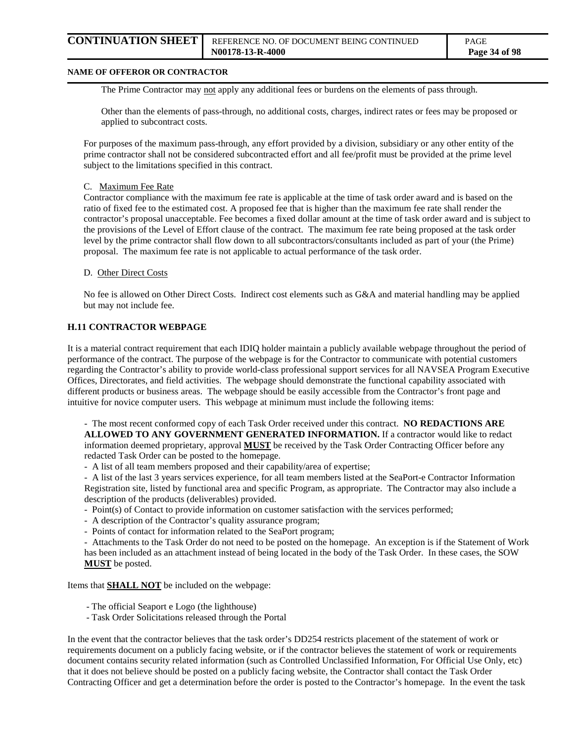The Prime Contractor may not apply any additional fees or burdens on the elements of pass through.

Other than the elements of pass-through, no additional costs, charges, indirect rates or fees may be proposed or applied to subcontract costs.

For purposes of the maximum pass-through, any effort provided by a division, subsidiary or any other entity of the prime contractor shall not be considered subcontracted effort and all fee/profit must be provided at the prime level subject to the limitations specified in this contract.

C. Maximum Fee Rate

Contractor compliance with the maximum fee rate is applicable at the time of task order award and is based on the ratio of fixed fee to the estimated cost. A proposed fee that is higher than the maximum fee rate shall render the contractor's proposal unacceptable. Fee becomes a fixed dollar amount at the time of task order award and is subject to the provisions of the Level of Effort clause of the contract. The maximum fee rate being proposed at the task order level by the prime contractor shall flow down to all subcontractors/consultants included as part of your (the Prime) proposal. The maximum fee rate is not applicable to actual performance of the task order.

D. Other Direct Costs

No fee is allowed on Other Direct Costs. Indirect cost elements such as G&A and material handling may be applied but may not include fee.

**H.11 CONTRACTOR WEBPAGE**

It is a material contract requirement that each IDIQ holder maintain a publicly available webpage throughout the period of performance of the contract. The purpose of the webpage is for the Contractor to communicate with potential customers regarding the Contractor's ability to provide world-class professional support services for all NAVSEA Program Executive Offices, Directorates, and field activities. The webpage should demonstrate the functional capability associated with different products or business areas. The webpage should be easily accessible from the Contractor's front page and intuitive for novice computer users. This webpage at minimum must include the following items:

- The most recent conformed copy of each Task Order received under this contract. **NO REDACTIONS ARE ALLOWED TO ANY GOVERNMENT GENERATED INFORMATION.** If a contractor would like to redact information deemed proprietary, approval **MUST** be received by the Task Order Contracting Officer before any redacted Task Order can be posted to the homepage.
- A list of all team members proposed and their capability/area of expertise;
- A list of the last 3 years services experience, for all team members listed at the SeaPort-e Contractor Information Registration site, listed by functional area and specific Program, as appropriate. The Contractor may also include a description of the products (deliverables) provided.
- Point(s) of Contact to provide information on customer satisfaction with the services performed;
- A description of the Contractor's quality assurance program;
- Points of contact for information related to the SeaPort program;
- Attachments to the Task Order do not need to be posted on the homepage. An exception is if the Statement of Work has been included as an attachment instead of being located in the body of the Task Order. In these cases, the SOW **MUST** be posted.

Items that **SHALL NOT** be included on the webpage:

- The official Seaport e Logo (the lighthouse)
- Task Order Solicitations released through the Portal

In the event that the contractor believes that the task order's DD254 restricts placement of the statement of work or requirements document on a publicly facing website, or if the contractor believes the statement of work or requirements document contains security related information (such as Controlled Unclassified Information, For Official Use Only, etc) that it does not believe should be posted on a publicly facing website, the Contractor shall contact the Task Order Contracting Officer and get a determination before the order is posted to the Contractor's homepage. In the event the task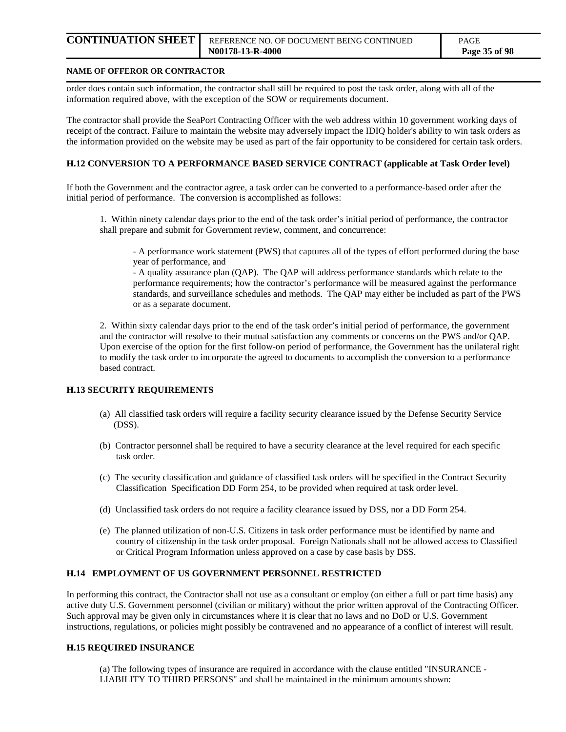order does contain such information, the contractor shall still be required to post the task order, along with all of the information required above, with the exception of the SOW or requirements document.

The contractor shall provide the SeaPort Contracting Officer with the web address within 10 government working days of receipt of the contract. Failure to maintain the website may adversely impact the IDIQ holder's ability to win task orders as the information provided on the website may be used as part of the fair opportunity to be considered for certain task orders.

**H.12 CONVERSION TO A PERFORMANCE BASED SERVICE CONTRACT (applicable at Task Order level)**

If both the Government and the contractor agree, a task order can be converted to a performance-based order after the initial period of performance. The conversion is accomplished as follows:

1. Within ninety calendar days prior to the end of the task order's initial period of performance, the contractor shall prepare and submit for Government review, comment, and concurrence:

   - A performance work statement (PWS) that captures all of the types of effort performed during the base year of performance, and
   - A quality assurance plan (QAP). The QAP will address performance standards which relate to the performance requirements; how the contractor's performance will be measured against the performance standards, and surveillance schedules and methods. The QAP may either be included as part of the PWS or as a separate document.

2. Within sixty calendar days prior to the end of the task order's initial period of performance, the government and the contractor will resolve to their mutual satisfaction any comments or concerns on the PWS and/or QAP. Upon exercise of the option for the first follow-on period of performance, the Government has the unilateral right to modify the task order to incorporate the agreed to documents to accomplish the conversion to a performance based contract.

**H.13 SECURITY REQUIREMENTS**

(a) All classified task orders will require a facility security clearance issued by the Defense Security Service (DSS).

(b) Contractor personnel shall be required to have a security clearance at the level required for each specific task order.

(c) The security classification and guidance of classified task orders will be specified in the Contract Security Classification Specification DD Form 254, to be provided when required at task order level.

(d) Unclassified task orders do not require a facility clearance issued by DSS, nor a DD Form 254.

(e) The planned utilization of non-U.S. Citizens in task order performance must be identified by name and country of citizenship in the task order proposal. Foreign Nationals shall not be allowed access to Classified or Critical Program Information unless approved on a case by case basis by DSS.

**H.14 EMPLOYMENT OF US GOVERNMENT PERSONNEL RESTRICTED**

In performing this contract, the Contractor shall not use as a consultant or employ (on either a full or part time basis) any active duty U.S. Government personnel (civilian or military) without the prior written approval of the Contracting Officer. Such approval may be given only in circumstances where it is clear that no laws and no DoD or U.S. Government instructions, regulations, or policies might possibly be contravened and no appearance of a conflict of interest will result.

**H.15 REQUIRED INSURANCE**

(a) The following types of insurance are required in accordance with the clause entitled "INSURANCE - LIABILITY TO THIRD PERSONS" and shall be maintained in the minimum amounts shown: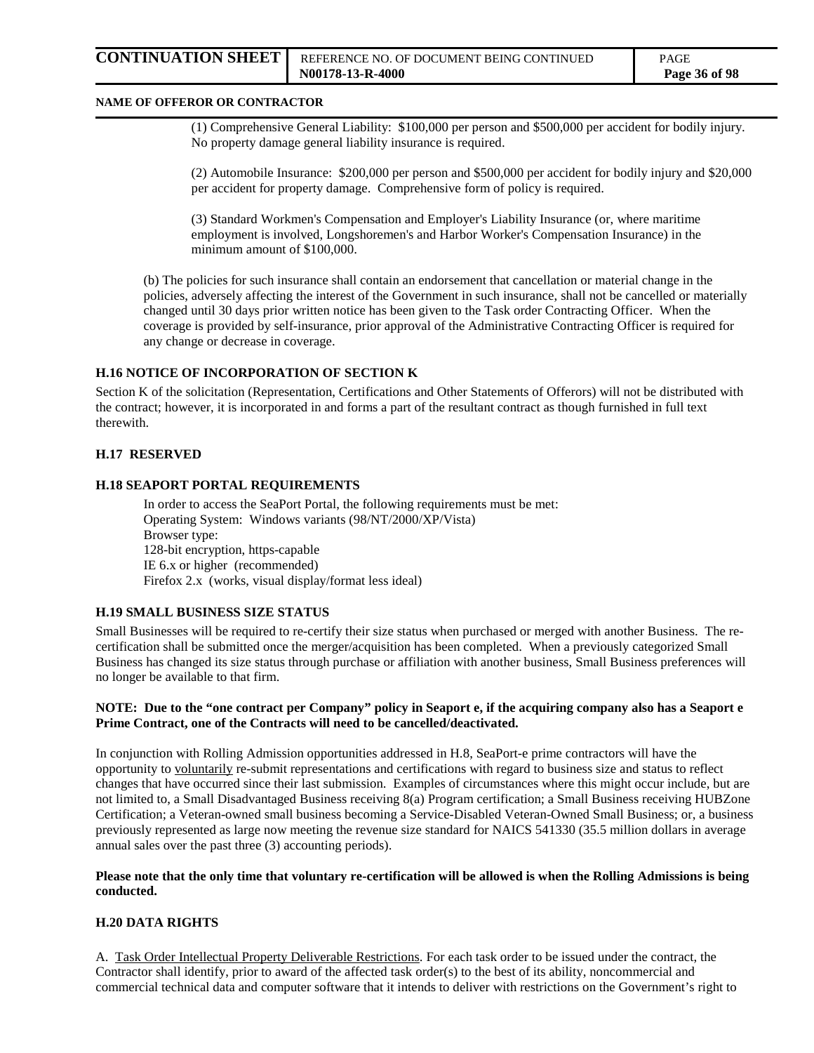(1) Comprehensive General Liability: $100,000 per person and $500,000 per accident for bodily injury. No property damage general liability insurance is required.

(2) Automobile Insurance: $200,000 per person and $500,000 per accident for bodily injury and $20,000 per accident for property damage. Comprehensive form of policy is required.

(3) Standard Workmen's Compensation and Employer's Liability Insurance (or, where maritime employment is involved, Longshoremen's and Harbor Worker's Compensation Insurance) in the minimum amount of $100,000.

(b) The policies for such insurance shall contain an endorsement that cancellation or material change in the policies, adversely affecting the interest of the Government in such insurance, shall not be cancelled or materially changed until 30 days prior written notice has been given to the Task order Contracting Officer. When the coverage is provided by self-insurance, prior approval of the Administrative Contracting Officer is required for any change or decrease in coverage.

### H.16 NOTICE OF INCORPORATION OF SECTION K

Section K of the solicitation (Representation, Certifications and Other Statements of Offerors) will not be distributed with the contract; however, it is incorporated in and forms a part of the resultant contract as though furnished in full text therewith.

### H.17 RESERVED

### H.18 SEAPORT PORTAL REQUIREMENTS

In order to access the SeaPort Portal, the following requirements must be met:
Operating System: Windows variants (98/NT/2000/XP/Vista)
Browser type:
128-bit encryption, https-capable
IE 6.x or higher (recommended)
Firefox 2.x (works, visual display/format less ideal)

### H.19 SMALL BUSINESS SIZE STATUS

Small Businesses will be required to re-certify their size status when purchased or merged with another Business. The re-certification shall be submitted once the merger/acquisition has been completed. When a previously categorized Small Business has changed its size status through purchase or affiliation with another business, Small Business preferences will no longer be available to that firm.

**NOTE: Due to the "one contract per Company" policy in Seaport e, if the acquiring company also has a Seaport e Prime Contract, one of the Contracts will need to be cancelled/deactivated.**

In conjunction with Rolling Admission opportunities addressed in H.8, SeaPort-e prime contractors will have the opportunity to voluntarily re-submit representations and certifications with regard to business size and status to reflect changes that have occurred since their last submission. Examples of circumstances where this might occur include, but are not limited to, a Small Disadvantaged Business receiving 8(a) Program certification; a Small Business receiving HUBZone Certification; a Veteran-owned small business becoming a Service-Disabled Veteran-Owned Small Business; or, a business previously represented as large now meeting the revenue size standard for NAICS 541330 (35.5 million dollars in average annual sales over the past three (3) accounting periods).

**Please note that the only time that voluntary re-certification will be allowed is when the Rolling Admissions is being conducted.**

### H.20 DATA RIGHTS

A. Task Order Intellectual Property Deliverable Restrictions. For each task order to be issued under the contract, the Contractor shall identify, prior to award of the affected task order(s) to the best of its ability, noncommercial and commercial technical data and computer software that it intends to deliver with restrictions on the Government's right to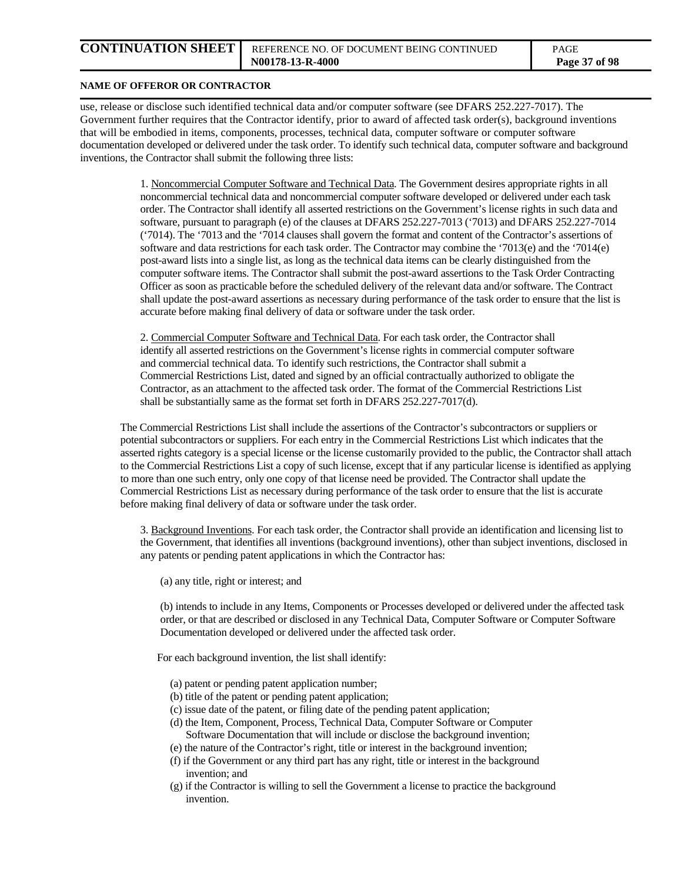use, release or disclose such identified technical data and/or computer software (see DFARS 252.227-7017). The Government further requires that the Contractor identify, prior to award of affected task order(s), background inventions that will be embodied in items, components, processes, technical data, computer software or computer software documentation developed or delivered under the task order. To identify such technical data, computer software and background inventions, the Contractor shall submit the following three lists:

1. Noncommercial Computer Software and Technical Data. The Government desires appropriate rights in all noncommercial technical data and noncommercial computer software developed or delivered under each task order. The Contractor shall identify all asserted restrictions on the Government's license rights in such data and software, pursuant to paragraph (e) of the clauses at DFARS 252.227-7013 ('7013) and DFARS 252.227-7014 ('7014). The '7013 and the '7014 clauses shall govern the format and content of the Contractor's assertions of software and data restrictions for each task order. The Contractor may combine the '7013(e) and the '7014(e) post-award lists into a single list, as long as the technical data items can be clearly distinguished from the computer software items. The Contractor shall submit the post-award assertions to the Task Order Contracting Officer as soon as practicable before the scheduled delivery of the relevant data and/or software. The Contract shall update the post-award assertions as necessary during performance of the task order to ensure that the list is accurate before making final delivery of data or software under the task order.

2. Commercial Computer Software and Technical Data. For each task order, the Contractor shall identify all asserted restrictions on the Government's license rights in commercial computer software and commercial technical data. To identify such restrictions, the Contractor shall submit a Commercial Restrictions List, dated and signed by an official contractually authorized to obligate the Contractor, as an attachment to the affected task order. The format of the Commercial Restrictions List shall be substantially same as the format set forth in DFARS 252.227-7017(d).

The Commercial Restrictions List shall include the assertions of the Contractor's subcontractors or suppliers or potential subcontractors or suppliers. For each entry in the Commercial Restrictions List which indicates that the asserted rights category is a special license or the license customarily provided to the public, the Contractor shall attach to the Commercial Restrictions List a copy of such license, except that if any particular license is identified as applying to more than one such entry, only one copy of that license need be provided. The Contractor shall update the Commercial Restrictions List as necessary during performance of the task order to ensure that the list is accurate before making final delivery of data or software under the task order.

3. Background Inventions. For each task order, the Contractor shall provide an identification and licensing list to the Government, that identifies all inventions (background inventions), other than subject inventions, disclosed in any patents or pending patent applications in which the Contractor has:

(a) any title, right or interest; and

(b) intends to include in any Items, Components or Processes developed or delivered under the affected task order, or that are described or disclosed in any Technical Data, Computer Software or Computer Software Documentation developed or delivered under the affected task order.

For each background invention, the list shall identify:

(a) patent or pending patent application number;
(b) title of the patent or pending patent application;
(c) issue date of the patent, or filing date of the pending patent application;
(d) the Item, Component, Process, Technical Data, Computer Software or Computer Software Documentation that will include or disclose the background invention;
(e) the nature of the Contractor's right, title or interest in the background invention;
(f) if the Government or any third part has any right, title or interest in the background invention; and
(g) if the Contractor is willing to sell the Government a license to practice the background invention.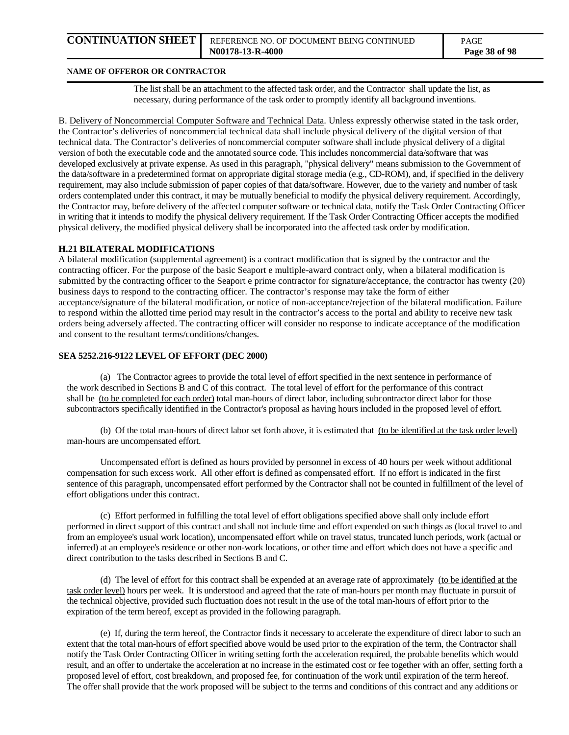The list shall be an attachment to the affected task order, and the Contractor shall update the list, as necessary, during performance of the task order to promptly identify all background inventions.

B. Delivery of Noncommercial Computer Software and Technical Data. Unless expressly otherwise stated in the task order, the Contractor's deliveries of noncommercial technical data shall include physical delivery of the digital version of that technical data. The Contractor's deliveries of noncommercial computer software shall include physical delivery of a digital version of both the executable code and the annotated source code. This includes noncommercial data/software that was developed exclusively at private expense. As used in this paragraph, "physical delivery" means submission to the Government of the data/software in a predetermined format on appropriate digital storage media (e.g., CD-ROM), and, if specified in the delivery requirement, may also include submission of paper copies of that data/software. However, due to the variety and number of task orders contemplated under this contract, it may be mutually beneficial to modify the physical delivery requirement. Accordingly, the Contractor may, before delivery of the affected computer software or technical data, notify the Task Order Contracting Officer in writing that it intends to modify the physical delivery requirement. If the Task Order Contracting Officer accepts the modified physical delivery, the modified physical delivery shall be incorporated into the affected task order by modification.

**H.21 BILATERAL MODIFICATIONS**

A bilateral modification (supplemental agreement) is a contract modification that is signed by the contractor and the contracting officer. For the purpose of the basic Seaport e multiple-award contract only, when a bilateral modification is submitted by the contracting officer to the Seaport e prime contractor for signature/acceptance, the contractor has twenty (20) business days to respond to the contracting officer. The contractor's response may take the form of either acceptance/signature of the bilateral modification, or notice of non-acceptance/rejection of the bilateral modification. Failure to respond within the allotted time period may result in the contractor's access to the portal and ability to receive new task orders being adversely affected. The contracting officer will consider no response to indicate acceptance of the modification and consent to the resultant terms/conditions/changes.

**SEA 5252.216-9122 LEVEL OF EFFORT (DEC 2000)**

(a) The Contractor agrees to provide the total level of effort specified in the next sentence in performance of the work described in Sections B and C of this contract. The total level of effort for the performance of this contract shall be (to be completed for each order) total man-hours of direct labor, including subcontractor direct labor for those subcontractors specifically identified in the Contractor's proposal as having hours included in the proposed level of effort.

(b) Of the total man-hours of direct labor set forth above, it is estimated that (to be identified at the task order level) man-hours are uncompensated effort.

Uncompensated effort is defined as hours provided by personnel in excess of 40 hours per week without additional compensation for such excess work. All other effort is defined as compensated effort. If no effort is indicated in the first sentence of this paragraph, uncompensated effort performed by the Contractor shall not be counted in fulfillment of the level of effort obligations under this contract.

(c) Effort performed in fulfilling the total level of effort obligations specified above shall only include effort performed in direct support of this contract and shall not include time and effort expended on such things as (local travel to and from an employee's usual work location), uncompensated effort while on travel status, truncated lunch periods, work (actual or inferred) at an employee's residence or other non-work locations, or other time and effort which does not have a specific and direct contribution to the tasks described in Sections B and C.

(d) The level of effort for this contract shall be expended at an average rate of approximately (to be identified at the task order level) hours per week. It is understood and agreed that the rate of man-hours per month may fluctuate in pursuit of the technical objective, provided such fluctuation does not result in the use of the total man-hours of effort prior to the expiration of the term hereof, except as provided in the following paragraph.

(e) If, during the term hereof, the Contractor finds it necessary to accelerate the expenditure of direct labor to such an extent that the total man-hours of effort specified above would be used prior to the expiration of the term, the Contractor shall notify the Task Order Contracting Officer in writing setting forth the acceleration required, the probable benefits which would result, and an offer to undertake the acceleration at no increase in the estimated cost or fee together with an offer, setting forth a proposed level of effort, cost breakdown, and proposed fee, for continuation of the work until expiration of the term hereof. The offer shall provide that the work proposed will be subject to the terms and conditions of this contract and any additions or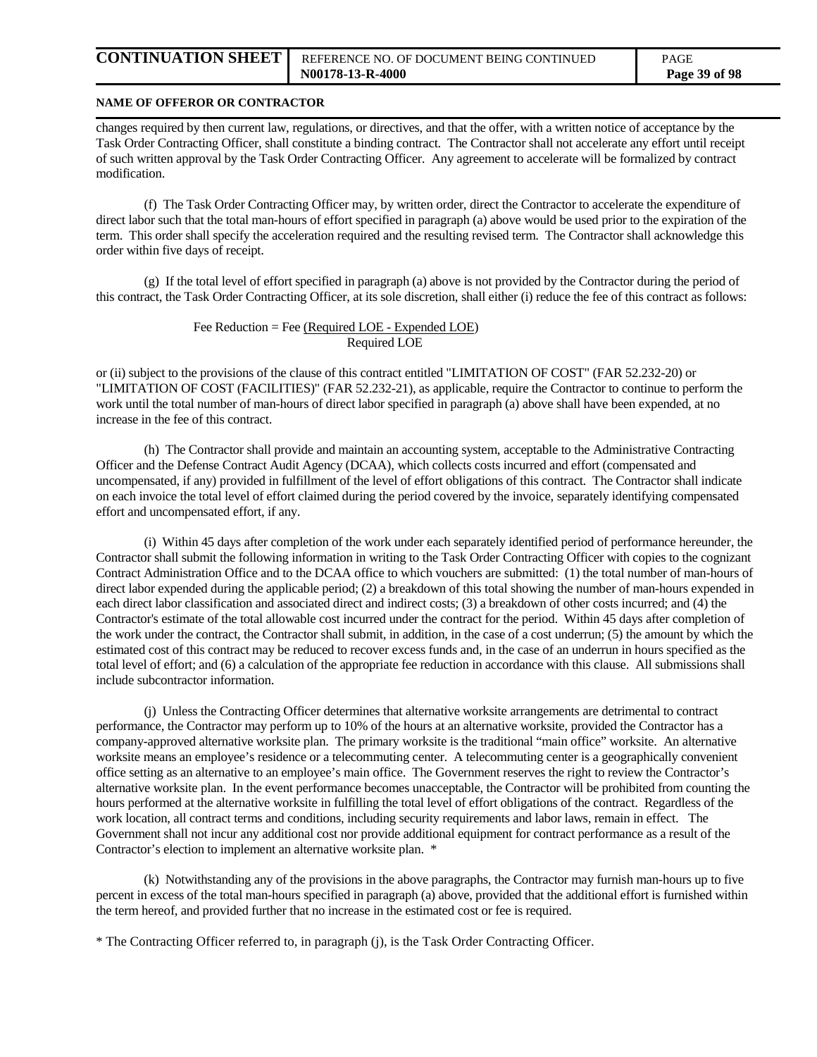changes required by then current law, regulations, or directives, and that the offer, with a written notice of acceptance by the Task Order Contracting Officer, shall constitute a binding contract. The Contractor shall not accelerate any effort until receipt of such written approval by the Task Order Contracting Officer. Any agreement to accelerate will be formalized by contract modification.

(f) The Task Order Contracting Officer may, by written order, direct the Contractor to accelerate the expenditure of direct labor such that the total man-hours of effort specified in paragraph (a) above would be used prior to the expiration of the term. This order shall specify the acceleration required and the resulting revised term. The Contractor shall acknowledge this order within five days of receipt.

(g) If the total level of effort specified in paragraph (a) above is not provided by the Contractor during the period of this contract, the Task Order Contracting Officer, at its sole discretion, shall either (i) reduce the fee of this contract as follows:

$$\text{Fee Reduction} = \text{Fee}\ \frac{(\text{Required LOE} - \text{Expended LOE})}{\text{Required LOE}}$$

or (ii) subject to the provisions of the clause of this contract entitled "LIMITATION OF COST" (FAR 52.232-20) or "LIMITATION OF COST (FACILITIES)" (FAR 52.232-21), as applicable, require the Contractor to continue to perform the work until the total number of man-hours of direct labor specified in paragraph (a) above shall have been expended, at no increase in the fee of this contract.

(h) The Contractor shall provide and maintain an accounting system, acceptable to the Administrative Contracting Officer and the Defense Contract Audit Agency (DCAA), which collects costs incurred and effort (compensated and uncompensated, if any) provided in fulfillment of the level of effort obligations of this contract. The Contractor shall indicate on each invoice the total level of effort claimed during the period covered by the invoice, separately identifying compensated effort and uncompensated effort, if any.

(i) Within 45 days after completion of the work under each separately identified period of performance hereunder, the Contractor shall submit the following information in writing to the Task Order Contracting Officer with copies to the cognizant Contract Administration Office and to the DCAA office to which vouchers are submitted: (1) the total number of man-hours of direct labor expended during the applicable period; (2) a breakdown of this total showing the number of man-hours expended in each direct labor classification and associated direct and indirect costs; (3) a breakdown of other costs incurred; and (4) the Contractor's estimate of the total allowable cost incurred under the contract for the period. Within 45 days after completion of the work under the contract, the Contractor shall submit, in addition, in the case of a cost underrun; (5) the amount by which the estimated cost of this contract may be reduced to recover excess funds and, in the case of an underrun in hours specified as the total level of effort; and (6) a calculation of the appropriate fee reduction in accordance with this clause. All submissions shall include subcontractor information.

(j) Unless the Contracting Officer determines that alternative worksite arrangements are detrimental to contract performance, the Contractor may perform up to 10% of the hours at an alternative worksite, provided the Contractor has a company-approved alternative worksite plan. The primary worksite is the traditional "main office" worksite. An alternative worksite means an employee's residence or a telecommuting center. A telecommuting center is a geographically convenient office setting as an alternative to an employee's main office. The Government reserves the right to review the Contractor's alternative worksite plan. In the event performance becomes unacceptable, the Contractor will be prohibited from counting the hours performed at the alternative worksite in fulfilling the total level of effort obligations of the contract. Regardless of the work location, all contract terms and conditions, including security requirements and labor laws, remain in effect. The Government shall not incur any additional cost nor provide additional equipment for contract performance as a result of the Contractor's election to implement an alternative worksite plan. *

(k) Notwithstanding any of the provisions in the above paragraphs, the Contractor may furnish man-hours up to five percent in excess of the total man-hours specified in paragraph (a) above, provided that the additional effort is furnished within the term hereof, and provided further that no increase in the estimated cost or fee is required.

* The Contracting Officer referred to, in paragraph (j), is the Task Order Contracting Officer.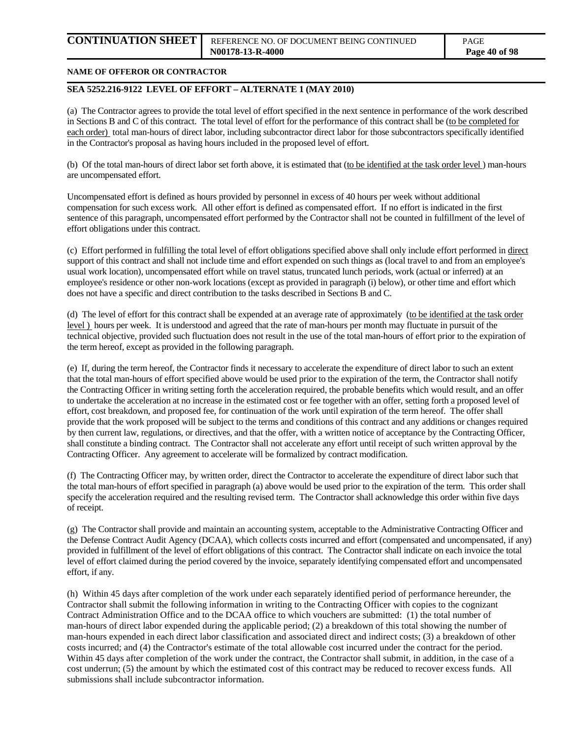**NAME OF OFFEROR OR CONTRACTOR**

**SEA 5252.216-9122 LEVEL OF EFFORT – ALTERNATE 1 (MAY 2010)**

(a) The Contractor agrees to provide the total level of effort specified in the next sentence in performance of the work described in Sections B and C of this contract. The total level of effort for the performance of this contract shall be (to be completed for each order) total man-hours of direct labor, including subcontractor direct labor for those subcontractors specifically identified in the Contractor's proposal as having hours included in the proposed level of effort.

(b) Of the total man-hours of direct labor set forth above, it is estimated that (to be identified at the task order level ) man-hours are uncompensated effort.

Uncompensated effort is defined as hours provided by personnel in excess of 40 hours per week without additional compensation for such excess work. All other effort is defined as compensated effort. If no effort is indicated in the first sentence of this paragraph, uncompensated effort performed by the Contractor shall not be counted in fulfillment of the level of effort obligations under this contract.

(c) Effort performed in fulfilling the total level of effort obligations specified above shall only include effort performed in direct support of this contract and shall not include time and effort expended on such things as (local travel to and from an employee's usual work location), uncompensated effort while on travel status, truncated lunch periods, work (actual or inferred) at an employee's residence or other non-work locations (except as provided in paragraph (i) below), or other time and effort which does not have a specific and direct contribution to the tasks described in Sections B and C.

(d) The level of effort for this contract shall be expended at an average rate of approximately (to be identified at the task order level ) hours per week. It is understood and agreed that the rate of man-hours per month may fluctuate in pursuit of the technical objective, provided such fluctuation does not result in the use of the total man-hours of effort prior to the expiration of the term hereof, except as provided in the following paragraph.

(e) If, during the term hereof, the Contractor finds it necessary to accelerate the expenditure of direct labor to such an extent that the total man-hours of effort specified above would be used prior to the expiration of the term, the Contractor shall notify the Contracting Officer in writing setting forth the acceleration required, the probable benefits which would result, and an offer to undertake the acceleration at no increase in the estimated cost or fee together with an offer, setting forth a proposed level of effort, cost breakdown, and proposed fee, for continuation of the work until expiration of the term hereof. The offer shall provide that the work proposed will be subject to the terms and conditions of this contract and any additions or changes required by then current law, regulations, or directives, and that the offer, with a written notice of acceptance by the Contracting Officer, shall constitute a binding contract. The Contractor shall not accelerate any effort until receipt of such written approval by the Contracting Officer. Any agreement to accelerate will be formalized by contract modification.

(f) The Contracting Officer may, by written order, direct the Contractor to accelerate the expenditure of direct labor such that the total man-hours of effort specified in paragraph (a) above would be used prior to the expiration of the term. This order shall specify the acceleration required and the resulting revised term. The Contractor shall acknowledge this order within five days of receipt.

(g) The Contractor shall provide and maintain an accounting system, acceptable to the Administrative Contracting Officer and the Defense Contract Audit Agency (DCAA), which collects costs incurred and effort (compensated and uncompensated, if any) provided in fulfillment of the level of effort obligations of this contract. The Contractor shall indicate on each invoice the total level of effort claimed during the period covered by the invoice, separately identifying compensated effort and uncompensated effort, if any.

(h) Within 45 days after completion of the work under each separately identified period of performance hereunder, the Contractor shall submit the following information in writing to the Contracting Officer with copies to the cognizant Contract Administration Office and to the DCAA office to which vouchers are submitted: (1) the total number of man-hours of direct labor expended during the applicable period; (2) a breakdown of this total showing the number of man-hours expended in each direct labor classification and associated direct and indirect costs; (3) a breakdown of other costs incurred; and (4) the Contractor's estimate of the total allowable cost incurred under the contract for the period. Within 45 days after completion of the work under the contract, the Contractor shall submit, in addition, in the case of a cost underrun; (5) the amount by which the estimated cost of this contract may be reduced to recover excess funds. All submissions shall include subcontractor information.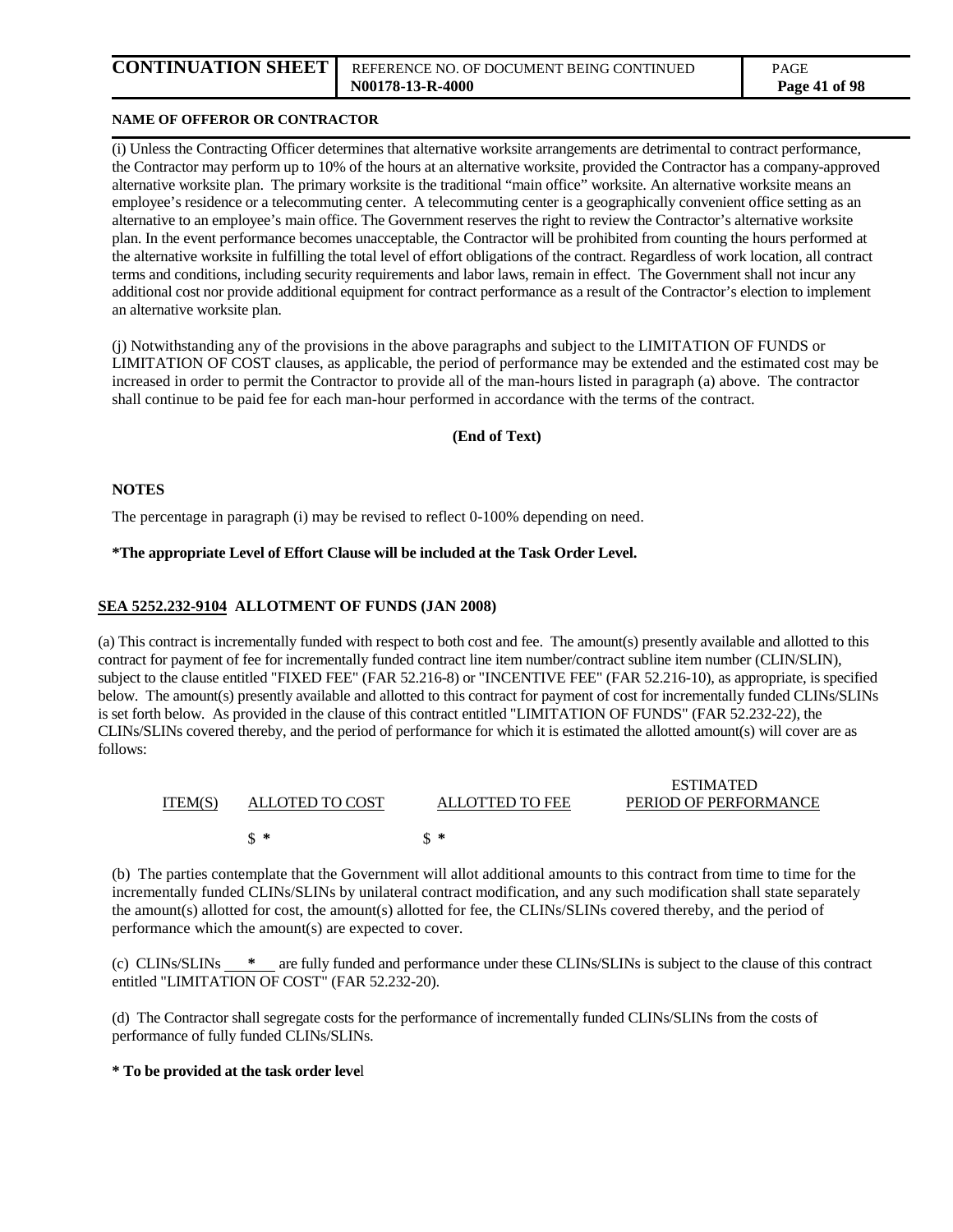**NAME OF OFFEROR OR CONTRACTOR**

(i) Unless the Contracting Officer determines that alternative worksite arrangements are detrimental to contract performance, the Contractor may perform up to 10% of the hours at an alternative worksite, provided the Contractor has a company-approved alternative worksite plan. The primary worksite is the traditional "main office" worksite. An alternative worksite means an employee's residence or a telecommuting center. A telecommuting center is a geographically convenient office setting as an alternative to an employee's main office. The Government reserves the right to review the Contractor's alternative worksite plan. In the event performance becomes unacceptable, the Contractor will be prohibited from counting the hours performed at the alternative worksite in fulfilling the total level of effort obligations of the contract. Regardless of work location, all contract terms and conditions, including security requirements and labor laws, remain in effect. The Government shall not incur any additional cost nor provide additional equipment for contract performance as a result of the Contractor's election to implement an alternative worksite plan.

(j) Notwithstanding any of the provisions in the above paragraphs and subject to the LIMITATION OF FUNDS or LIMITATION OF COST clauses, as applicable, the period of performance may be extended and the estimated cost may be increased in order to permit the Contractor to provide all of the man-hours listed in paragraph (a) above. The contractor shall continue to be paid fee for each man-hour performed in accordance with the terms of the contract.

**(End of Text)**

**NOTES**

The percentage in paragraph (i) may be revised to reflect 0-100% depending on need.

**\*The appropriate Level of Effort Clause will be included at the Task Order Level.**

**SEA 5252.232-9104 ALLOTMENT OF FUNDS (JAN 2008)**

(a) This contract is incrementally funded with respect to both cost and fee. The amount(s) presently available and allotted to this contract for payment of fee for incrementally funded contract line item number/contract subline item number (CLIN/SLIN), subject to the clause entitled "FIXED FEE" (FAR 52.216-8) or "INCENTIVE FEE" (FAR 52.216-10), as appropriate, is specified below. The amount(s) presently available and allotted to this contract for payment of cost for incrementally funded CLINs/SLINs is set forth below. As provided in the clause of this contract entitled "LIMITATION OF FUNDS" (FAR 52.232-22), the CLINs/SLINs covered thereby, and the period of performance for which it is estimated the allotted amount(s) will cover are as follows:

| ITEM(S) | ALLOTED TO COST | ALLOTTED TO FEE | ESTIMATED PERIOD OF PERFORMANCE |
|---|---|---|---|
| | $ * | $ * | |

(b) The parties contemplate that the Government will allot additional amounts to this contract from time to time for the incrementally funded CLINs/SLINs by unilateral contract modification, and any such modification shall state separately the amount(s) allotted for cost, the amount(s) allotted for fee, the CLINs/SLINs covered thereby, and the period of performance which the amount(s) are expected to cover.

(c) CLINs/SLINs \_\_\*\_\_ are fully funded and performance under these CLINs/SLINs is subject to the clause of this contract entitled "LIMITATION OF COST" (FAR 52.232-20).

(d) The Contractor shall segregate costs for the performance of incrementally funded CLINs/SLINs from the costs of performance of fully funded CLINs/SLINs.

**\* To be provided at the task order level**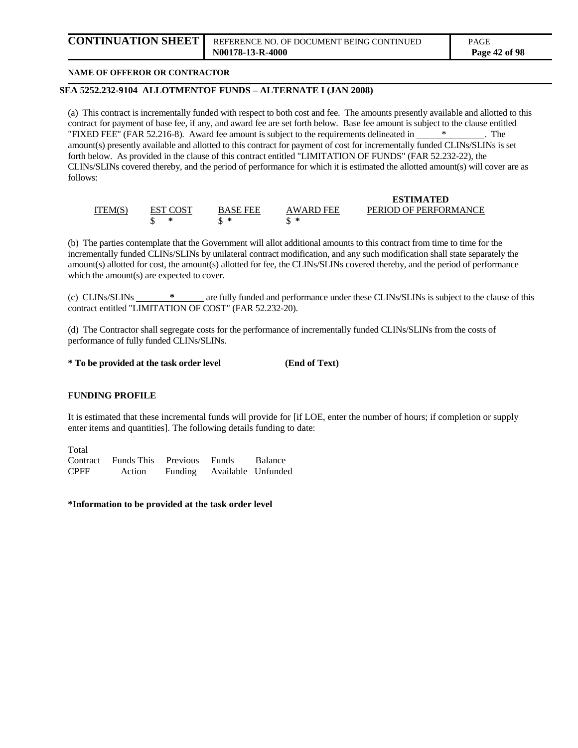**NAME OF OFFEROR OR CONTRACTOR**

**SEA 5252.232-9104 ALLOTMENTOF FUNDS – ALTERNATE I (JAN 2008)**

(a) This contract is incrementally funded with respect to both cost and fee. The amounts presently available and allotted to this contract for payment of base fee, if any, and award fee are set forth below. Base fee amount is subject to the clause entitled "FIXED FEE" (FAR 52.216-8). Award fee amount is subject to the requirements delineated in ______*________. The amount(s) presently available and allotted to this contract for payment of cost for incrementally funded CLINs/SLINs is set forth below. As provided in the clause of this contract entitled "LIMITATION OF FUNDS" (FAR 52.232-22), the CLINs/SLINs covered thereby, and the period of performance for which it is estimated the allotted amount(s) will cover are as follows:

| ITEM(S) | EST COST | BASE FEE | AWARD FEE | ESTIMATED PERIOD OF PERFORMANCE |
|---|---|---|---|---|
| | $ * | $ * | $ * | |

(b) The parties contemplate that the Government will allot additional amounts to this contract from time to time for the incrementally funded CLINs/SLINs by unilateral contract modification, and any such modification shall state separately the amount(s) allotted for cost, the amount(s) allotted for fee, the CLINs/SLINs covered thereby, and the period of performance which the amount(s) are expected to cover.

(c) CLINs/SLINs ______*______ are fully funded and performance under these CLINs/SLINs is subject to the clause of this contract entitled "LIMITATION OF COST" (FAR 52.232-20).

(d) The Contractor shall segregate costs for the performance of incrementally funded CLINs/SLINs from the costs of performance of fully funded CLINs/SLINs.

**\* To be provided at the task order level** **(End of Text)**

**FUNDING PROFILE**

It is estimated that these incremental funds will provide for [if LOE, enter the number of hours; if completion or supply enter items and quantities]. The following details funding to date:

| Total Contract CPFF | Funds This Action | Previous Funding | Funds Available | Balance Unfunded |
|---|---|---|---|---|

**\*Information to be provided at the task order level**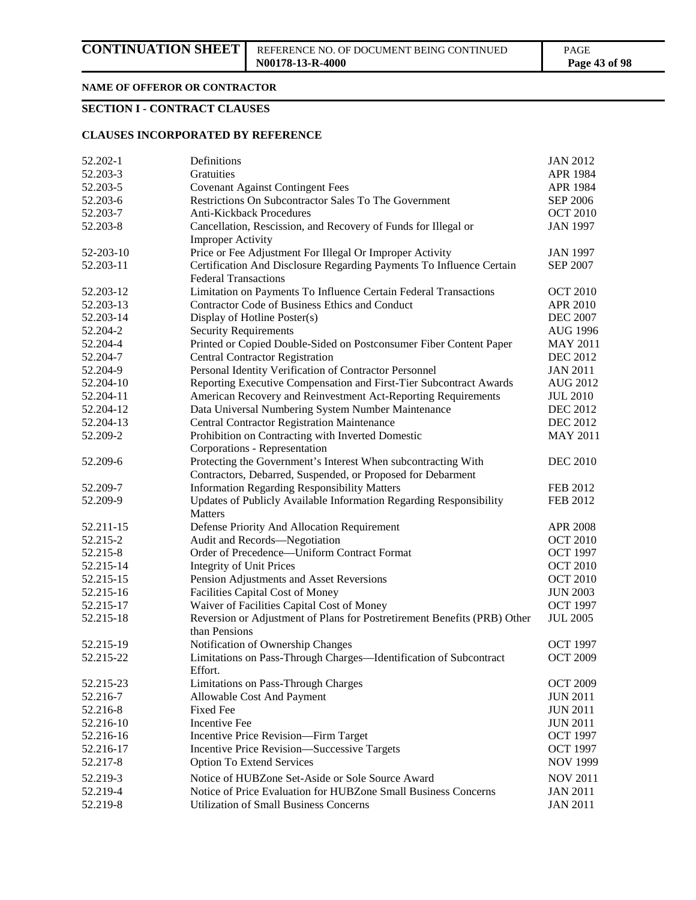**NAME OF OFFEROR OR CONTRACTOR**

## SECTION I - CONTRACT CLAUSES

### CLAUSES INCORPORATED BY REFERENCE

| | | |
|---|---|---|
| 52.202-1 | Definitions | JAN 2012 |
| 52.203-3 | Gratuities | APR 1984 |
| 52.203-5 | Covenant Against Contingent Fees | APR 1984 |
| 52.203-6 | Restrictions On Subcontractor Sales To The Government | SEP 2006 |
| 52.203-7 | Anti-Kickback Procedures | OCT 2010 |
| 52.203-8 | Cancellation, Rescission, and Recovery of Funds for Illegal or Improper Activity | JAN 1997 |
| 52-203-10 | Price or Fee Adjustment For Illegal Or Improper Activity | JAN 1997 |
| 52.203-11 | Certification And Disclosure Regarding Payments To Influence Certain Federal Transactions | SEP 2007 |
| 52.203-12 | Limitation on Payments To Influence Certain Federal Transactions | OCT 2010 |
| 52.203-13 | Contractor Code of Business Ethics and Conduct | APR 2010 |
| 52.203-14 | Display of Hotline Poster(s) | DEC 2007 |
| 52.204-2 | Security Requirements | AUG 1996 |
| 52.204-4 | Printed or Copied Double-Sided on Postconsumer Fiber Content Paper | MAY 2011 |
| 52.204-7 | Central Contractor Registration | DEC 2012 |
| 52.204-9 | Personal Identity Verification of Contractor Personnel | JAN 2011 |
| 52.204-10 | Reporting Executive Compensation and First-Tier Subcontract Awards | AUG 2012 |
| 52.204-11 | American Recovery and Reinvestment Act-Reporting Requirements | JUL 2010 |
| 52.204-12 | Data Universal Numbering System Number Maintenance | DEC 2012 |
| 52.204-13 | Central Contractor Registration Maintenance | DEC 2012 |
| 52.209-2 | Prohibition on Contracting with Inverted Domestic Corporations - Representation | MAY 2011 |
| 52.209-6 | Protecting the Government's Interest When subcontracting With Contractors, Debarred, Suspended, or Proposed for Debarment | DEC 2010 |
| 52.209-7 | Information Regarding Responsibility Matters | FEB 2012 |
| 52.209-9 | Updates of Publicly Available Information Regarding Responsibility Matters | FEB 2012 |
| 52.211-15 | Defense Priority And Allocation Requirement | APR 2008 |
| 52.215-2 | Audit and Records—Negotiation | OCT 2010 |
| 52.215-8 | Order of Precedence—Uniform Contract Format | OCT 1997 |
| 52.215-14 | Integrity of Unit Prices | OCT 2010 |
| 52.215-15 | Pension Adjustments and Asset Reversions | OCT 2010 |
| 52.215-16 | Facilities Capital Cost of Money | JUN 2003 |
| 52.215-17 | Waiver of Facilities Capital Cost of Money | OCT 1997 |
| 52.215-18 | Reversion or Adjustment of Plans for Postretirement Benefits (PRB) Other than Pensions | JUL 2005 |
| 52.215-19 | Notification of Ownership Changes | OCT 1997 |
| 52.215-22 | Limitations on Pass-Through Charges—Identification of Subcontract Effort. | OCT 2009 |
| 52.215-23 | Limitations on Pass-Through Charges | OCT 2009 |
| 52.216-7 | Allowable Cost And Payment | JUN 2011 |
| 52.216-8 | Fixed Fee | JUN 2011 |
| 52.216-10 | Incentive Fee | JUN 2011 |
| 52.216-16 | Incentive Price Revision—Firm Target | OCT 1997 |
| 52.216-17 | Incentive Price Revision—Successive Targets | OCT 1997 |
| 52.217-8 | Option To Extend Services | NOV 1999 |
| 52.219-3 | Notice of HUBZone Set-Aside or Sole Source Award | NOV 2011 |
| 52.219-4 | Notice of Price Evaluation for HUBZone Small Business Concerns | JAN 2011 |
| 52.219-8 | Utilization of Small Business Concerns | JAN 2011 |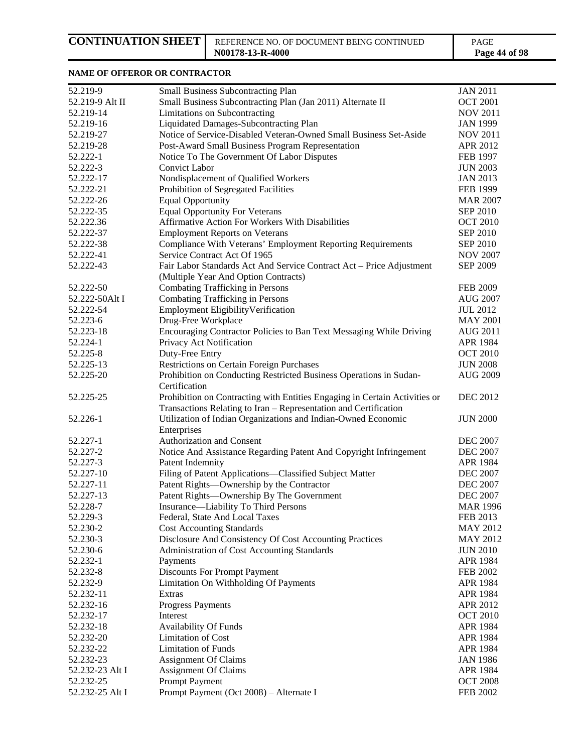**NAME OF OFFEROR OR CONTRACTOR**

| | | |
|---|---|---|
| 52.219-9 | Small Business Subcontracting Plan | JAN 2011 |
| 52.219-9 Alt II | Small Business Subcontracting Plan (Jan 2011) Alternate II | OCT 2001 |
| 52.219-14 | Limitations on Subcontracting | NOV 2011 |
| 52.219-16 | Liquidated Damages-Subcontracting Plan | JAN 1999 |
| 52.219-27 | Notice of Service-Disabled Veteran-Owned Small Business Set-Aside | NOV 2011 |
| 52.219-28 | Post-Award Small Business Program Representation | APR 2012 |
| 52.222-1 | Notice To The Government Of Labor Disputes | FEB 1997 |
| 52.222-3 | Convict Labor | JUN 2003 |
| 52.222-17 | Nondisplacement of Qualified Workers | JAN 2013 |
| 52.222-21 | Prohibition of Segregated Facilities | FEB 1999 |
| 52.222-26 | Equal Opportunity | MAR 2007 |
| 52.222-35 | Equal Opportunity For Veterans | SEP 2010 |
| 52.222.36 | Affirmative Action For Workers With Disabilities | OCT 2010 |
| 52.222-37 | Employment Reports on Veterans | SEP 2010 |
| 52.222-38 | Compliance With Veterans' Employment Reporting Requirements | SEP 2010 |
| 52.222-41 | Service Contract Act Of 1965 | NOV 2007 |
| 52.222-43 | Fair Labor Standards Act And Service Contract Act – Price Adjustment (Multiple Year And Option Contracts) | SEP 2009 |
| 52.222-50 | Combating Trafficking in Persons | FEB 2009 |
| 52.222-50Alt I | Combating Trafficking in Persons | AUG 2007 |
| 52.222-54 | Employment EligibilityVerification | JUL 2012 |
| 52.223-6 | Drug-Free Workplace | MAY 2001 |
| 52.223-18 | Encouraging Contractor Policies to Ban Text Messaging While Driving | AUG 2011 |
| 52.224-1 | Privacy Act Notification | APR 1984 |
| 52.225-8 | Duty-Free Entry | OCT 2010 |
| 52.225-13 | Restrictions on Certain Foreign Purchases | JUN 2008 |
| 52.225-20 | Prohibition on Conducting Restricted Business Operations in Sudan-Certification | AUG 2009 |
| 52.225-25 | Prohibition on Contracting with Entities Engaging in Certain Activities or Transactions Relating to Iran – Representation and Certification | DEC 2012 |
| 52.226-1 | Utilization of Indian Organizations and Indian-Owned Economic Enterprises | JUN 2000 |
| 52.227-1 | Authorization and Consent | DEC 2007 |
| 52.227-2 | Notice And Assistance Regarding Patent And Copyright Infringement | DEC 2007 |
| 52.227-3 | Patent Indemnity | APR 1984 |
| 52.227-10 | Filing of Patent Applications—Classified Subject Matter | DEC 2007 |
| 52.227-11 | Patent Rights—Ownership by the Contractor | DEC 2007 |
| 52.227-13 | Patent Rights—Ownership By The Government | DEC 2007 |
| 52.228-7 | Insurance—Liability To Third Persons | MAR 1996 |
| 52.229-3 | Federal, State And Local Taxes | FEB 2013 |
| 52.230-2 | Cost Accounting Standards | MAY 2012 |
| 52.230-3 | Disclosure And Consistency Of Cost Accounting Practices | MAY 2012 |
| 52.230-6 | Administration of Cost Accounting Standards | JUN 2010 |
| 52.232-1 | Payments | APR 1984 |
| 52.232-8 | Discounts For Prompt Payment | FEB 2002 |
| 52.232-9 | Limitation On Withholding Of Payments | APR 1984 |
| 52.232-11 | Extras | APR 1984 |
| 52.232-16 | Progress Payments | APR 2012 |
| 52.232-17 | Interest | OCT 2010 |
| 52.232-18 | Availability Of Funds | APR 1984 |
| 52.232-20 | Limitation of Cost | APR 1984 |
| 52.232-22 | Limitation of Funds | APR 1984 |
| 52.232-23 | Assignment Of Claims | JAN 1986 |
| 52.232-23 Alt I | Assignment Of Claims | APR 1984 |
| 52.232-25 | Prompt Payment | OCT 2008 |
| 52.232-25 Alt I | Prompt Payment (Oct 2008) – Alternate I | FEB 2002 |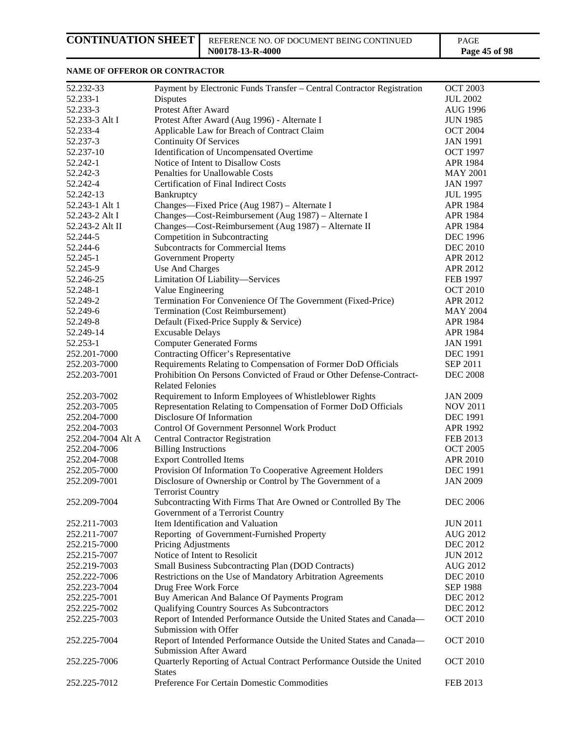**NAME OF OFFEROR OR CONTRACTOR**

| | | |
|---|---|---|
| 52.232-33 | Payment by Electronic Funds Transfer – Central Contractor Registration | OCT 2003 |
| 52.233-1 | Disputes | JUL 2002 |
| 52.233-3 | Protest After Award | AUG 1996 |
| 52.233-3 Alt I | Protest After Award (Aug 1996) - Alternate I | JUN 1985 |
| 52.233-4 | Applicable Law for Breach of Contract Claim | OCT 2004 |
| 52.237-3 | Continuity Of Services | JAN 1991 |
| 52.237-10 | Identification of Uncompensated Overtime | OCT 1997 |
| 52.242-1 | Notice of Intent to Disallow Costs | APR 1984 |
| 52.242-3 | Penalties for Unallowable Costs | MAY 2001 |
| 52.242-4 | Certification of Final Indirect Costs | JAN 1997 |
| 52.242-13 | Bankruptcy | JUL 1995 |
| 52.243-1 Alt 1 | Changes—Fixed Price (Aug 1987) – Alternate I | APR 1984 |
| 52.243-2 Alt I | Changes—Cost-Reimbursement (Aug 1987) – Alternate I | APR 1984 |
| 52.243-2 Alt II | Changes—Cost-Reimbursement (Aug 1987) – Alternate II | APR 1984 |
| 52.244-5 | Competition in Subcontracting | DEC 1996 |
| 52.244-6 | Subcontracts for Commercial Items | DEC 2010 |
| 52.245-1 | Government Property | APR 2012 |
| 52.245-9 | Use And Charges | APR 2012 |
| 52.246-25 | Limitation Of Liability—Services | FEB 1997 |
| 52.248-1 | Value Engineering | OCT 2010 |
| 52.249-2 | Termination For Convenience Of The Government (Fixed-Price) | APR 2012 |
| 52.249-6 | Termination (Cost Reimbursement) | MAY 2004 |
| 52.249-8 | Default (Fixed-Price Supply & Service) | APR 1984 |
| 52.249-14 | Excusable Delays | APR 1984 |
| 52.253-1 | Computer Generated Forms | JAN 1991 |
| 252.201-7000 | Contracting Officer's Representative | DEC 1991 |
| 252.203-7000 | Requirements Relating to Compensation of Former DoD Officials | SEP 2011 |
| 252.203-7001 | Prohibition On Persons Convicted of Fraud or Other Defense-Contract-Related Felonies | DEC 2008 |
| 252.203-7002 | Requirement to Inform Employees of Whistleblower Rights | JAN 2009 |
| 252.203-7005 | Representation Relating to Compensation of Former DoD Officials | NOV 2011 |
| 252.204-7000 | Disclosure Of Information | DEC 1991 |
| 252.204-7003 | Control Of Government Personnel Work Product | APR 1992 |
| 252.204-7004 Alt A | Central Contractor Registration | FEB 2013 |
| 252.204-7006 | Billing Instructions | OCT 2005 |
| 252.204-7008 | Export Controlled Items | APR 2010 |
| 252.205-7000 | Provision Of Information To Cooperative Agreement Holders | DEC 1991 |
| 252.209-7001 | Disclosure of Ownership or Control by The Government of a Terrorist Country | JAN 2009 |
| 252.209-7004 | Subcontracting With Firms That Are Owned or Controlled By The Government of a Terrorist Country | DEC 2006 |
| 252.211-7003 | Item Identification and Valuation | JUN 2011 |
| 252.211-7007 | Reporting of Government-Furnished Property | AUG 2012 |
| 252.215-7000 | Pricing Adjustments | DEC 2012 |
| 252.215-7007 | Notice of Intent to Resolicit | JUN 2012 |
| 252.219-7003 | Small Business Subcontracting Plan (DOD Contracts) | AUG 2012 |
| 252.222-7006 | Restrictions on the Use of Mandatory Arbitration Agreements | DEC 2010 |
| 252.223-7004 | Drug Free Work Force | SEP 1988 |
| 252.225-7001 | Buy American And Balance Of Payments Program | DEC 2012 |
| 252.225-7002 | Qualifying Country Sources As Subcontractors | DEC 2012 |
| 252.225-7003 | Report of Intended Performance Outside the United States and Canada—Submission with Offer | OCT 2010 |
| 252.225-7004 | Report of Intended Performance Outside the United States and Canada—Submission After Award | OCT 2010 |
| 252.225-7006 | Quarterly Reporting of Actual Contract Performance Outside the United States | OCT 2010 |
| 252.225-7012 | Preference For Certain Domestic Commodities | FEB 2013 |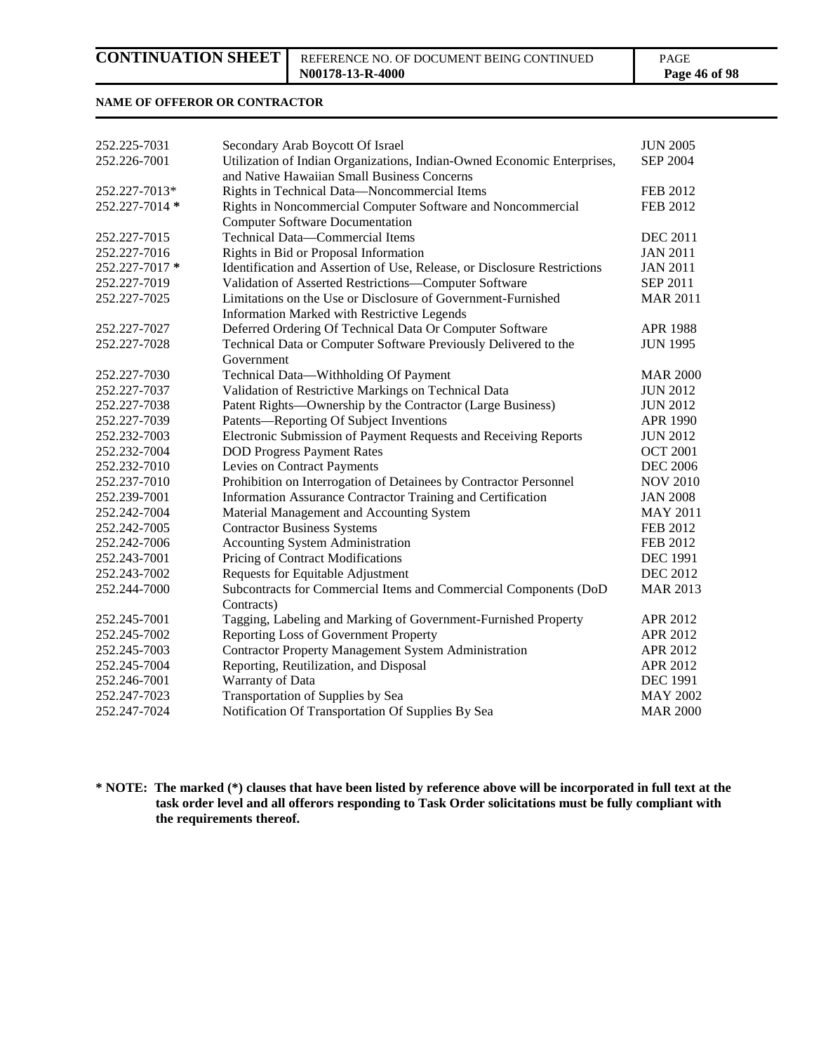**NAME OF OFFEROR OR CONTRACTOR**

| | | |
|---|---|---|
| 252.225-7031 | Secondary Arab Boycott Of Israel | JUN 2005 |
| 252.226-7001 | Utilization of Indian Organizations, Indian-Owned Economic Enterprises, and Native Hawaiian Small Business Concerns | SEP 2004 |
| 252.227-7013* | Rights in Technical Data—Noncommercial Items | FEB 2012 |
| 252.227-7014 **\*** | Rights in Noncommercial Computer Software and Noncommercial Computer Software Documentation | FEB 2012 |
| 252.227-7015 | Technical Data—Commercial Items | DEC 2011 |
| 252.227-7016 | Rights in Bid or Proposal Information | JAN 2011 |
| 252.227-7017 **\*** | Identification and Assertion of Use, Release, or Disclosure Restrictions | JAN 2011 |
| 252.227-7019 | Validation of Asserted Restrictions—Computer Software | SEP 2011 |
| 252.227-7025 | Limitations on the Use or Disclosure of Government-Furnished Information Marked with Restrictive Legends | MAR 2011 |
| 252.227-7027 | Deferred Ordering Of Technical Data Or Computer Software | APR 1988 |
| 252.227-7028 | Technical Data or Computer Software Previously Delivered to the Government | JUN 1995 |
| 252.227-7030 | Technical Data—Withholding Of Payment | MAR 2000 |
| 252.227-7037 | Validation of Restrictive Markings on Technical Data | JUN 2012 |
| 252.227-7038 | Patent Rights—Ownership by the Contractor (Large Business) | JUN 2012 |
| 252.227-7039 | Patents—Reporting Of Subject Inventions | APR 1990 |
| 252.232-7003 | Electronic Submission of Payment Requests and Receiving Reports | JUN 2012 |
| 252.232-7004 | DOD Progress Payment Rates | OCT 2001 |
| 252.232-7010 | Levies on Contract Payments | DEC 2006 |
| 252.237-7010 | Prohibition on Interrogation of Detainees by Contractor Personnel | NOV 2010 |
| 252.239-7001 | Information Assurance Contractor Training and Certification | JAN 2008 |
| 252.242-7004 | Material Management and Accounting System | MAY 2011 |
| 252.242-7005 | Contractor Business Systems | FEB 2012 |
| 252.242-7006 | Accounting System Administration | FEB 2012 |
| 252.243-7001 | Pricing of Contract Modifications | DEC 1991 |
| 252.243-7002 | Requests for Equitable Adjustment | DEC 2012 |
| 252.244-7000 | Subcontracts for Commercial Items and Commercial Components (DoD Contracts) | MAR 2013 |
| 252.245-7001 | Tagging, Labeling and Marking of Government-Furnished Property | APR 2012 |
| 252.245-7002 | Reporting Loss of Government Property | APR 2012 |
| 252.245-7003 | Contractor Property Management System Administration | APR 2012 |
| 252.245-7004 | Reporting, Reutilization, and Disposal | APR 2012 |
| 252.246-7001 | Warranty of Data | DEC 1991 |
| 252.247-7023 | Transportation of Supplies by Sea | MAY 2002 |
| 252.247-7024 | Notification Of Transportation Of Supplies By Sea | MAR 2000 |

**\* NOTE: The marked (\*) clauses that have been listed by reference above will be incorporated in full text at the task order level and all offerors responding to Task Order solicitations must be fully compliant with the requirements thereof.**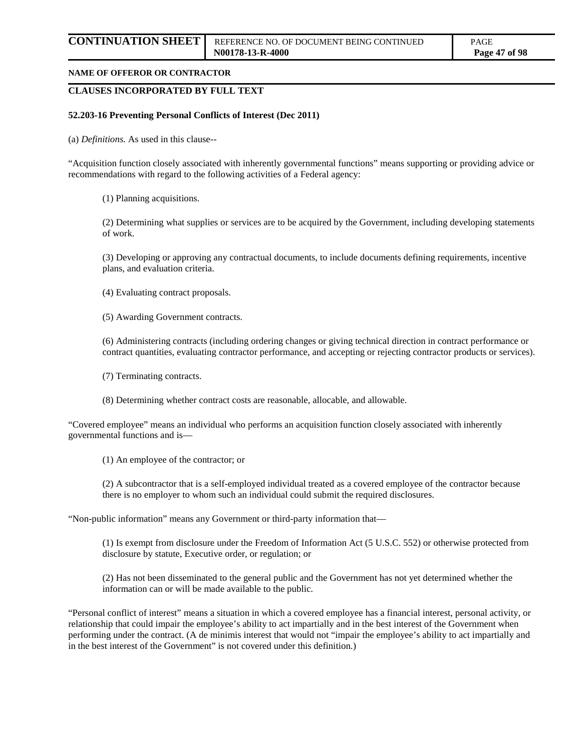**NAME OF OFFEROR OR CONTRACTOR**

**CLAUSES INCORPORATED BY FULL TEXT**

**52.203-16 Preventing Personal Conflicts of Interest (Dec 2011)**

(a) *Definitions.* As used in this clause--

"Acquisition function closely associated with inherently governmental functions" means supporting or providing advice or recommendations with regard to the following activities of a Federal agency:

(1) Planning acquisitions.

(2) Determining what supplies or services are to be acquired by the Government, including developing statements of work.

(3) Developing or approving any contractual documents, to include documents defining requirements, incentive plans, and evaluation criteria.

(4) Evaluating contract proposals.

(5) Awarding Government contracts.

(6) Administering contracts (including ordering changes or giving technical direction in contract performance or contract quantities, evaluating contractor performance, and accepting or rejecting contractor products or services).

(7) Terminating contracts.

(8) Determining whether contract costs are reasonable, allocable, and allowable.

"Covered employee" means an individual who performs an acquisition function closely associated with inherently governmental functions and is—

(1) An employee of the contractor; or

(2) A subcontractor that is a self-employed individual treated as a covered employee of the contractor because there is no employer to whom such an individual could submit the required disclosures.

"Non-public information" means any Government or third-party information that—

(1) Is exempt from disclosure under the Freedom of Information Act (5 U.S.C. 552) or otherwise protected from disclosure by statute, Executive order, or regulation; or

(2) Has not been disseminated to the general public and the Government has not yet determined whether the information can or will be made available to the public.

"Personal conflict of interest" means a situation in which a covered employee has a financial interest, personal activity, or relationship that could impair the employee's ability to act impartially and in the best interest of the Government when performing under the contract. (A de minimis interest that would not "impair the employee's ability to act impartially and in the best interest of the Government" is not covered under this definition.)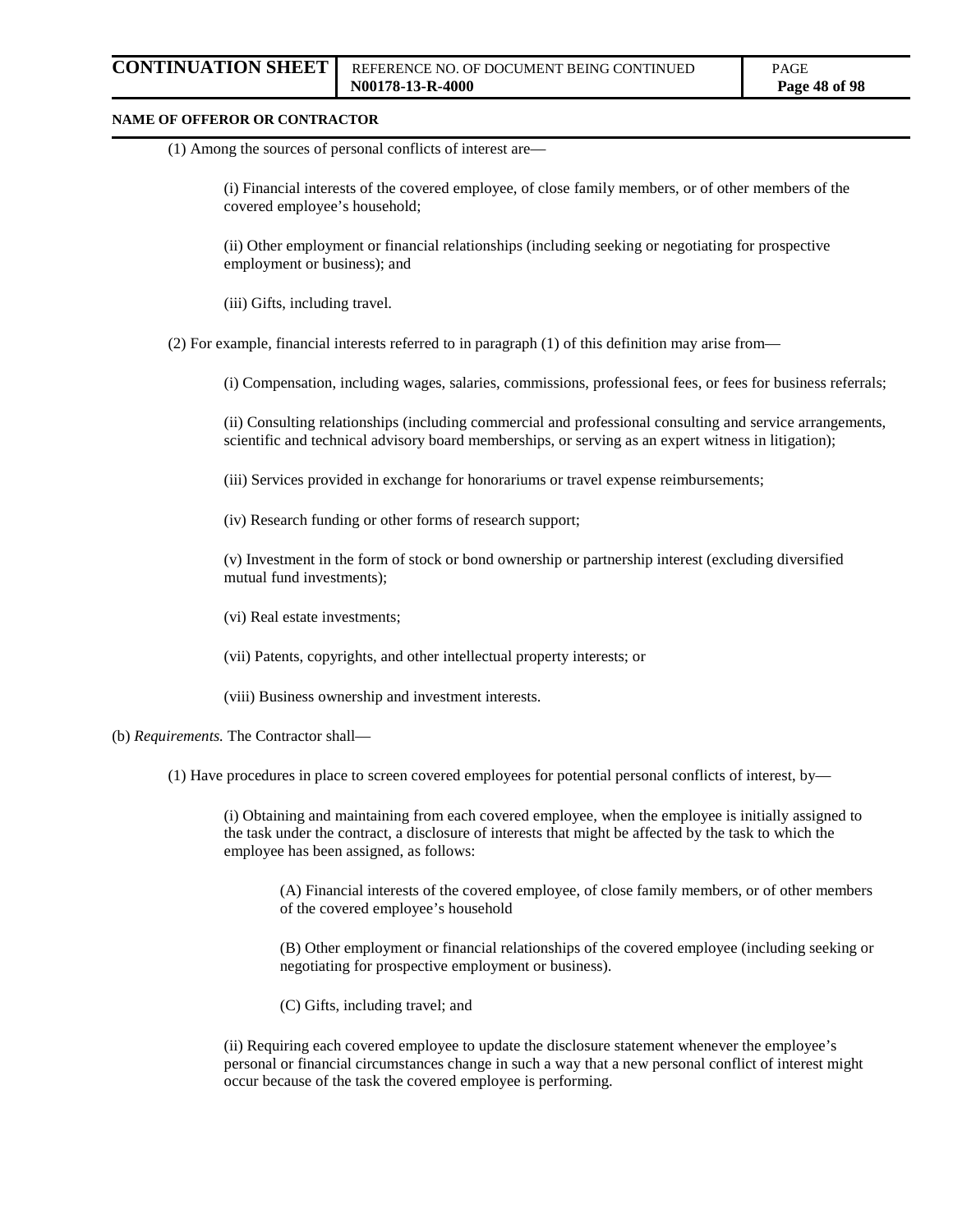(1) Among the sources of personal conflicts of interest are—

(i) Financial interests of the covered employee, of close family members, or of other members of the covered employee's household;

(ii) Other employment or financial relationships (including seeking or negotiating for prospective employment or business); and

(iii) Gifts, including travel.

(2) For example, financial interests referred to in paragraph (1) of this definition may arise from—

(i) Compensation, including wages, salaries, commissions, professional fees, or fees for business referrals;

(ii) Consulting relationships (including commercial and professional consulting and service arrangements, scientific and technical advisory board memberships, or serving as an expert witness in litigation);

(iii) Services provided in exchange for honorariums or travel expense reimbursements;

(iv) Research funding or other forms of research support;

(v) Investment in the form of stock or bond ownership or partnership interest (excluding diversified mutual fund investments);

(vi) Real estate investments;

(vii) Patents, copyrights, and other intellectual property interests; or

(viii) Business ownership and investment interests.

(b) *Requirements.* The Contractor shall—

(1) Have procedures in place to screen covered employees for potential personal conflicts of interest, by—

(i) Obtaining and maintaining from each covered employee, when the employee is initially assigned to the task under the contract, a disclosure of interests that might be affected by the task to which the employee has been assigned, as follows:

(A) Financial interests of the covered employee, of close family members, or of other members of the covered employee's household

(B) Other employment or financial relationships of the covered employee (including seeking or negotiating for prospective employment or business).

(C) Gifts, including travel; and

(ii) Requiring each covered employee to update the disclosure statement whenever the employee's personal or financial circumstances change in such a way that a new personal conflict of interest might occur because of the task the covered employee is performing.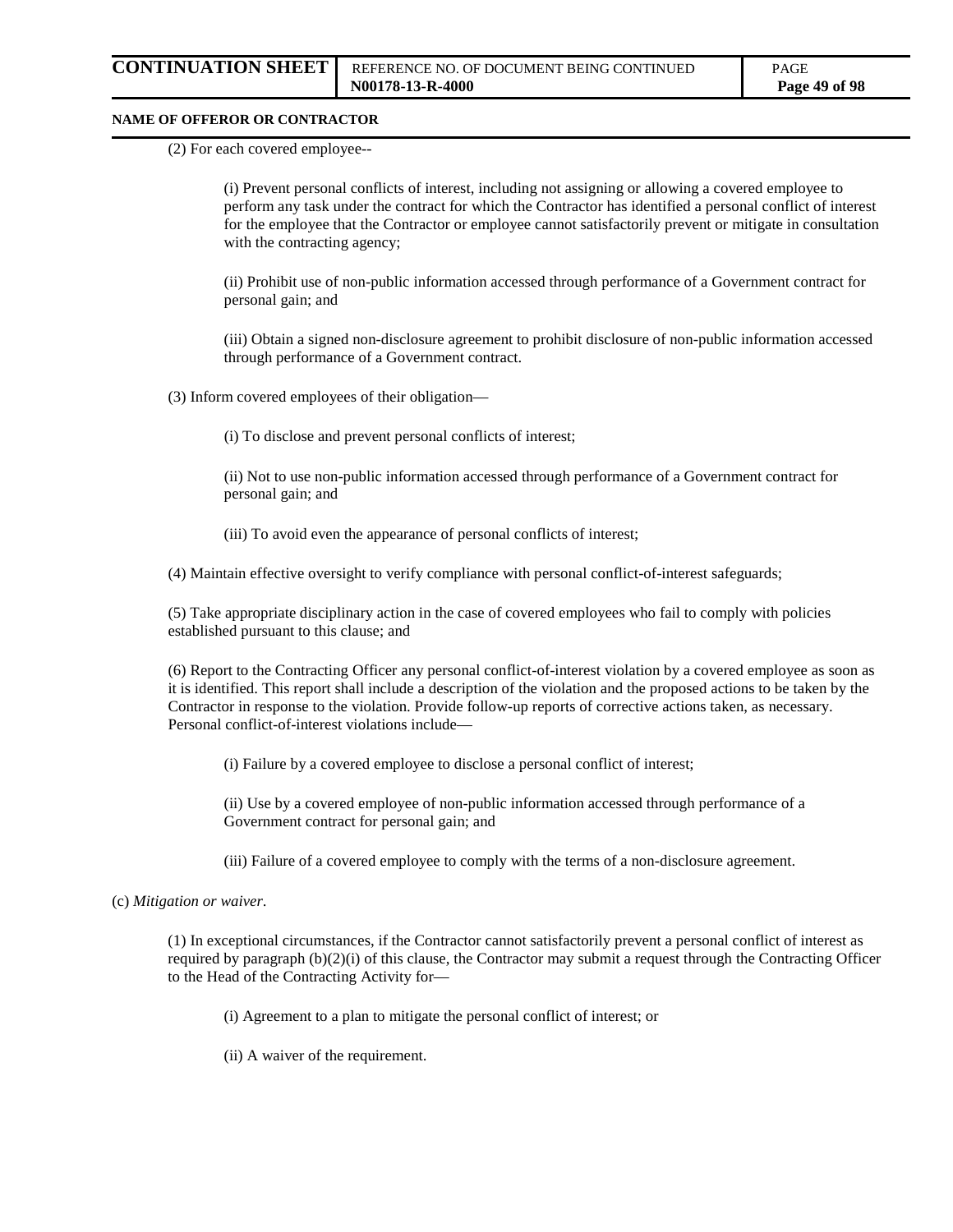(2) For each covered employee--

(i) Prevent personal conflicts of interest, including not assigning or allowing a covered employee to perform any task under the contract for which the Contractor has identified a personal conflict of interest for the employee that the Contractor or employee cannot satisfactorily prevent or mitigate in consultation with the contracting agency;

(ii) Prohibit use of non-public information accessed through performance of a Government contract for personal gain; and

(iii) Obtain a signed non-disclosure agreement to prohibit disclosure of non-public information accessed through performance of a Government contract.

(3) Inform covered employees of their obligation—

(i) To disclose and prevent personal conflicts of interest;

(ii) Not to use non-public information accessed through performance of a Government contract for personal gain; and

(iii) To avoid even the appearance of personal conflicts of interest;

(4) Maintain effective oversight to verify compliance with personal conflict-of-interest safeguards;

(5) Take appropriate disciplinary action in the case of covered employees who fail to comply with policies established pursuant to this clause; and

(6) Report to the Contracting Officer any personal conflict-of-interest violation by a covered employee as soon as it is identified. This report shall include a description of the violation and the proposed actions to be taken by the Contractor in response to the violation. Provide follow-up reports of corrective actions taken, as necessary. Personal conflict-of-interest violations include—

(i) Failure by a covered employee to disclose a personal conflict of interest;

(ii) Use by a covered employee of non-public information accessed through performance of a Government contract for personal gain; and

(iii) Failure of a covered employee to comply with the terms of a non-disclosure agreement.

(c) *Mitigation or waiver.*

(1) In exceptional circumstances, if the Contractor cannot satisfactorily prevent a personal conflict of interest as required by paragraph (b)(2)(i) of this clause, the Contractor may submit a request through the Contracting Officer to the Head of the Contracting Activity for—

(i) Agreement to a plan to mitigate the personal conflict of interest; or

(ii) A waiver of the requirement.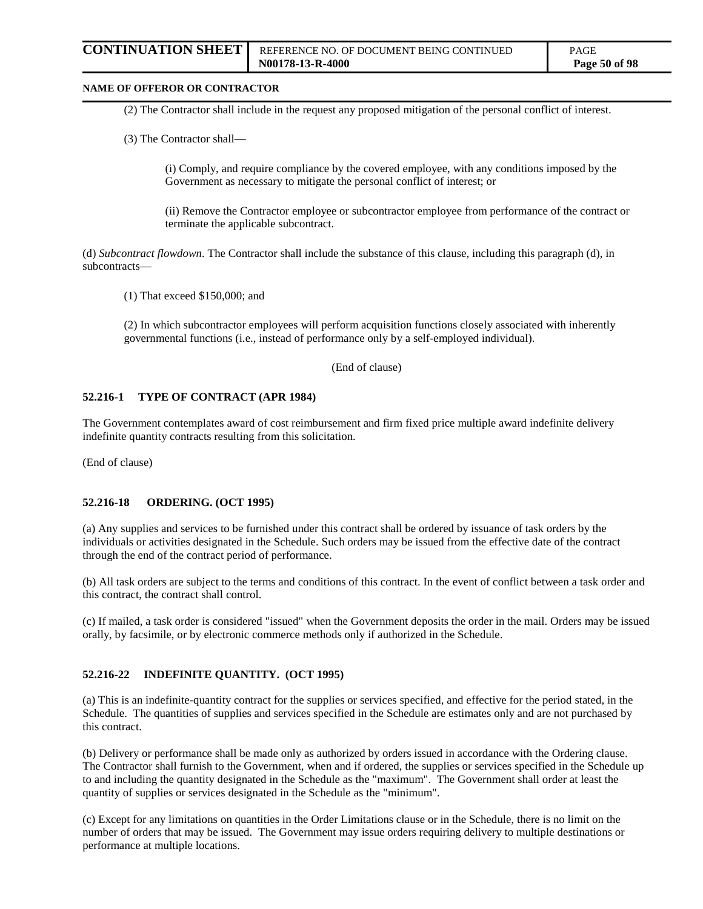(2) The Contractor shall include in the request any proposed mitigation of the personal conflict of interest.

(3) The Contractor shall—

(i) Comply, and require compliance by the covered employee, with any conditions imposed by the Government as necessary to mitigate the personal conflict of interest; or

(ii) Remove the Contractor employee or subcontractor employee from performance of the contract or terminate the applicable subcontract.

(d) *Subcontract flowdown*. The Contractor shall include the substance of this clause, including this paragraph (d), in subcontracts—

(1) That exceed $150,000; and

(2) In which subcontractor employees will perform acquisition functions closely associated with inherently governmental functions (i.e., instead of performance only by a self-employed individual).

(End of clause)

**52.216-1 TYPE OF CONTRACT (APR 1984)**

The Government contemplates award of cost reimbursement and firm fixed price multiple award indefinite delivery indefinite quantity contracts resulting from this solicitation.

(End of clause)

**52.216-18 ORDERING. (OCT 1995)**

(a) Any supplies and services to be furnished under this contract shall be ordered by issuance of task orders by the individuals or activities designated in the Schedule. Such orders may be issued from the effective date of the contract through the end of the contract period of performance.

(b) All task orders are subject to the terms and conditions of this contract. In the event of conflict between a task order and this contract, the contract shall control.

(c) If mailed, a task order is considered "issued" when the Government deposits the order in the mail. Orders may be issued orally, by facsimile, or by electronic commerce methods only if authorized in the Schedule.

**52.216-22 INDEFINITE QUANTITY. (OCT 1995)**

(a) This is an indefinite-quantity contract for the supplies or services specified, and effective for the period stated, in the Schedule. The quantities of supplies and services specified in the Schedule are estimates only and are not purchased by this contract.

(b) Delivery or performance shall be made only as authorized by orders issued in accordance with the Ordering clause. The Contractor shall furnish to the Government, when and if ordered, the supplies or services specified in the Schedule up to and including the quantity designated in the Schedule as the "maximum". The Government shall order at least the quantity of supplies or services designated in the Schedule as the "minimum".

(c) Except for any limitations on quantities in the Order Limitations clause or in the Schedule, there is no limit on the number of orders that may be issued. The Government may issue orders requiring delivery to multiple destinations or performance at multiple locations.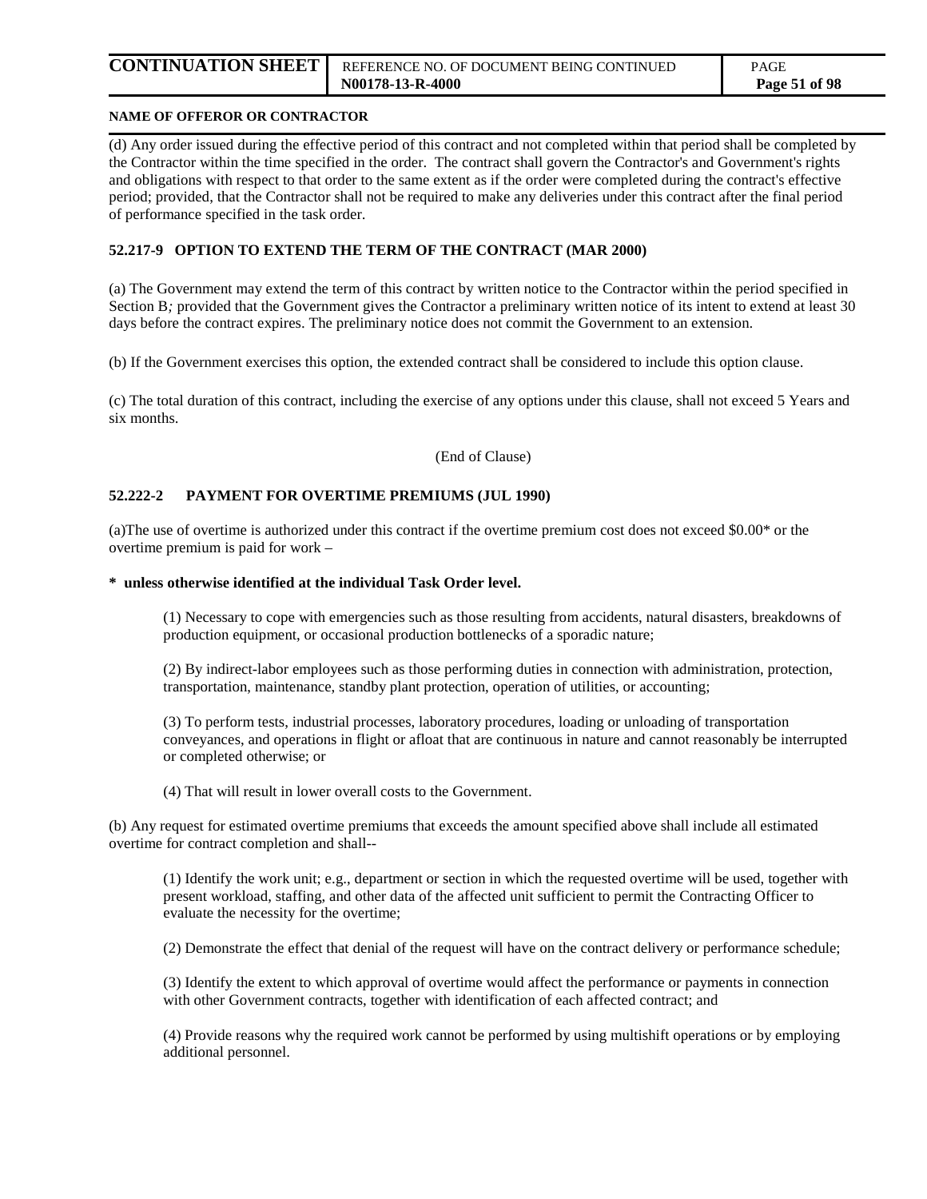**NAME OF OFFEROR OR CONTRACTOR**

(d) Any order issued during the effective period of this contract and not completed within that period shall be completed by the Contractor within the time specified in the order. The contract shall govern the Contractor's and Government's rights and obligations with respect to that order to the same extent as if the order were completed during the contract's effective period; provided, that the Contractor shall not be required to make any deliveries under this contract after the final period of performance specified in the task order.

**52.217-9 OPTION TO EXTEND THE TERM OF THE CONTRACT (MAR 2000)**

(a) The Government may extend the term of this contract by written notice to the Contractor within the period specified in Section B*;* provided that the Government gives the Contractor a preliminary written notice of its intent to extend at least 30 days before the contract expires. The preliminary notice does not commit the Government to an extension.

(b) If the Government exercises this option, the extended contract shall be considered to include this option clause.

(c) The total duration of this contract, including the exercise of any options under this clause, shall not exceed 5 Years and six months.

(End of Clause)

**52.222-2 PAYMENT FOR OVERTIME PREMIUMS (JUL 1990)**

(a)The use of overtime is authorized under this contract if the overtime premium cost does not exceed $0.00* or the overtime premium is paid for work –

**\* unless otherwise identified at the individual Task Order level.**

(1) Necessary to cope with emergencies such as those resulting from accidents, natural disasters, breakdowns of production equipment, or occasional production bottlenecks of a sporadic nature;

(2) By indirect-labor employees such as those performing duties in connection with administration, protection, transportation, maintenance, standby plant protection, operation of utilities, or accounting;

(3) To perform tests, industrial processes, laboratory procedures, loading or unloading of transportation conveyances, and operations in flight or afloat that are continuous in nature and cannot reasonably be interrupted or completed otherwise; or

(4) That will result in lower overall costs to the Government.

(b) Any request for estimated overtime premiums that exceeds the amount specified above shall include all estimated overtime for contract completion and shall--

(1) Identify the work unit; e.g., department or section in which the requested overtime will be used, together with present workload, staffing, and other data of the affected unit sufficient to permit the Contracting Officer to evaluate the necessity for the overtime;

(2) Demonstrate the effect that denial of the request will have on the contract delivery or performance schedule;

(3) Identify the extent to which approval of overtime would affect the performance or payments in connection with other Government contracts, together with identification of each affected contract; and

(4) Provide reasons why the required work cannot be performed by using multishift operations or by employing additional personnel.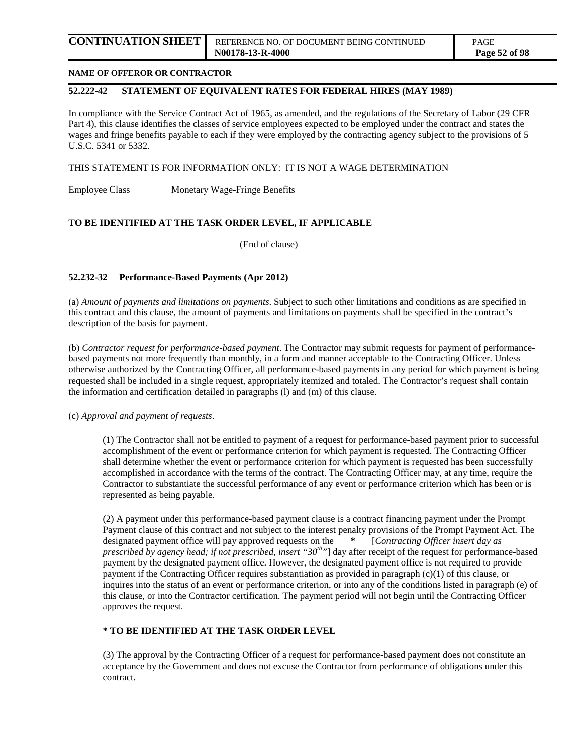**NAME OF OFFEROR OR CONTRACTOR**

**52.222-42 STATEMENT OF EQUIVALENT RATES FOR FEDERAL HIRES (MAY 1989)**

In compliance with the Service Contract Act of 1965, as amended, and the regulations of the Secretary of Labor (29 CFR Part 4), this clause identifies the classes of service employees expected to be employed under the contract and states the wages and fringe benefits payable to each if they were employed by the contracting agency subject to the provisions of 5 U.S.C. 5341 or 5332.

THIS STATEMENT IS FOR INFORMATION ONLY: IT IS NOT A WAGE DETERMINATION

Employee Class Monetary Wage-Fringe Benefits

**TO BE IDENTIFIED AT THE TASK ORDER LEVEL, IF APPLICABLE**

(End of clause)

**52.232-32 Performance-Based Payments (Apr 2012)**

(a) *Amount of payments and limitations on payments*. Subject to such other limitations and conditions as are specified in this contract and this clause, the amount of payments and limitations on payments shall be specified in the contract's description of the basis for payment.

(b) *Contractor request for performance-based payment*. The Contractor may submit requests for payment of performance-based payments not more frequently than monthly, in a form and manner acceptable to the Contracting Officer. Unless otherwise authorized by the Contracting Officer, all performance-based payments in any period for which payment is being requested shall be included in a single request, appropriately itemized and totaled. The Contractor's request shall contain the information and certification detailed in paragraphs (l) and (m) of this clause.

(c) *Approval and payment of requests*.

(1) The Contractor shall not be entitled to payment of a request for performance-based payment prior to successful accomplishment of the event or performance criterion for which payment is requested. The Contracting Officer shall determine whether the event or performance criterion for which payment is requested has been successfully accomplished in accordance with the terms of the contract. The Contracting Officer may, at any time, require the Contractor to substantiate the successful performance of any event or performance criterion which has been or is represented as being payable.

(2) A payment under this performance-based payment clause is a contract financing payment under the Prompt Payment clause of this contract and not subject to the interest penalty provisions of the Prompt Payment Act. The designated payment office will pay approved requests on the \_\_\_**\***\_\_\_ [*Contracting Officer insert day as prescribed by agency head; if not prescribed, insert "30th"*] day after receipt of the request for performance-based payment by the designated payment office. However, the designated payment office is not required to provide payment if the Contracting Officer requires substantiation as provided in paragraph (c)(1) of this clause, or inquires into the status of an event or performance criterion, or into any of the conditions listed in paragraph (e) of this clause, or into the Contractor certification. The payment period will not begin until the Contracting Officer approves the request.

**\* TO BE IDENTIFIED AT THE TASK ORDER LEVEL**

(3) The approval by the Contracting Officer of a request for performance-based payment does not constitute an acceptance by the Government and does not excuse the Contractor from performance of obligations under this contract.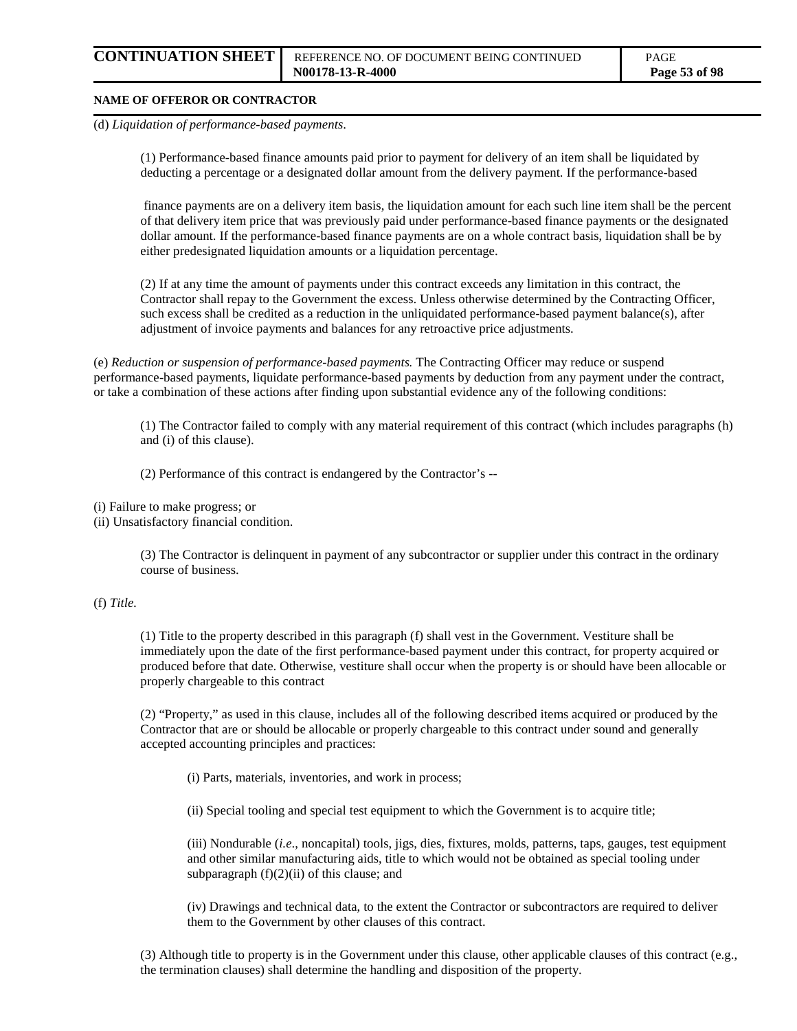**NAME OF OFFEROR OR CONTRACTOR**

(d) *Liquidation of performance-based payments*.

(1) Performance-based finance amounts paid prior to payment for delivery of an item shall be liquidated by deducting a percentage or a designated dollar amount from the delivery payment. If the performance-based finance payments are on a delivery item basis, the liquidation amount for each such line item shall be the percent of that delivery item price that was previously paid under performance-based finance payments or the designated dollar amount. If the performance-based finance payments are on a whole contract basis, liquidation shall be by either predesignated liquidation amounts or a liquidation percentage.

(2) If at any time the amount of payments under this contract exceeds any limitation in this contract, the Contractor shall repay to the Government the excess. Unless otherwise determined by the Contracting Officer, such excess shall be credited as a reduction in the unliquidated performance-based payment balance(s), after adjustment of invoice payments and balances for any retroactive price adjustments.

(e) *Reduction or suspension of performance-based payments.* The Contracting Officer may reduce or suspend performance-based payments, liquidate performance-based payments by deduction from any payment under the contract, or take a combination of these actions after finding upon substantial evidence any of the following conditions:

(1) The Contractor failed to comply with any material requirement of this contract (which includes paragraphs (h) and (i) of this clause).

(2) Performance of this contract is endangered by the Contractor's --

(i) Failure to make progress; or
(ii) Unsatisfactory financial condition.

(3) The Contractor is delinquent in payment of any subcontractor or supplier under this contract in the ordinary course of business.

(f) *Title*.

(1) Title to the property described in this paragraph (f) shall vest in the Government. Vestiture shall be immediately upon the date of the first performance-based payment under this contract, for property acquired or produced before that date. Otherwise, vestiture shall occur when the property is or should have been allocable or properly chargeable to this contract

(2) "Property," as used in this clause, includes all of the following described items acquired or produced by the Contractor that are or should be allocable or properly chargeable to this contract under sound and generally accepted accounting principles and practices:

(i) Parts, materials, inventories, and work in process;

(ii) Special tooling and special test equipment to which the Government is to acquire title;

(iii) Nondurable (*i.e*., noncapital) tools, jigs, dies, fixtures, molds, patterns, taps, gauges, test equipment and other similar manufacturing aids, title to which would not be obtained as special tooling under subparagraph (f)(2)(ii) of this clause; and

(iv) Drawings and technical data, to the extent the Contractor or subcontractors are required to deliver them to the Government by other clauses of this contract.

(3) Although title to property is in the Government under this clause, other applicable clauses of this contract (e.g., the termination clauses) shall determine the handling and disposition of the property.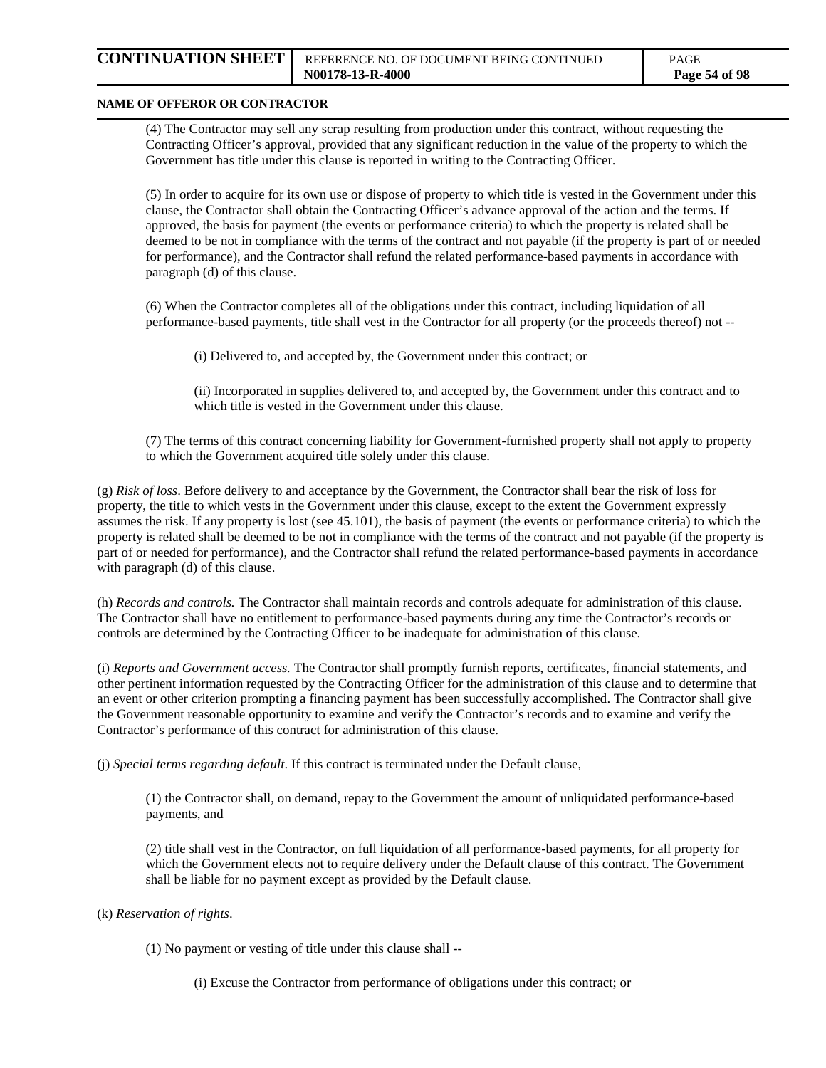(4) The Contractor may sell any scrap resulting from production under this contract, without requesting the Contracting Officer's approval, provided that any significant reduction in the value of the property to which the Government has title under this clause is reported in writing to the Contracting Officer.

(5) In order to acquire for its own use or dispose of property to which title is vested in the Government under this clause, the Contractor shall obtain the Contracting Officer's advance approval of the action and the terms. If approved, the basis for payment (the events or performance criteria) to which the property is related shall be deemed to be not in compliance with the terms of the contract and not payable (if the property is part of or needed for performance), and the Contractor shall refund the related performance-based payments in accordance with paragraph (d) of this clause.

(6) When the Contractor completes all of the obligations under this contract, including liquidation of all performance-based payments, title shall vest in the Contractor for all property (or the proceeds thereof) not --

(i) Delivered to, and accepted by, the Government under this contract; or

(ii) Incorporated in supplies delivered to, and accepted by, the Government under this contract and to which title is vested in the Government under this clause.

(7) The terms of this contract concerning liability for Government-furnished property shall not apply to property to which the Government acquired title solely under this clause.

(g) *Risk of loss*. Before delivery to and acceptance by the Government, the Contractor shall bear the risk of loss for property, the title to which vests in the Government under this clause, except to the extent the Government expressly assumes the risk. If any property is lost (see 45.101), the basis of payment (the events or performance criteria) to which the property is related shall be deemed to be not in compliance with the terms of the contract and not payable (if the property is part of or needed for performance), and the Contractor shall refund the related performance-based payments in accordance with paragraph (d) of this clause.

(h) *Records and controls.* The Contractor shall maintain records and controls adequate for administration of this clause. The Contractor shall have no entitlement to performance-based payments during any time the Contractor's records or controls are determined by the Contracting Officer to be inadequate for administration of this clause.

(i) *Reports and Government access.* The Contractor shall promptly furnish reports, certificates, financial statements, and other pertinent information requested by the Contracting Officer for the administration of this clause and to determine that an event or other criterion prompting a financing payment has been successfully accomplished. The Contractor shall give the Government reasonable opportunity to examine and verify the Contractor's records and to examine and verify the Contractor's performance of this contract for administration of this clause.

(j) *Special terms regarding default*. If this contract is terminated under the Default clause,

(1) the Contractor shall, on demand, repay to the Government the amount of unliquidated performance-based payments, and

(2) title shall vest in the Contractor, on full liquidation of all performance-based payments, for all property for which the Government elects not to require delivery under the Default clause of this contract. The Government shall be liable for no payment except as provided by the Default clause.

(k) *Reservation of rights*.

(1) No payment or vesting of title under this clause shall --

(i) Excuse the Contractor from performance of obligations under this contract; or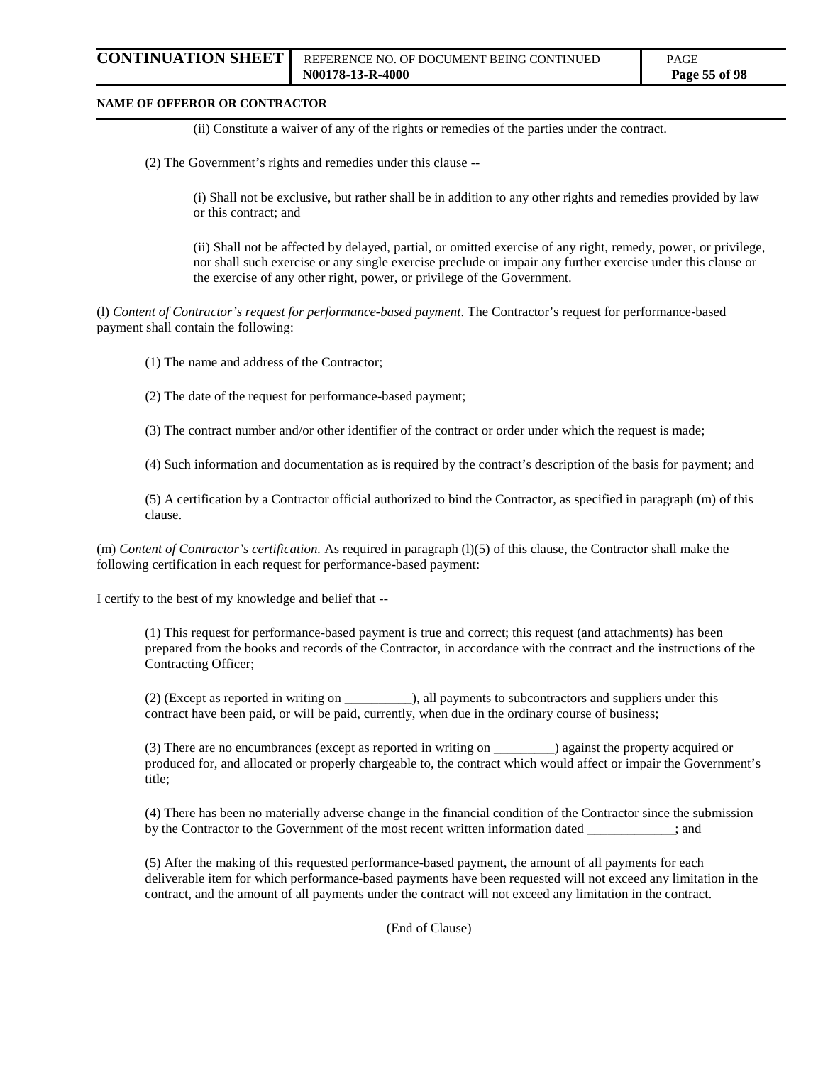(ii) Constitute a waiver of any of the rights or remedies of the parties under the contract.

(2) The Government's rights and remedies under this clause --

(i) Shall not be exclusive, but rather shall be in addition to any other rights and remedies provided by law or this contract; and

(ii) Shall not be affected by delayed, partial, or omitted exercise of any right, remedy, power, or privilege, nor shall such exercise or any single exercise preclude or impair any further exercise under this clause or the exercise of any other right, power, or privilege of the Government.

(l) *Content of Contractor's request for performance-based payment*. The Contractor's request for performance-based payment shall contain the following:

(1) The name and address of the Contractor;

(2) The date of the request for performance-based payment;

(3) The contract number and/or other identifier of the contract or order under which the request is made;

(4) Such information and documentation as is required by the contract's description of the basis for payment; and

(5) A certification by a Contractor official authorized to bind the Contractor, as specified in paragraph (m) of this clause.

(m) *Content of Contractor's certification.* As required in paragraph (l)(5) of this clause, the Contractor shall make the following certification in each request for performance-based payment:

I certify to the best of my knowledge and belief that --

(1) This request for performance-based payment is true and correct; this request (and attachments) has been prepared from the books and records of the Contractor, in accordance with the contract and the instructions of the Contracting Officer;

(2) (Except as reported in writing on __________), all payments to subcontractors and suppliers under this contract have been paid, or will be paid, currently, when due in the ordinary course of business;

(3) There are no encumbrances (except as reported in writing on _________) against the property acquired or produced for, and allocated or properly chargeable to, the contract which would affect or impair the Government's title;

(4) There has been no materially adverse change in the financial condition of the Contractor since the submission by the Contractor to the Government of the most recent written information dated _____________; and

(5) After the making of this requested performance-based payment, the amount of all payments for each deliverable item for which performance-based payments have been requested will not exceed any limitation in the contract, and the amount of all payments under the contract will not exceed any limitation in the contract.

(End of Clause)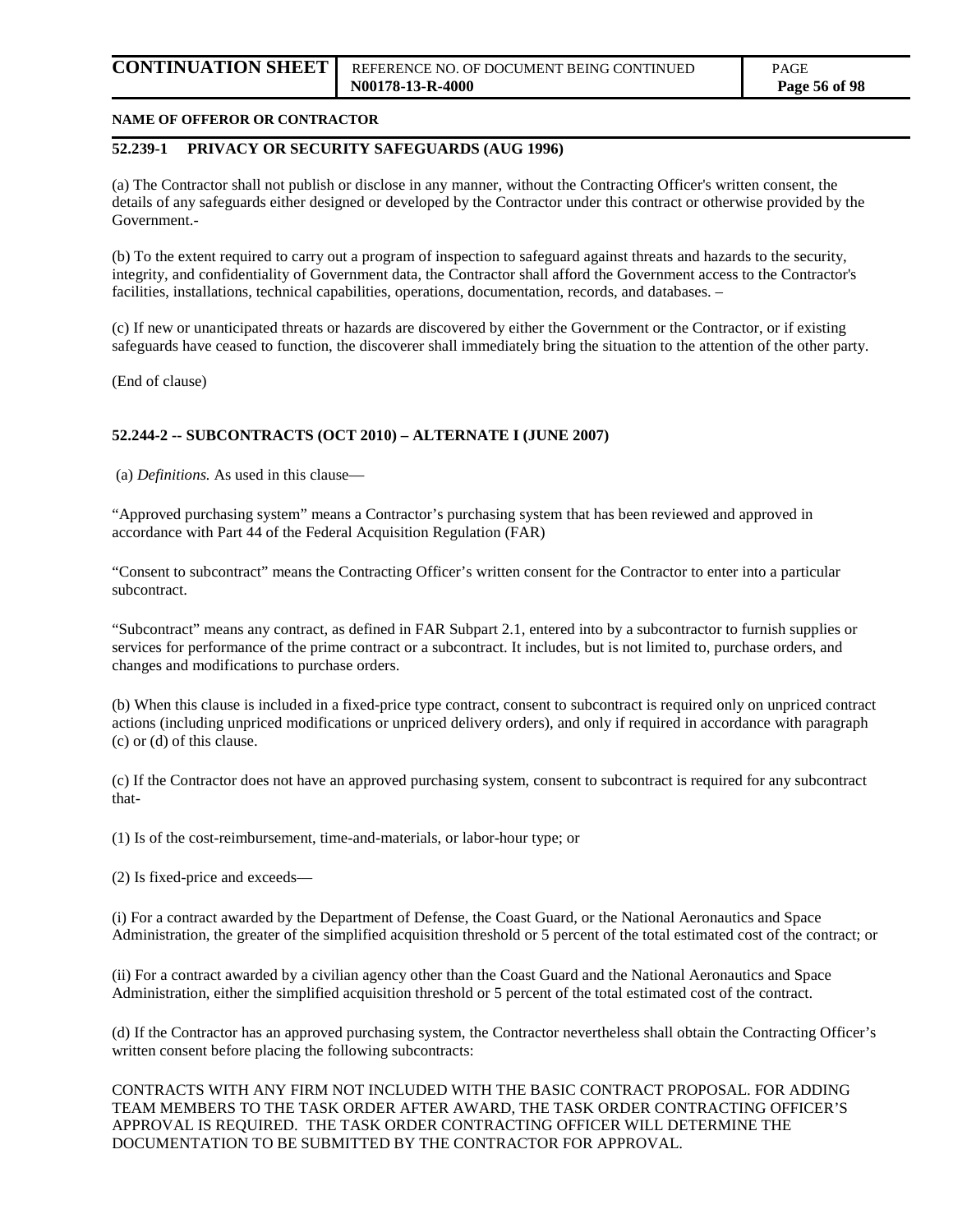**NAME OF OFFEROR OR CONTRACTOR**

**52.239-1 PRIVACY OR SECURITY SAFEGUARDS (AUG 1996)**

(a) The Contractor shall not publish or disclose in any manner, without the Contracting Officer's written consent, the details of any safeguards either designed or developed by the Contractor under this contract or otherwise provided by the Government.-

(b) To the extent required to carry out a program of inspection to safeguard against threats and hazards to the security, integrity, and confidentiality of Government data, the Contractor shall afford the Government access to the Contractor's facilities, installations, technical capabilities, operations, documentation, records, and databases. –

(c) If new or unanticipated threats or hazards are discovered by either the Government or the Contractor, or if existing safeguards have ceased to function, the discoverer shall immediately bring the situation to the attention of the other party.

(End of clause)

**52.244-2 -- SUBCONTRACTS (OCT 2010) – ALTERNATE I (JUNE 2007)**

(a) *Definitions.* As used in this clause—

"Approved purchasing system" means a Contractor's purchasing system that has been reviewed and approved in accordance with Part 44 of the Federal Acquisition Regulation (FAR)

"Consent to subcontract" means the Contracting Officer's written consent for the Contractor to enter into a particular subcontract.

"Subcontract" means any contract, as defined in FAR Subpart 2.1, entered into by a subcontractor to furnish supplies or services for performance of the prime contract or a subcontract. It includes, but is not limited to, purchase orders, and changes and modifications to purchase orders.

(b) When this clause is included in a fixed-price type contract, consent to subcontract is required only on unpriced contract actions (including unpriced modifications or unpriced delivery orders), and only if required in accordance with paragraph (c) or (d) of this clause.

(c) If the Contractor does not have an approved purchasing system, consent to subcontract is required for any subcontract that-

(1) Is of the cost-reimbursement, time-and-materials, or labor-hour type; or

(2) Is fixed-price and exceeds—

(i) For a contract awarded by the Department of Defense, the Coast Guard, or the National Aeronautics and Space Administration, the greater of the simplified acquisition threshold or 5 percent of the total estimated cost of the contract; or

(ii) For a contract awarded by a civilian agency other than the Coast Guard and the National Aeronautics and Space Administration, either the simplified acquisition threshold or 5 percent of the total estimated cost of the contract.

(d) If the Contractor has an approved purchasing system, the Contractor nevertheless shall obtain the Contracting Officer's written consent before placing the following subcontracts:

CONTRACTS WITH ANY FIRM NOT INCLUDED WITH THE BASIC CONTRACT PROPOSAL. FOR ADDING TEAM MEMBERS TO THE TASK ORDER AFTER AWARD, THE TASK ORDER CONTRACTING OFFICER'S APPROVAL IS REQUIRED. THE TASK ORDER CONTRACTING OFFICER WILL DETERMINE THE DOCUMENTATION TO BE SUBMITTED BY THE CONTRACTOR FOR APPROVAL.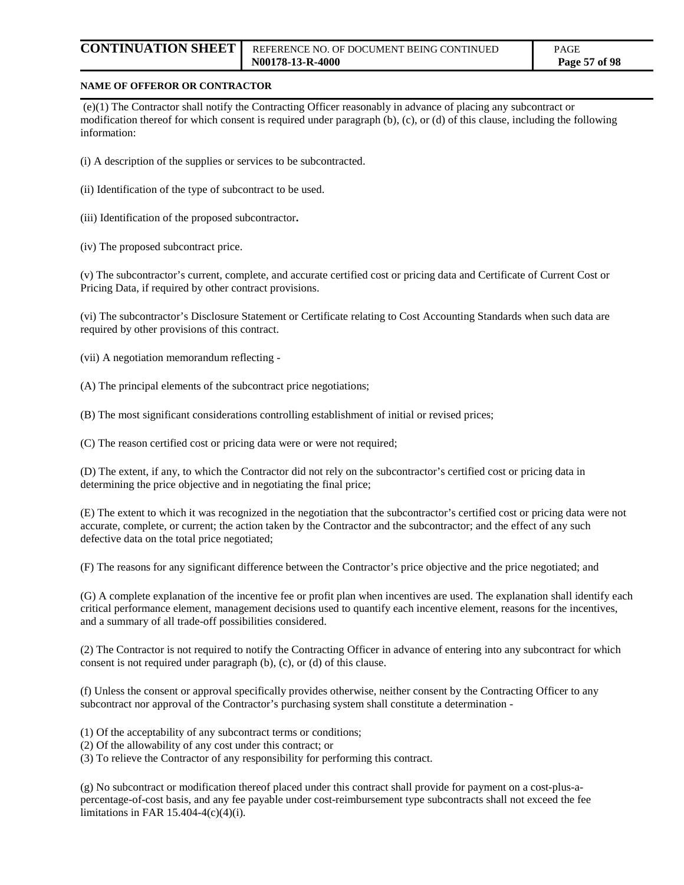(e)(1) The Contractor shall notify the Contracting Officer reasonably in advance of placing any subcontract or modification thereof for which consent is required under paragraph (b), (c), or (d) of this clause, including the following information:

(i) A description of the supplies or services to be subcontracted.

(ii) Identification of the type of subcontract to be used.

(iii) Identification of the proposed subcontractor**.**

(iv) The proposed subcontract price.

(v) The subcontractor's current, complete, and accurate certified cost or pricing data and Certificate of Current Cost or Pricing Data, if required by other contract provisions.

(vi) The subcontractor's Disclosure Statement or Certificate relating to Cost Accounting Standards when such data are required by other provisions of this contract.

(vii) A negotiation memorandum reflecting -

(A) The principal elements of the subcontract price negotiations;

(B) The most significant considerations controlling establishment of initial or revised prices;

(C) The reason certified cost or pricing data were or were not required;

(D) The extent, if any, to which the Contractor did not rely on the subcontractor's certified cost or pricing data in determining the price objective and in negotiating the final price;

(E) The extent to which it was recognized in the negotiation that the subcontractor's certified cost or pricing data were not accurate, complete, or current; the action taken by the Contractor and the subcontractor; and the effect of any such defective data on the total price negotiated;

(F) The reasons for any significant difference between the Contractor's price objective and the price negotiated; and

(G) A complete explanation of the incentive fee or profit plan when incentives are used. The explanation shall identify each critical performance element, management decisions used to quantify each incentive element, reasons for the incentives, and a summary of all trade-off possibilities considered.

(2) The Contractor is not required to notify the Contracting Officer in advance of entering into any subcontract for which consent is not required under paragraph (b), (c), or (d) of this clause.

(f) Unless the consent or approval specifically provides otherwise, neither consent by the Contracting Officer to any subcontract nor approval of the Contractor's purchasing system shall constitute a determination -

(1) Of the acceptability of any subcontract terms or conditions;
(2) Of the allowability of any cost under this contract; or
(3) To relieve the Contractor of any responsibility for performing this contract.

(g) No subcontract or modification thereof placed under this contract shall provide for payment on a cost-plus-a-percentage-of-cost basis, and any fee payable under cost-reimbursement type subcontracts shall not exceed the fee limitations in FAR 15.404-4(c)(4)(i).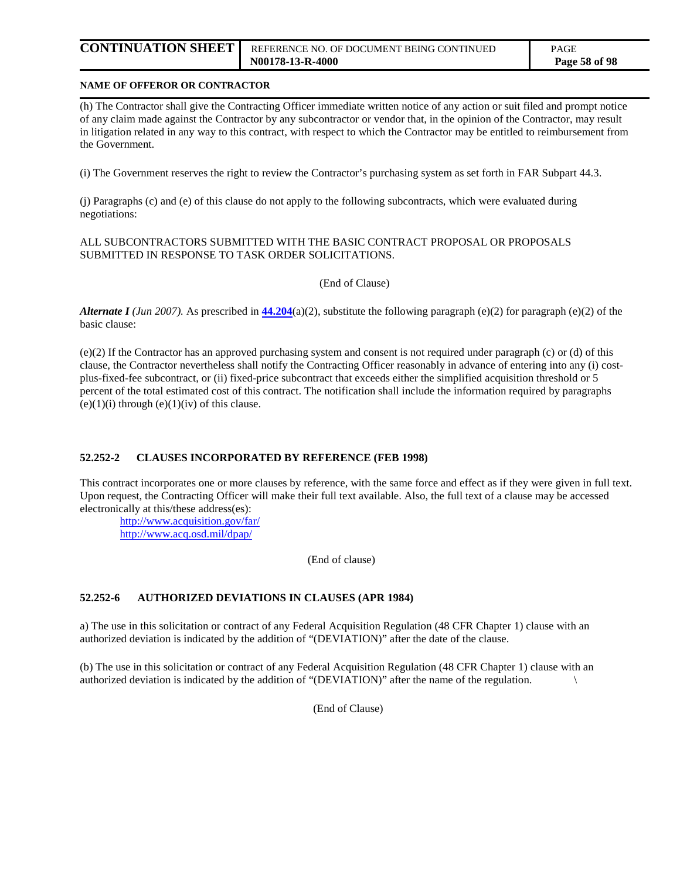(h) The Contractor shall give the Contracting Officer immediate written notice of any action or suit filed and prompt notice of any claim made against the Contractor by any subcontractor or vendor that, in the opinion of the Contractor, may result in litigation related in any way to this contract, with respect to which the Contractor may be entitled to reimbursement from the Government.

(i) The Government reserves the right to review the Contractor's purchasing system as set forth in FAR Subpart 44.3.

(j) Paragraphs (c) and (e) of this clause do not apply to the following subcontracts, which were evaluated during negotiations:

ALL SUBCONTRACTORS SUBMITTED WITH THE BASIC CONTRACT PROPOSAL OR PROPOSALS SUBMITTED IN RESPONSE TO TASK ORDER SOLICITATIONS.

(End of Clause)

***Alternate I*** *(Jun 2007).* As prescribed in **44.204**(a)(2), substitute the following paragraph (e)(2) for paragraph (e)(2) of the basic clause:

(e)(2) If the Contractor has an approved purchasing system and consent is not required under paragraph (c) or (d) of this clause, the Contractor nevertheless shall notify the Contracting Officer reasonably in advance of entering into any (i) cost-plus-fixed-fee subcontract, or (ii) fixed-price subcontract that exceeds either the simplified acquisition threshold or 5 percent of the total estimated cost of this contract. The notification shall include the information required by paragraphs (e)(1)(i) through (e)(1)(iv) of this clause.

### 52.252-2 CLAUSES INCORPORATED BY REFERENCE (FEB 1998)

This contract incorporates one or more clauses by reference, with the same force and effect as if they were given in full text. Upon request, the Contracting Officer will make their full text available. Also, the full text of a clause may be accessed electronically at this/these address(es):

http://www.acquisition.gov/far/
http://www.acq.osd.mil/dpap/

(End of clause)

### 52.252-6 AUTHORIZED DEVIATIONS IN CLAUSES (APR 1984)

a) The use in this solicitation or contract of any Federal Acquisition Regulation (48 CFR Chapter 1) clause with an authorized deviation is indicated by the addition of "(DEVIATION)" after the date of the clause.

(b) The use in this solicitation or contract of any Federal Acquisition Regulation (48 CFR Chapter 1) clause with an authorized deviation is indicated by the addition of "(DEVIATION)" after the name of the regulation. \

(End of Clause)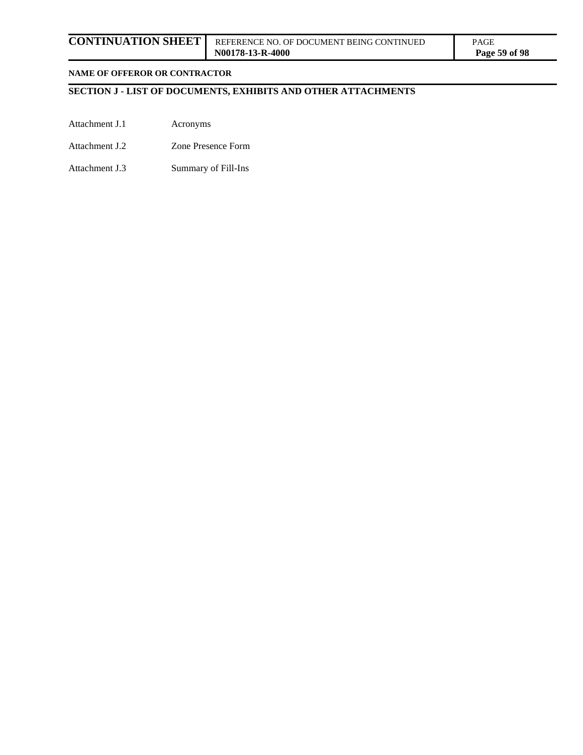**NAME OF OFFEROR OR CONTRACTOR**

## SECTION J - LIST OF DOCUMENTS, EXHIBITS AND OTHER ATTACHMENTS

| | |
|---|---|
| Attachment J.1 | Acronyms |
| Attachment J.2 | Zone Presence Form |
| Attachment J.3 | Summary of Fill-Ins |